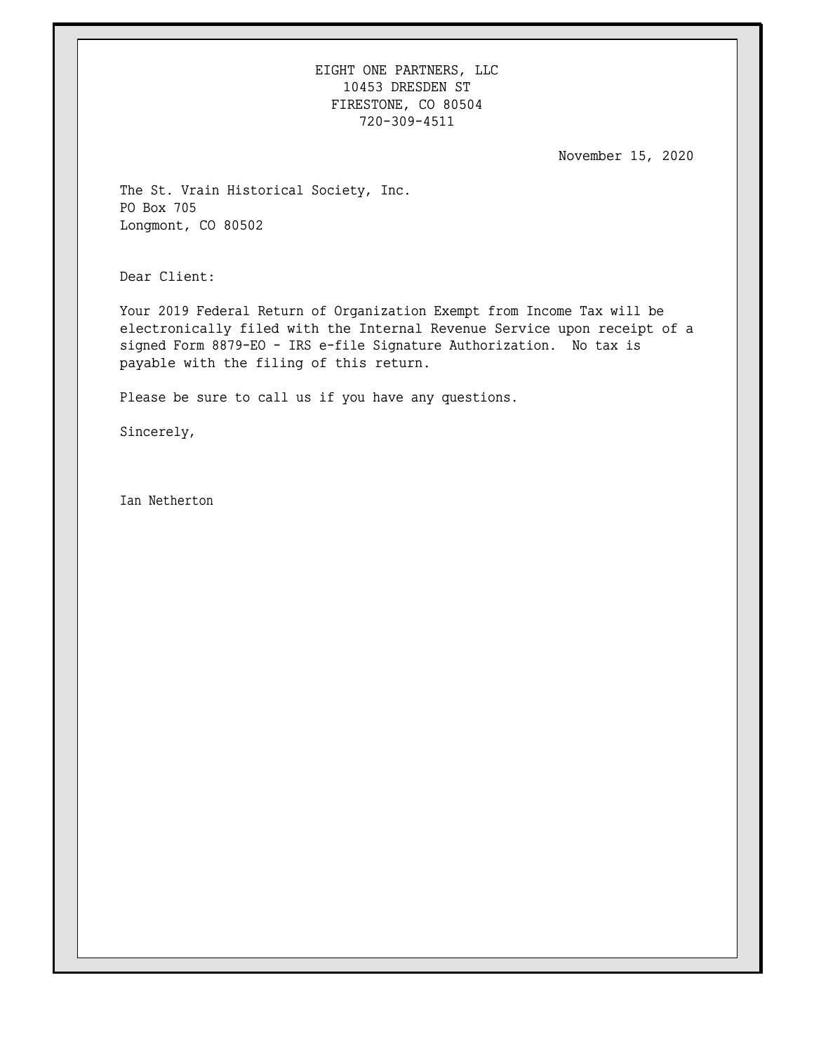EIGHT ONE PARTNERS, LLC
10453 DRESDEN ST
FIRESTONE, CO 80504
720-309-4511

November 15, 2020

The St. Vrain Historical Society, Inc.
PO Box 705
Longmont, CO 80502

Dear Client:

Your 2019 Federal Return of Organization Exempt from Income Tax will be electronically filed with the Internal Revenue Service upon receipt of a signed Form 8879-EO - IRS e-file Signature Authorization. No tax is payable with the filing of this return.

Please be sure to call us if you have any questions.

Sincerely,

Ian Netherton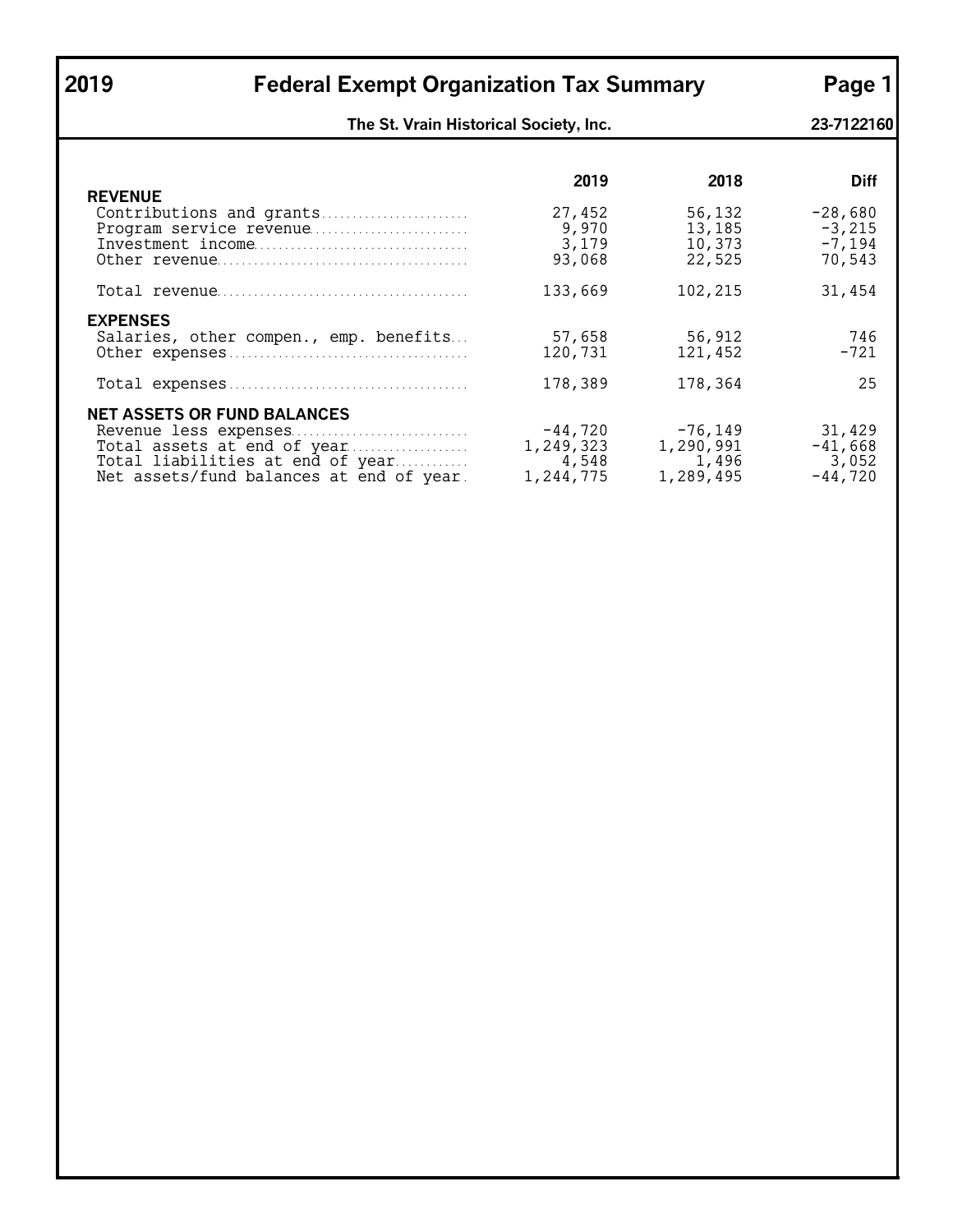# 2019 Federal Exempt Organization Tax Summary

**The St. Vrain Historical Society, Inc.** — **23-7122160**

| | 2019 | 2018 | Diff |
|---|---|---|---|
| **REVENUE** | | | |
| Contributions and grants | 27,452 | 56,132 | -28,680 |
| Program service revenue | 9,970 | 13,185 | -3,215 |
| Investment income | 3,179 | 10,373 | -7,194 |
| Other revenue | 93,068 | 22,525 | 70,543 |
| Total revenue | 133,669 | 102,215 | 31,454 |
| **EXPENSES** | | | |
| Salaries, other compen., emp. benefits | 57,658 | 56,912 | 746 |
| Other expenses | 120,731 | 121,452 | -721 |
| Total expenses | 178,389 | 178,364 | 25 |
| **NET ASSETS OR FUND BALANCES** | | | |
| Revenue less expenses | -44,720 | -76,149 | 31,429 |
| Total assets at end of year | 1,249,323 | 1,290,991 | -41,668 |
| Total liabilities at end of year | 4,548 | 1,496 | 3,052 |
| Net assets/fund balances at end of year | 1,244,775 | 1,289,495 | -44,720 |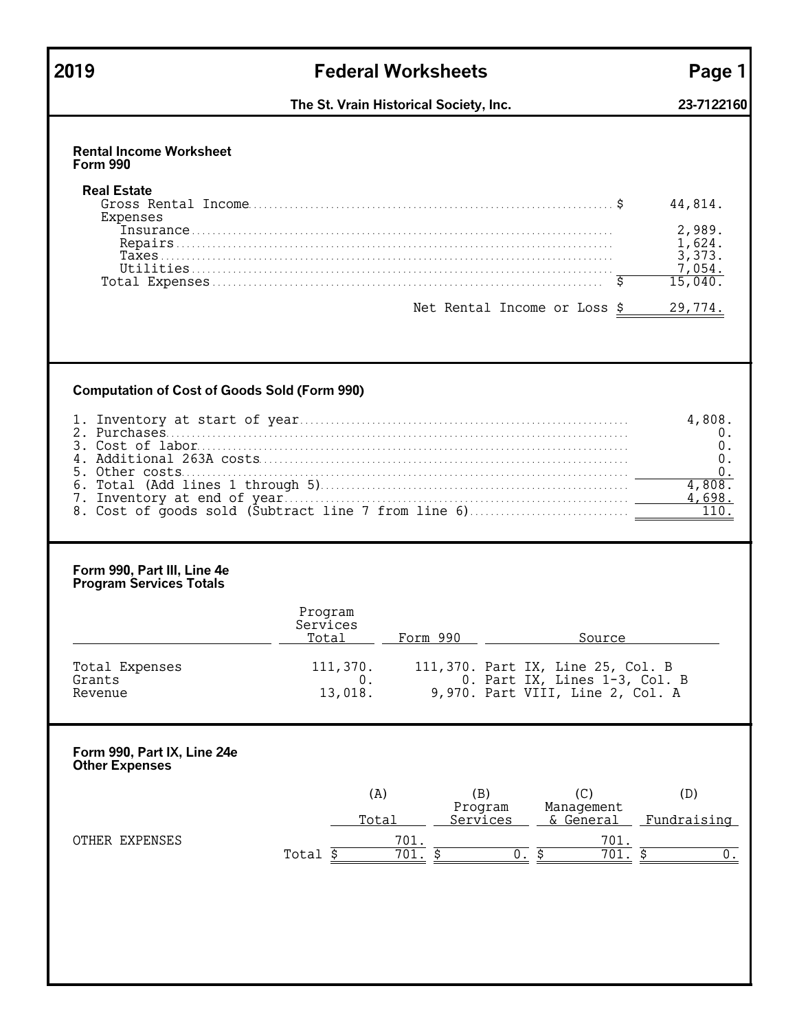# 2019 Federal Worksheets

**The St. Vrain Historical Society, Inc.** — **23-7122160**

## Rental Income Worksheet
**Form 990**

**Real Estate**

| | |
|---|---|
| Gross Rental Income | $ 44,814. |
| Expenses | |
| Insurance | 2,989. |
| Repairs | 1,624. |
| Taxes | 3,373. |
| Utilities | 7,054. |
| Total Expenses | $ 15,040. |
| Net Rental Income or Loss | $ 29,774. |

## Computation of Cost of Goods Sold (Form 990)

| | |
|---|---|
| 1. Inventory at start of year | 4,808. |
| 2. Purchases | 0. |
| 3. Cost of labor | 0. |
| 4. Additional 263A costs | 0. |
| 5. Other costs | 0. |
| 6. Total (Add lines 1 through 5) | 4,808. |
| 7. Inventory at end of year | 4,698. |
| 8. Cost of goods sold (Subtract line 7 from line 6) | 110. |

## Form 990, Part III, Line 4e
**Program Services Totals**

| | Program Services Total | Form 990 | Source |
|---|---|---|---|
| Total Expenses | 111,370. | 111,370. | Part IX, Line 25, Col. B |
| Grants | 0. | 0. | Part IX, Lines 1-3, Col. B |
| Revenue | 13,018. | 9,970. | Part VIII, Line 2, Col. A |

## Form 990, Part IX, Line 24e
**Other Expenses**

| | (A) Total | (B) Program Services | (C) Management & General | (D) Fundraising |
|---|---|---|---|---|
| OTHER EXPENSES | 701. | | 701. | |
| Total | $ 701. | $ 0. | $ 701. | $ 0. |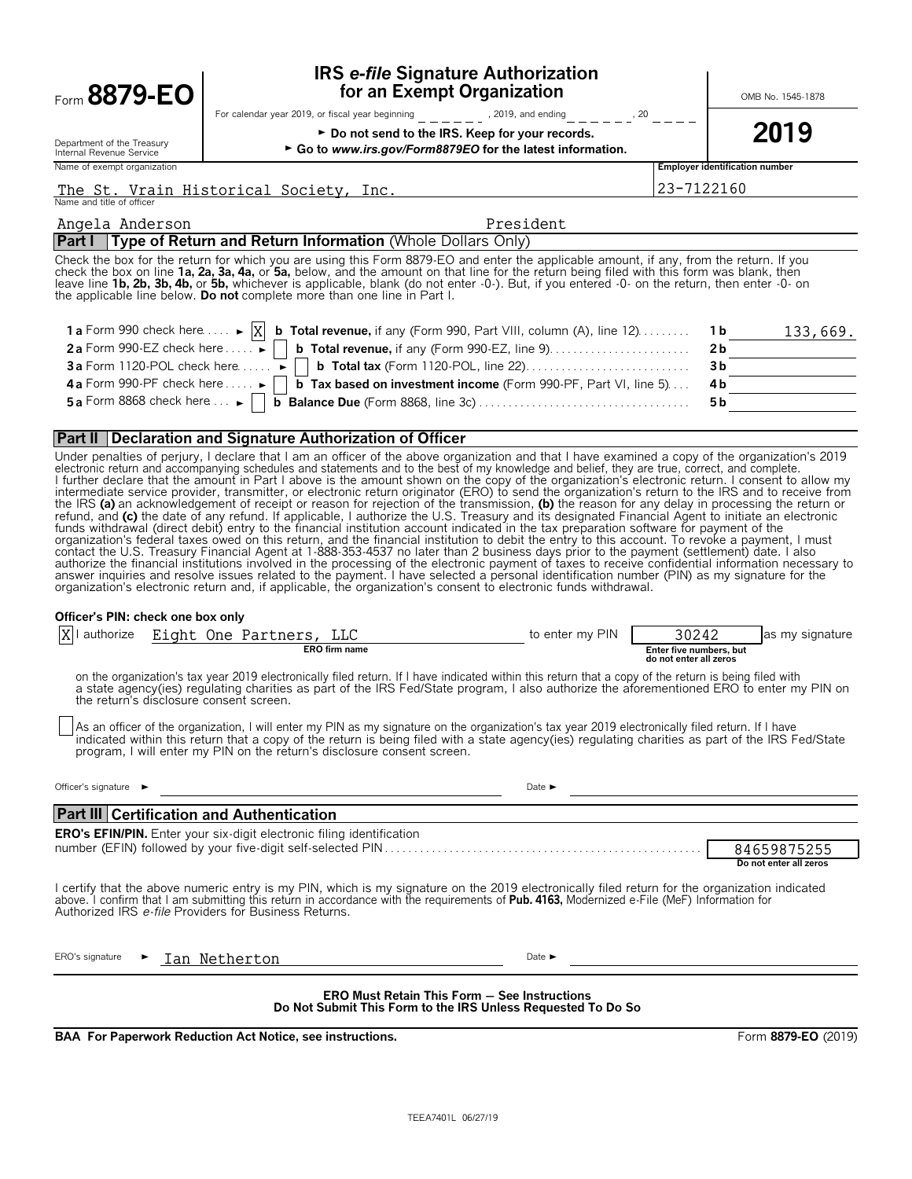Form **8879-EO**

Department of the Treasury
Internal Revenue Service

# IRS *e-file* Signature Authorization for an Exempt Organization

For calendar year 2019, or fiscal year beginning _ _ _ _ _ _ , 2019, and ending _ _ _ _ _ _ , 20 _ _ _ _

► Do not send to the IRS. Keep for your records.

► Go to *www.irs.gov/Form8879EO* for the latest information.

OMB No. 1545-1878

**2019**

Name of exempt organization: The St. Vrain Historical Society, Inc.

Employer identification number: 23-7122160

Name and title of officer: Angela Anderson President

## Part I Type of Return and Return Information (Whole Dollars Only)

Check the box for the return for which you are using this Form 8879-EO and enter the applicable amount, if any, from the return. If you check the box on line **1a, 2a, 3a, 4a,** or **5a,** below, and the amount on that line for the return being filed with this form was blank, then leave line **1b, 2b, 3b, 4b,** or **5b,** whichever is applicable, blank (do not enter -0-). But, if you entered -0- on the return, then enter -0- on the applicable line below. **Do not** complete more than one line in Part I.

| | | | |
|---|---|---|---|
| **1 a** Form 990 check here ► [X] | **b Total revenue,** if any (Form 990, Part VIII, column (A), line 12) | **1 b** | 133,669. |
| **2 a** Form 990-EZ check here ► [ ] | **b Total revenue,** if any (Form 990-EZ, line 9) | **2 b** | |
| **3 a** Form 1120-POL check here ► [ ] | **b Total tax** (Form 1120-POL, line 22) | **3 b** | |
| **4 a** Form 990-PF check here ► [ ] | **b Tax based on investment income** (Form 990-PF, Part VI, line 5) | **4 b** | |
| **5 a** Form 8868 check here ► [ ] | **b Balance Due** (Form 8868, line 3c) | **5 b** | |

## Part II Declaration and Signature Authorization of Officer

Under penalties of perjury, I declare that I am an officer of the above organization and that I have examined a copy of the organization's 2019 electronic return and accompanying schedules and statements and to the best of my knowledge and belief, they are true, correct, and complete. I further declare that the amount in Part I above is the amount shown on the copy of the organization's electronic return. I consent to allow my intermediate service provider, transmitter, or electronic return originator (ERO) to send the organization's return to the IRS and to receive from the IRS **(a)** an acknowledgement of receipt or reason for rejection of the transmission, **(b)** the reason for any delay in processing the return or refund, and **(c)** the date of any refund. If applicable, I authorize the U.S. Treasury and its designated Financial Agent to initiate an electronic funds withdrawal (direct debit) entry to the financial institution account indicated in the tax preparation software for payment of the organization's federal taxes owed on this return, and the financial institution to debit the entry to this account. To revoke a payment, I must contact the U.S. Treasury Financial Agent at 1-888-353-4537 no later than 2 business days prior to the payment (settlement) date. I also authorize the financial institutions involved in the processing of the electronic payment of taxes to receive confidential information necessary to answer inquiries and resolve issues related to the payment. I have selected a personal identification number (PIN) as my signature for the organization's electronic return and, if applicable, the organization's consent to electronic funds withdrawal.

**Officer's PIN: check one box only**

[X] I authorize Eight One Partners, LLC (ERO firm name) to enter my PIN 30242 (Enter five numbers, but do not enter all zeros) as my signature on the organization's tax year 2019 electronically filed return. If I have indicated within this return that a copy of the return is being filed with a state agency(ies) regulating charities as part of the IRS Fed/State program, I also authorize the aforementioned ERO to enter my PIN on the return's disclosure consent screen.

[ ] As an officer of the organization, I will enter my PIN as my signature on the organization's tax year 2019 electronically filed return. If I have indicated within this return that a copy of the return is being filed with a state agency(ies) regulating charities as part of the IRS Fed/State program, I will enter my PIN on the return's disclosure consent screen.

Officer's signature ► _______________ Date ► _______________

## Part III Certification and Authentication

**ERO's EFIN/PIN.** Enter your six-digit electronic filing identification number (EFIN) followed by your five-digit self-selected PIN: 84659875255 (Do not enter all zeros)

I certify that the above numeric entry is my PIN, which is my signature on the 2019 electronically filed return for the organization indicated above. I confirm that I am submitting this return in accordance with the requirements of **Pub. 4163,** Modernized e-File (MeF) Information for Authorized IRS *e-file* Providers for Business Returns.

ERO's signature ► Ian Netherton Date ► _______________

**ERO Must Retain This Form — See Instructions**
**Do Not Submit This Form to the IRS Unless Requested To Do So**

**BAA For Paperwork Reduction Act Notice, see instructions.** Form **8879-EO** (2019)

TEEA7401L 06/27/19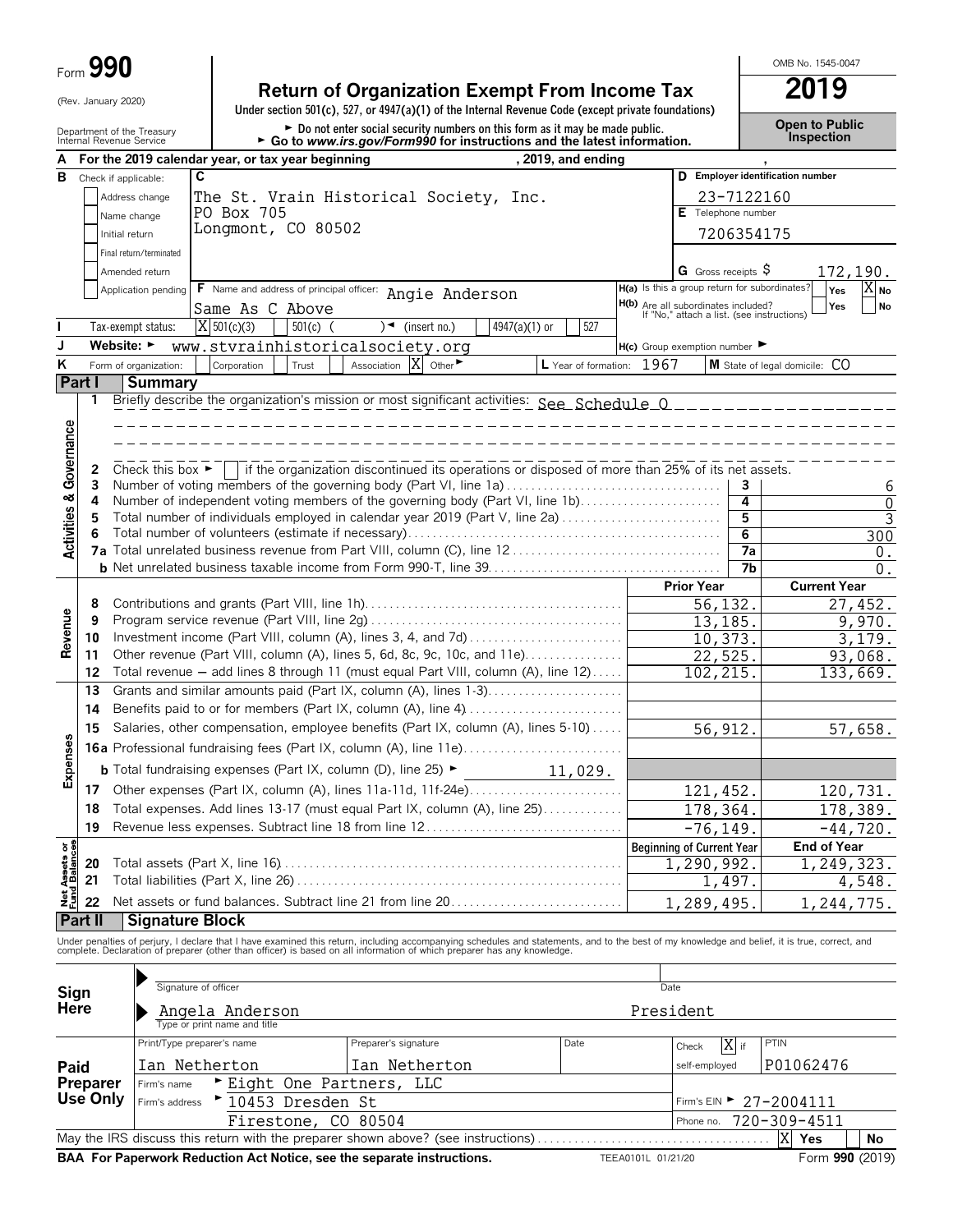Form **990**

(Rev. January 2020)

Department of the Treasury
Internal Revenue Service

# Return of Organization Exempt From Income Tax

**Under section 501(c), 527, or 4947(a)(1) of the Internal Revenue Code (except private foundations)**

► Do not enter social security numbers on this form as it may be made public.
► Go to *www.irs.gov/Form990* for instructions and the latest information.

OMB No. 1545-0047

**2019**

**Open to Public Inspection**

**A** For the 2019 calendar year, or tax year beginning , 2019, and ending ,

**B** Check if applicable:
- Address change
- Name change
- Initial return
- Final return/terminated
- Amended return
- Application pending

**C** The St. Vrain Historical Society, Inc.
PO Box 705
Longmont, CO 80502

**D** Employer identification number: 23-7122160

**E** Telephone number: 7206354175

**G** Gross receipts $ 172,190.

**F** Name and address of principal officer: Angie Anderson
Same As C Above

**H(a)** Is this a group return for subordinates? Yes [ ] No [X]

**H(b)** Are all subordinates included? Yes [ ] No [ ]
If "No," attach a list. (see instructions)

**I** Tax-exempt status: [X] 501(c)(3) [ ] 501(c) ( ) ◄ (insert no.) [ ] 4947(a)(1) or [ ] 527

**J** Website: ► www.stvrainhistoricalsociety.org

**H(c)** Group exemption number ►

**K** Form of organization: [ ] Corporation [ ] Trust [ ] Association [X] Other ►

**L** Year of formation: 1967

**M** State of legal domicile: CO

## Part I Summary

**Activities & Governance**

1 Briefly describe the organization's mission or most significant activities: See Schedule O

2 Check this box ► [ ] if the organization discontinued its operations or disposed of more than 25% of its net assets.

| | | | |
|---|---|---|---|
| 3 | Number of voting members of the governing body (Part VI, line 1a) | 3 | 6 |
| 4 | Number of independent voting members of the governing body (Part VI, line 1b) | 4 | 0 |
| 5 | Total number of individuals employed in calendar year 2019 (Part V, line 2a) | 5 | 3 |
| 6 | Total number of volunteers (estimate if necessary) | 6 | 300 |
| 7a | Total unrelated business revenue from Part VIII, column (C), line 12 | 7a | 0. |
| b | Net unrelated business taxable income from Form 990-T, line 39 | 7b | 0. |

| | | | Prior Year | Current Year |
|---|---|---|---|---|
| **Revenue** | 8 | Contributions and grants (Part VIII, line 1h) | 56,132. | 27,452. |
| | 9 | Program service revenue (Part VIII, line 2g) | 13,185. | 9,970. |
| | 10 | Investment income (Part VIII, column (A), lines 3, 4, and 7d) | 10,373. | 3,179. |
| | 11 | Other revenue (Part VIII, column (A), lines 5, 6d, 8c, 9c, 10c, and 11e) | 22,525. | 93,068. |
| | 12 | Total revenue — add lines 8 through 11 (must equal Part VIII, column (A), line 12) | 102,215. | 133,669. |
| **Expenses** | 13 | Grants and similar amounts paid (Part IX, column (A), lines 1-3) | | |
| | 14 | Benefits paid to or for members (Part IX, column (A), line 4) | | |
| | 15 | Salaries, other compensation, employee benefits (Part IX, column (A), lines 5-10) | 56,912. | 57,658. |
| | 16a | Professional fundraising fees (Part IX, column (A), line 11e) | | |
| | b | Total fundraising expenses (Part IX, column (D), line 25) ► 11,029. | | |
| | 17 | Other expenses (Part IX, column (A), lines 11a-11d, 11f-24e) | 121,452. | 120,731. |
| | 18 | Total expenses. Add lines 13-17 (must equal Part IX, column (A), line 25) | 178,364. | 178,389. |
| | 19 | Revenue less expenses. Subtract line 18 from line 12 | -76,149. | -44,720. |
| | | | **Beginning of Current Year** | **End of Year** |
| **Net Assets or Fund Balances** | 20 | Total assets (Part X, line 16) | 1,290,992. | 1,249,323. |
| | 21 | Total liabilities (Part X, line 26) | 1,497. | 4,548. |
| | 22 | Net assets or fund balances. Subtract line 21 from line 20 | 1,289,495. | 1,244,775. |

## Part II Signature Block

Under penalties of perjury, I declare that I have examined this return, including accompanying schedules and statements, and to the best of my knowledge and belief, it is true, correct, and complete. Declaration of preparer (other than officer) is based on all information of which preparer has any knowledge.

**Sign Here**

► Signature of officer — Date

► Angela Anderson — President
Type or print name and title

**Paid Preparer Use Only**

| Print/Type preparer's name | Preparer's signature | Date | Check [X] if self-employed | PTIN |
|---|---|---|---|---|
| Ian Netherton | Ian Netherton | | | P01062476 |

Firm's name ► Eight One Partners, LLC

Firm's address ► 10453 Dresden St
Firestone, CO 80504

Firm's EIN ► 27-2004111

Phone no. 720-309-4511

May the IRS discuss this return with the preparer shown above? (see instructions) [X] Yes [ ] No

**BAA For Paperwork Reduction Act Notice, see the separate instructions.** TEEA0101L 01/21/20 Form **990** (2019)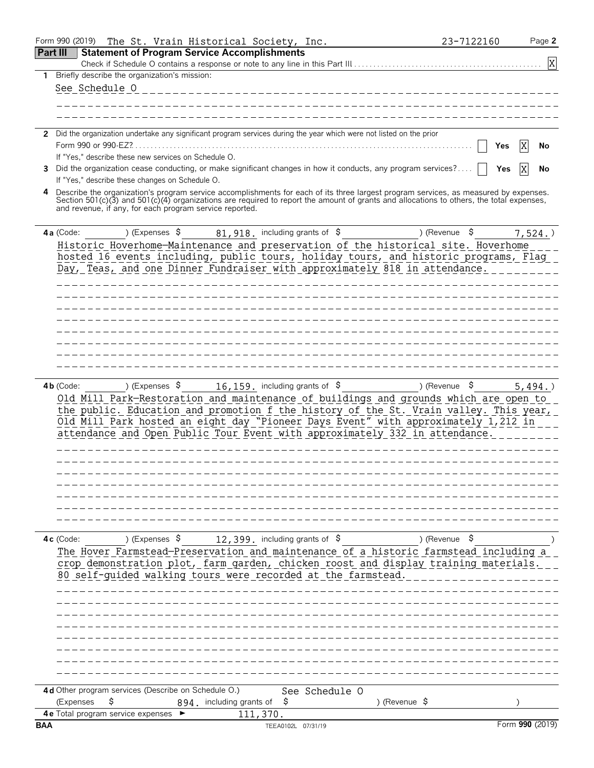Form 990 (2019) The St. Vrain Historical Society, Inc. 23-7122160 Page **2**

## Part III Statement of Program Service Accomplishments

Check if Schedule O contains a response or note to any line in this Part III . . . . . . . . . . . . . . . . . . . . . . . . . . . . . . . . . . . . . . [X]

**1** Briefly describe the organization's mission:

See Schedule O

**2** Did the organization undertake any significant program services during the year which were not listed on the prior Form 990 or 990-EZ? . . . . . . . . . . . . . . . . . . . . . . . . . . . . . . . . . . . . . . . . . . [ ] Yes [X] No

If "Yes," describe these new services on Schedule O.

**3** Did the organization cease conducting, or make significant changes in how it conducts, any program services? . . . . [ ] Yes [X] No

If "Yes," describe these changes on Schedule O.

**4** Describe the organization's program service accomplishments for each of its three largest program services, as measured by expenses. Section 501(c)(3) and 501(c)(4) organizations are required to report the amount of grants and allocations to others, the total expenses, and revenue, if any, for each program service reported.

**4a** (Code: ) (Expenses $ 81,918. including grants of $ ) (Revenue $ 7,524.)

Historic Hoverhome—Maintenance and preservation of the historical site. Hoverhome hosted 16 events including, public tours, holiday tours, and historic programs, Flag Day, Teas, and one Dinner Fundraiser with approximately 818 in attendance.

**4b** (Code: ) (Expenses $ 16,159. including grants of $ ) (Revenue $ 5,494.)

Old Mill Park—Restoration and maintenance of buildings and grounds which are open to the public. Education and promotion f the history of the St. Vrain valley. This year, Old Mill Park hosted an eight day "Pioneer Days Event" with approximately 1,212 in attendance and Open Public Tour Event with approximately 332 in attendance.

**4c** (Code: ) (Expenses $ 12,399. including grants of $ ) (Revenue $ )

The Hover Farmstead—Preservation and maintenance of a historic farmstead including a crop demonstration plot, farm garden, chicken roost and display training materials. 80 self-guided walking tours were recorded at the farmstead.

**4d** Other program services (Describe on Schedule O.) See Schedule O

(Expenses $ 894. including grants of $ ) (Revenue $ )

**4e** Total program service expenses ► 111,370.

BAA TEEA0102L 07/31/19 Form **990** (2019)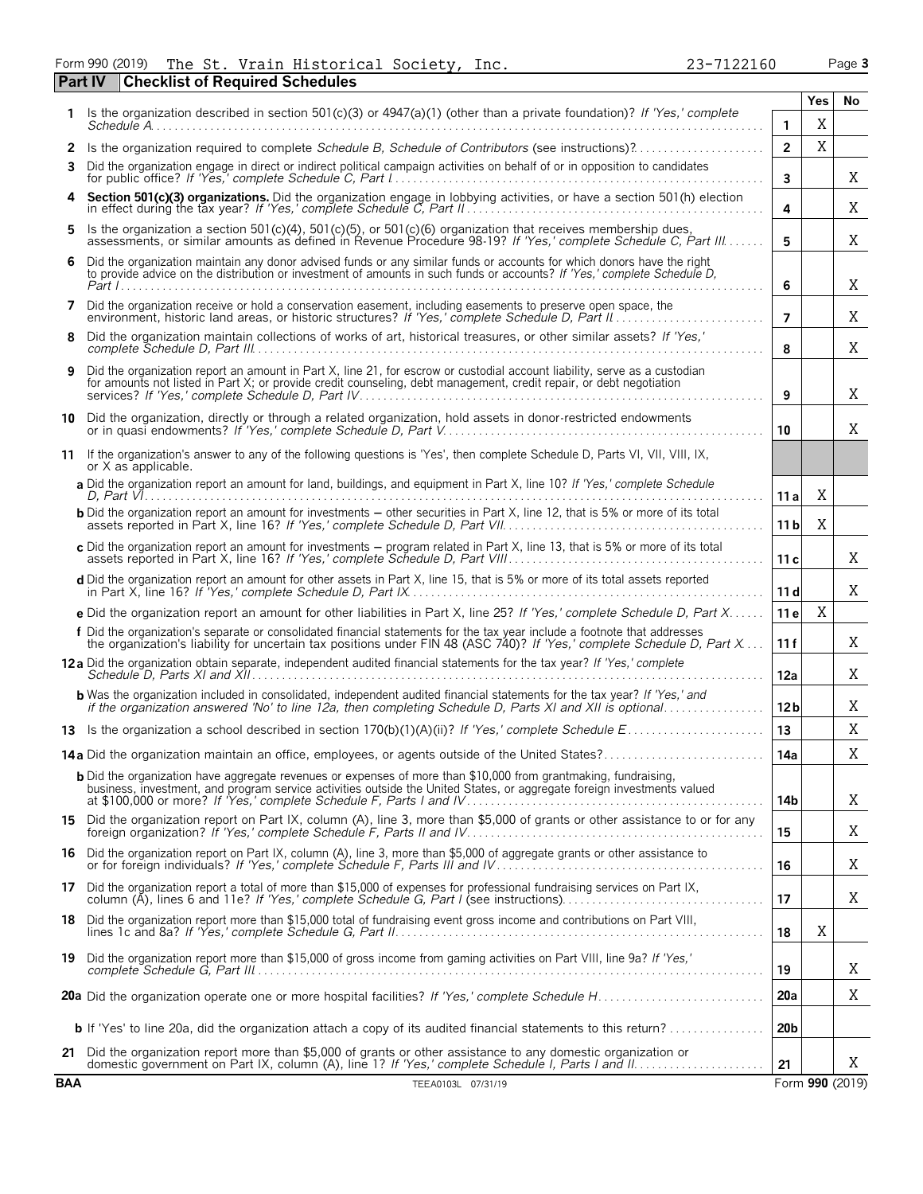Form 990 (2019) The St. Vrain Historical Society, Inc. 23-7122160 Page **3**

**Part IV Checklist of Required Schedules**

| | | | Yes | No |
|---|---|---|---|---|
| **1** | Is the organization described in section 501(c)(3) or 4947(a)(1) (other than a private foundation)? *If 'Yes,' complete Schedule A* | **1** | X | |
| **2** | Is the organization required to complete *Schedule B, Schedule of Contributors* (see instructions)? | **2** | X | |
| **3** | Did the organization engage in direct or indirect political campaign activities on behalf of or in opposition to candidates for public office? *If 'Yes,' complete Schedule C, Part I* | **3** | | X |
| **4** | **Section 501(c)(3) organizations.** Did the organization engage in lobbying activities, or have a section 501(h) election in effect during the tax year? *If 'Yes,' complete Schedule C, Part II* | **4** | | X |
| **5** | Is the organization a section 501(c)(4), 501(c)(5), or 501(c)(6) organization that receives membership dues, assessments, or similar amounts as defined in Revenue Procedure 98-19? *If 'Yes,' complete Schedule C, Part III* | **5** | | X |
| **6** | Did the organization maintain any donor advised funds or any similar funds or accounts for which donors have the right to provide advice on the distribution or investment of amounts in such funds or accounts? *If 'Yes,' complete Schedule D, Part I* | **6** | | X |
| **7** | Did the organization receive or hold a conservation easement, including easements to preserve open space, the environment, historic land areas, or historic structures? *If 'Yes,' complete Schedule D, Part II* | **7** | | X |
| **8** | Did the organization maintain collections of works of art, historical treasures, or other similar assets? *If 'Yes,' complete Schedule D, Part III* | **8** | | X |
| **9** | Did the organization report an amount in Part X, line 21, for escrow or custodial account liability, serve as a custodian for amounts not listed in Part X; or provide credit counseling, debt management, credit repair, or debt negotiation services? *If 'Yes,' complete Schedule D, Part IV* | **9** | | X |
| **10** | Did the organization, directly or through a related organization, hold assets in donor-restricted endowments or in quasi endowments? *If 'Yes,' complete Schedule D, Part V* | **10** | | X |
| **11** | If the organization's answer to any of the following questions is 'Yes', then complete Schedule D, Parts VI, VII, VIII, IX, or X as applicable. | | | |
| | **a** Did the organization report an amount for land, buildings, and equipment in Part X, line 10? *If 'Yes,' complete Schedule D, Part VI* | **11a** | X | |
| | **b** Did the organization report an amount for investments – other securities in Part X, line 12, that is 5% or more of its total assets reported in Part X, line 16? *If 'Yes,' complete Schedule D, Part VII* | **11b** | X | |
| | **c** Did the organization report an amount for investments – program related in Part X, line 13, that is 5% or more of its total assets reported in Part X, line 16? *If 'Yes,' complete Schedule D, Part VIII* | **11c** | | X |
| | **d** Did the organization report an amount for other assets in Part X, line 15, that is 5% or more of its total assets reported in Part X, line 16? *If 'Yes,' complete Schedule D, Part IX* | **11d** | | X |
| | **e** Did the organization report an amount for other liabilities in Part X, line 25? *If 'Yes,' complete Schedule D, Part X* | **11e** | X | |
| | **f** Did the organization's separate or consolidated financial statements for the tax year include a footnote that addresses the organization's liability for uncertain tax positions under FIN 48 (ASC 740)? *If 'Yes,' complete Schedule D, Part X* | **11f** | | X |
| **12a** | Did the organization obtain separate, independent audited financial statements for the tax year? *If 'Yes,' complete Schedule D, Parts XI and XII* | **12a** | | X |
| | **b** Was the organization included in consolidated, independent audited financial statements for the tax year? *If 'Yes,' and if the organization answered 'No' to line 12a, then completing Schedule D, Parts XI and XII is optional* | **12b** | | X |
| **13** | Is the organization a school described in section 170(b)(1)(A)(ii)? *If 'Yes,' complete Schedule E* | **13** | | X |
| **14a** | Did the organization maintain an office, employees, or agents outside of the United States? | **14a** | | X |
| | **b** Did the organization have aggregate revenues or expenses of more than $10,000 from grantmaking, fundraising, business, investment, and program service activities outside the United States, or aggregate foreign investments valued at $100,000 or more? *If 'Yes,' complete Schedule F, Parts I and IV* | **14b** | | X |
| **15** | Did the organization report on Part IX, column (A), line 3, more than $5,000 of grants or other assistance to or for any foreign organization? *If 'Yes,' complete Schedule F, Parts II and IV* | **15** | | X |
| **16** | Did the organization report on Part IX, column (A), line 3, more than $5,000 of aggregate grants or other assistance to or for foreign individuals? *If 'Yes,' complete Schedule F, Parts III and IV* | **16** | | X |
| **17** | Did the organization report a total of more than $15,000 of expenses for professional fundraising services on Part IX, column (A), lines 6 and 11e? *If 'Yes,' complete Schedule G, Part I* (see instructions) | **17** | | X |
| **18** | Did the organization report more than $15,000 total of fundraising event gross income and contributions on Part VIII, lines 1c and 8a? *If 'Yes,' complete Schedule G, Part II* | **18** | X | |
| **19** | Did the organization report more than $15,000 of gross income from gaming activities on Part VIII, line 9a? *If 'Yes,' complete Schedule G, Part III* | **19** | | X |
| **20a** | Did the organization operate one or more hospital facilities? *If 'Yes,' complete Schedule H* | **20a** | | X |
| | **b** If 'Yes' to line 20a, did the organization attach a copy of its audited financial statements to this return? | **20b** | | |
| **21** | Did the organization report more than $5,000 of grants or other assistance to any domestic organization or domestic government on Part IX, column (A), line 1? *If 'Yes,' complete Schedule I, Parts I and II* | **21** | | X |

**BAA** TEEA0103L 07/31/19 Form **990** (2019)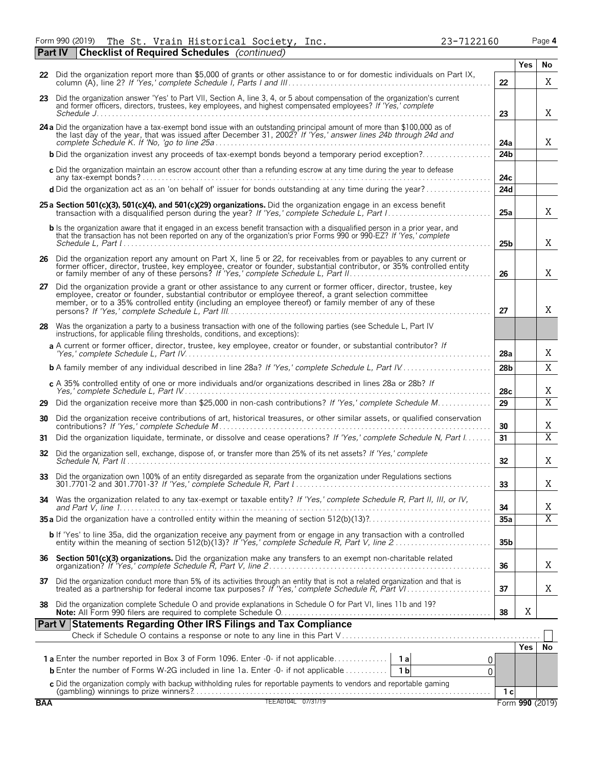Form 990 (2019) The St. Vrain Historical Society, Inc. 23-7122160 Page 4

**Part IV | Checklist of Required Schedules** *(continued)*

| | | | Yes | No |
|---|---|---|---|---|
| 22 | Did the organization report more than $5,000 of grants or other assistance to or for domestic individuals on Part IX, column (A), line 2? *If 'Yes,' complete Schedule I, Parts I and III* | 22 | | X |
| 23 | Did the organization answer 'Yes' to Part VII, Section A, line 3, 4, or 5 about compensation of the organization's current and former officers, directors, trustees, key employees, and highest compensated employees? *If 'Yes,' complete Schedule J* | 23 | | X |
| 24a | Did the organization have a tax-exempt bond issue with an outstanding principal amount of more than $100,000 as of the last day of the year, that was issued after December 31, 2002? *If 'Yes,' answer lines 24b through 24d and complete Schedule K. If 'No,' go to line 25a* | 24a | | X |
| b | Did the organization invest any proceeds of tax-exempt bonds beyond a temporary period exception? | 24b | | |
| c | Did the organization maintain an escrow account other than a refunding escrow at any time during the year to defease any tax-exempt bonds? | 24c | | |
| d | Did the organization act as an 'on behalf of' issuer for bonds outstanding at any time during the year? | 24d | | |
| 25a | **Section 501(c)(3), 501(c)(4), and 501(c)(29) organizations.** Did the organization engage in an excess benefit transaction with a disqualified person during the year? *If 'Yes,' complete Schedule L, Part I* | 25a | | X |
| b | Is the organization aware that it engaged in an excess benefit transaction with a disqualified person in a prior year, and that the transaction has not been reported on any of the organization's prior Forms 990 or 990-EZ? *If 'Yes,' complete Schedule L, Part I* | 25b | | X |
| 26 | Did the organization report any amount on Part X, line 5 or 22, for receivables from or payables to any current or former officer, director, trustee, key employee, creator or founder, substantial contributor, or 35% controlled entity or family member of any of these persons? *If 'Yes,' complete Schedule L, Part II* | 26 | | X |
| 27 | Did the organization provide a grant or other assistance to any current or former officer, director, trustee, key employee, creator or founder, substantial contributor or employee thereof, a grant selection committee member, or to a 35% controlled entity (including an employee thereof) or family member of any of these persons? *If 'Yes,' complete Schedule L, Part III* | 27 | | X |
| 28 | Was the organization a party to a business transaction with one of the following parties (see Schedule L, Part IV instructions, for applicable filing thresholds, conditions, and exceptions): | | | |
| a | A current or former officer, director, trustee, key employee, creator or founder, or substantial contributor? *If 'Yes,' complete Schedule L, Part IV* | 28a | | X |
| b | A family member of any individual described in line 28a? *If 'Yes,' complete Schedule L, Part IV* | 28b | | X |
| c | A 35% controlled entity of one or more individuals and/or organizations described in lines 28a or 28b? *If Yes,' complete Schedule L, Part IV* | 28c | | X |
| 29 | Did the organization receive more than $25,000 in non-cash contributions? *If 'Yes,' complete Schedule M* | 29 | | X |
| 30 | Did the organization receive contributions of art, historical treasures, or other similar assets, or qualified conservation contributions? *If 'Yes,' complete Schedule M* | 30 | | X |
| 31 | Did the organization liquidate, terminate, or dissolve and cease operations? *If 'Yes,' complete Schedule N, Part I* | 31 | | X |
| 32 | Did the organization sell, exchange, dispose of, or transfer more than 25% of its net assets? *If 'Yes,' complete Schedule N, Part II* | 32 | | X |
| 33 | Did the organization own 100% of an entity disregarded as separate from the organization under Regulations sections 301.7701-2 and 301.7701-3? *If 'Yes,' complete Schedule R, Part I* | 33 | | X |
| 34 | Was the organization related to any tax-exempt or taxable entity? *If 'Yes,' complete Schedule R, Part II, III, or IV, and Part V, line 1* | 34 | | X |
| 35a | Did the organization have a controlled entity within the meaning of section 512(b)(13)? | 35a | | X |
| b | If 'Yes' to line 35a, did the organization receive any payment from or engage in any transaction with a controlled entity within the meaning of section 512(b)(13)? *If 'Yes,' complete Schedule R, Part V, line 2* | 35b | | |
| 36 | **Section 501(c)(3) organizations.** Did the organization make any transfers to an exempt non-charitable related organization? *If 'Yes,' complete Schedule R, Part V, line 2* | 36 | | X |
| 37 | Did the organization conduct more than 5% of its activities through an entity that is not a related organization and that is treated as a partnership for federal income tax purposes? *If 'Yes,' complete Schedule R, Part VI* | 37 | | X |
| 38 | Did the organization complete Schedule O and provide explanations in Schedule O for Part VI, lines 11b and 19? **Note:** All Form 990 filers are required to complete Schedule O. | 38 | X | |

**Part V | Statements Regarding Other IRS Filings and Tax Compliance**

Check if Schedule O contains a response or note to any line in this Part V ☐

| | | | | | Yes | No |
|---|---|---|---|---|---|---|
| 1a | Enter the number reported in Box 3 of Form 1096. Enter -0- if not applicable | 1a | 0 | | | |
| b | Enter the number of Forms W-2G included in line 1a. Enter -0- if not applicable | 1b | 0 | | | |
| c | Did the organization comply with backup withholding rules for reportable payments to vendors and reportable gaming (gambling) winnings to prize winners? | | | 1c | | |

BAA TEEA0104L 07/31/19 Form **990** (2019)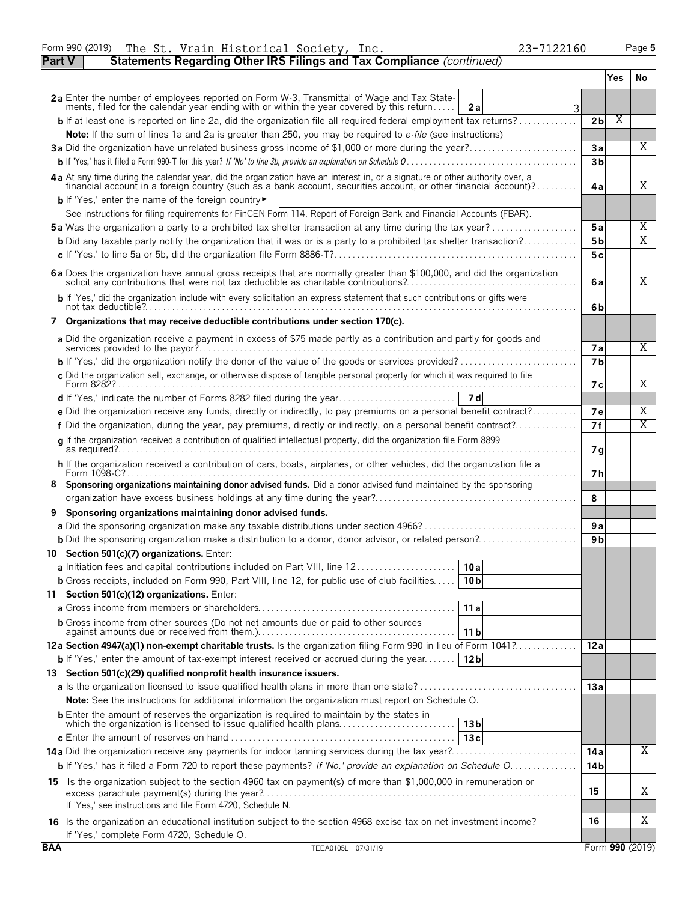Form 990 (2019) The St. Vrain Historical Society, Inc. 23-7122160 Page 5

**Part V Statements Regarding Other IRS Filings and Tax Compliance** *(continued)*

| | | | Yes | No |
|---|---|---|---|---|
| **2a** Enter the number of employees reported on Form W-3, Transmittal of Wage and Tax Statements, filed for the calendar year ending with or within the year covered by this return | 2a | 3 | | |
| **b** If at least one is reported on line 2a, did the organization file all required federal employment tax returns? | | 2b | X | |
| **Note:** If the sum of lines 1a and 2a is greater than 250, you may be required to *e-file* (see instructions) | | | | |
| **3a** Did the organization have unrelated business gross income of $1,000 or more during the year? | | 3a | | X |
| **b** If 'Yes,' has it filed a Form 990-T for this year? *If 'No' to line 3b, provide an explanation on Schedule O* | | 3b | | |
| **4a** At any time during the calendar year, did the organization have an interest in, or a signature or other authority over, a financial account in a foreign country (such as a bank account, securities account, or other financial account)? | | 4a | | X |
| **b** If 'Yes,' enter the name of the foreign country ► | | | | |
| See instructions for filing requirements for FinCEN Form 114, Report of Foreign Bank and Financial Accounts (FBAR). | | | | |
| **5a** Was the organization a party to a prohibited tax shelter transaction at any time during the tax year? | | 5a | | X |
| **b** Did any taxable party notify the organization that it was or is a party to a prohibited tax shelter transaction? | | 5b | | X |
| **c** If 'Yes,' to line 5a or 5b, did the organization file Form 8886-T? | | 5c | | |
| **6a** Does the organization have annual gross receipts that are normally greater than $100,000, and did the organization solicit any contributions that were not tax deductible as charitable contributions? | | 6a | | X |
| **b** If 'Yes,' did the organization include with every solicitation an express statement that such contributions or gifts were not tax deductible? | | 6b | | |
| **7 Organizations that may receive deductible contributions under section 170(c).** | | | | |
| **a** Did the organization receive a payment in excess of $75 made partly as a contribution and partly for goods and services provided to the payor? | | 7a | | X |
| **b** If 'Yes,' did the organization notify the donor of the value of the goods or services provided? | | 7b | | |
| **c** Did the organization sell, exchange, or otherwise dispose of tangible personal property for which it was required to file Form 8282? | | 7c | | X |
| **d** If 'Yes,' indicate the number of Forms 8282 filed during the year | 7d | | | |
| **e** Did the organization receive any funds, directly or indirectly, to pay premiums on a personal benefit contract? | | 7e | | X |
| **f** Did the organization, during the year, pay premiums, directly or indirectly, on a personal benefit contract? | | 7f | | X |
| **g** If the organization received a contribution of qualified intellectual property, did the organization file Form 8899 as required? | | 7g | | |
| **h** If the organization received a contribution of cars, boats, airplanes, or other vehicles, did the organization file a Form 1098-C? | | 7h | | |
| **8 Sponsoring organizations maintaining donor advised funds.** Did a donor advised fund maintained by the sponsoring organization have excess business holdings at any time during the year? | | 8 | | |
| **9 Sponsoring organizations maintaining donor advised funds.** | | | | |
| **a** Did the sponsoring organization make any taxable distributions under section 4966? | | 9a | | |
| **b** Did the sponsoring organization make a distribution to a donor, donor advisor, or related person? | | 9b | | |
| **10 Section 501(c)(7) organizations.** Enter: | | | | |
| **a** Initiation fees and capital contributions included on Part VIII, line 12 | 10a | | | |
| **b** Gross receipts, included on Form 990, Part VIII, line 12, for public use of club facilities | 10b | | | |
| **11 Section 501(c)(12) organizations.** Enter: | | | | |
| **a** Gross income from members or shareholders | 11a | | | |
| **b** Gross income from other sources (Do not net amounts due or paid to other sources against amounts due or received from them.) | 11b | | | |
| **12a Section 4947(a)(1) non-exempt charitable trusts.** Is the organization filing Form 990 in lieu of Form 1041? | | 12a | | |
| **b** If 'Yes,' enter the amount of tax-exempt interest received or accrued during the year | 12b | | | |
| **13 Section 501(c)(29) qualified nonprofit health insurance issuers.** | | | | |
| **a** Is the organization licensed to issue qualified health plans in more than one state? | | 13a | | |
| **Note:** See the instructions for additional information the organization must report on Schedule O. | | | | |
| **b** Enter the amount of reserves the organization is required to maintain by the states in which the organization is licensed to issue qualified health plans | 13b | | | |
| **c** Enter the amount of reserves on hand | 13c | | | |
| **14a** Did the organization receive any payments for indoor tanning services during the tax year? | | 14a | | X |
| **b** If 'Yes,' has it filed a Form 720 to report these payments? *If 'No,' provide an explanation on Schedule O* | | 14b | | |
| **15** Is the organization subject to the section 4960 tax on payment(s) of more than $1,000,000 in remuneration or excess parachute payment(s) during the year? If 'Yes,' see instructions and file Form 4720, Schedule N. | | 15 | | X |
| **16** Is the organization an educational institution subject to the section 4968 excise tax on net investment income? If 'Yes,' complete Form 4720, Schedule O. | | 16 | | X |

BAA TEEA0105L 07/31/19 Form **990** (2019)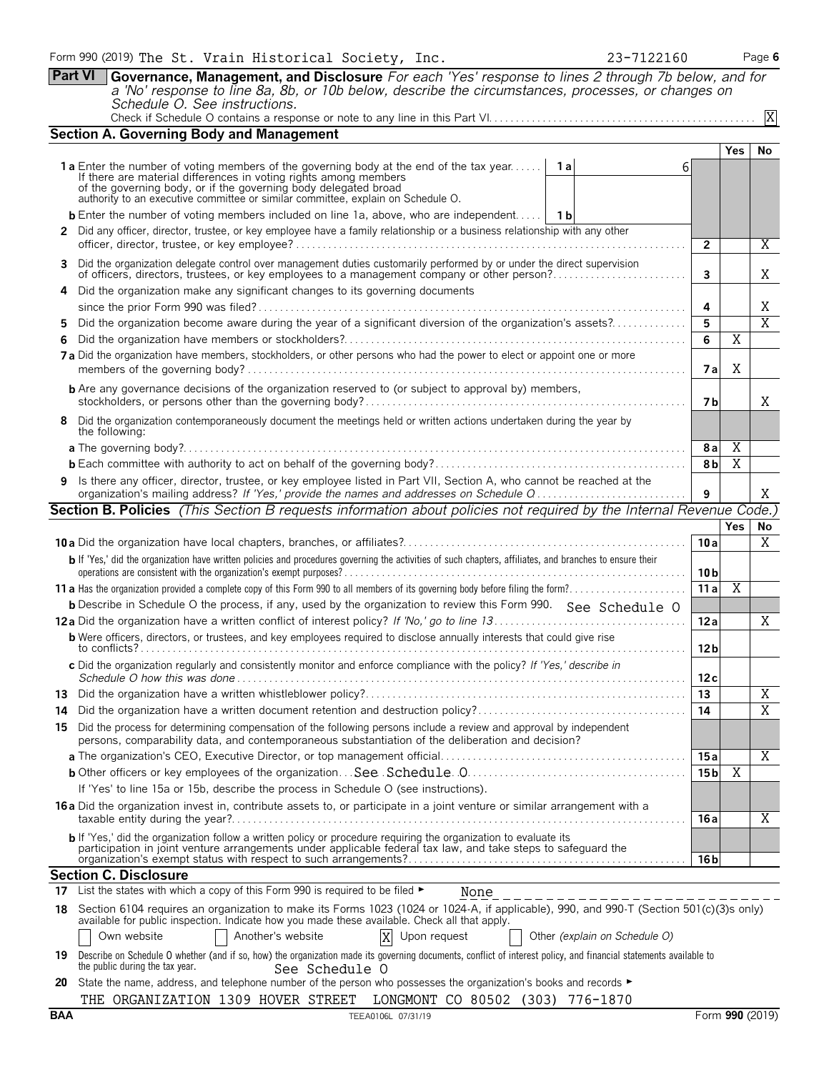Form 990 (2019) The St. Vrain Historical Society, Inc. 23-7122160 Page 6

## Part VI Governance, Management, and Disclosure

*For each 'Yes' response to lines 2 through 7b below, and for a 'No' response to line 8a, 8b, or 10b below, describe the circumstances, processes, or changes on Schedule O. See instructions.*

Check if Schedule O contains a response or note to any line in this Part VI. . . . . . . . . . . . . . . . . . . . . . . . . . . . . . . . . . . . . . . . . . . . . . . . . . X

### Section A. Governing Body and Management

| | | | Yes | No |
|---|---|---|---|---|
| **1a** Enter the number of voting members of the governing body at the end of the tax year. . . . . . If there are material differences in voting rights among members of the governing body, or if the governing body delegated broad authority to an executive committee or similar committee, explain on Schedule O. | 1a | 6 | | |
| **b** Enter the number of voting members included on line 1a, above, who are independent. . . . . | 1b | | | |
| **2** Did any officer, director, trustee, or key employee have a family relationship or a business relationship with any other officer, director, trustee, or key employee? | 2 | | | X |
| **3** Did the organization delegate control over management duties customarily performed by or under the direct supervision of officers, directors, trustees, or key employees to a management company or other person? | 3 | | | X |
| **4** Did the organization make any significant changes to its governing documents since the prior Form 990 was filed? | 4 | | | X |
| **5** Did the organization become aware during the year of a significant diversion of the organization's assets? | 5 | | | X |
| **6** Did the organization have members or stockholders? | 6 | | X | |
| **7a** Did the organization have members, stockholders, or other persons who had the power to elect or appoint one or more members of the governing body? | 7a | | X | |
| **b** Are any governance decisions of the organization reserved to (or subject to approval by) members, stockholders, or persons other than the governing body? | 7b | | | X |
| **8** Did the organization contemporaneously document the meetings held or written actions undertaken during the year by the following: | | | | |
| **a** The governing body? | 8a | | X | |
| **b** Each committee with authority to act on behalf of the governing body? | 8b | | X | |
| **9** Is there any officer, director, trustee, or key employee listed in Part VII, Section A, who cannot be reached at the organization's mailing address? *If 'Yes,' provide the names and addresses on Schedule O* | 9 | | | X |

### Section B. Policies *(This Section B requests information about policies not required by the Internal Revenue Code.)*

| | | Yes | No |
|---|---|---|---|
| **10a** Did the organization have local chapters, branches, or affiliates? | 10a | | X |
| **b** If 'Yes,' did the organization have written policies and procedures governing the activities of such chapters, affiliates, and branches to ensure their operations are consistent with the organization's exempt purposes? | 10b | | |
| **11a** Has the organization provided a complete copy of this Form 990 to all members of its governing body before filing the form? | 11a | X | |
| **b** Describe in Schedule O the process, if any, used by the organization to review this Form 990. See Schedule O | | | |
| **12a** Did the organization have a written conflict of interest policy? *If 'No,' go to line 13* | 12a | | X |
| **b** Were officers, directors, or trustees, and key employees required to disclose annually interests that could give rise to conflicts? | 12b | | |
| **c** Did the organization regularly and consistently monitor and enforce compliance with the policy? *If 'Yes,' describe in Schedule O how this was done* | 12c | | |
| **13** Did the organization have a written whistleblower policy? | 13 | | X |
| **14** Did the organization have a written document retention and destruction policy? | 14 | | X |
| **15** Did the process for determining compensation of the following persons include a review and approval by independent persons, comparability data, and contemporaneous substantiation of the deliberation and decision? | | | |
| **a** The organization's CEO, Executive Director, or top management official | 15a | | X |
| **b** Other officers or key employees of the organization. . . See Schedule O | 15b | X | |
| If 'Yes' to line 15a or 15b, describe the process in Schedule O (see instructions). | | | |
| **16a** Did the organization invest in, contribute assets to, or participate in a joint venture or similar arrangement with a taxable entity during the year? | 16a | | X |
| **b** If 'Yes,' did the organization follow a written policy or procedure requiring the organization to evaluate its participation in joint venture arrangements under applicable federal tax law, and take steps to safeguard the organization's exempt status with respect to such arrangements? | 16b | | |

### Section C. Disclosure

**17** List the states with which a copy of this Form 990 is required to be filed ► None

**18** Section 6104 requires an organization to make its Forms 1023 (1024 or 1024-A, if applicable), 990, and 990-T (Section 501(c)(3)s only) available for public inspection. Indicate how you made these available. Check all that apply.

☐ Own website ☐ Another's website ☒ Upon request ☐ Other *(explain on Schedule O)*

**19** Describe on Schedule O whether (and if so, how) the organization made its governing documents, conflict of interest policy, and financial statements available to the public during the tax year. See Schedule O

**20** State the name, address, and telephone number of the person who possesses the organization's books and records ►

THE ORGANIZATION 1309 HOVER STREET LONGMONT CO 80502 (303) 776-1870

BAA TEEA0106L 07/31/19 Form **990** (2019)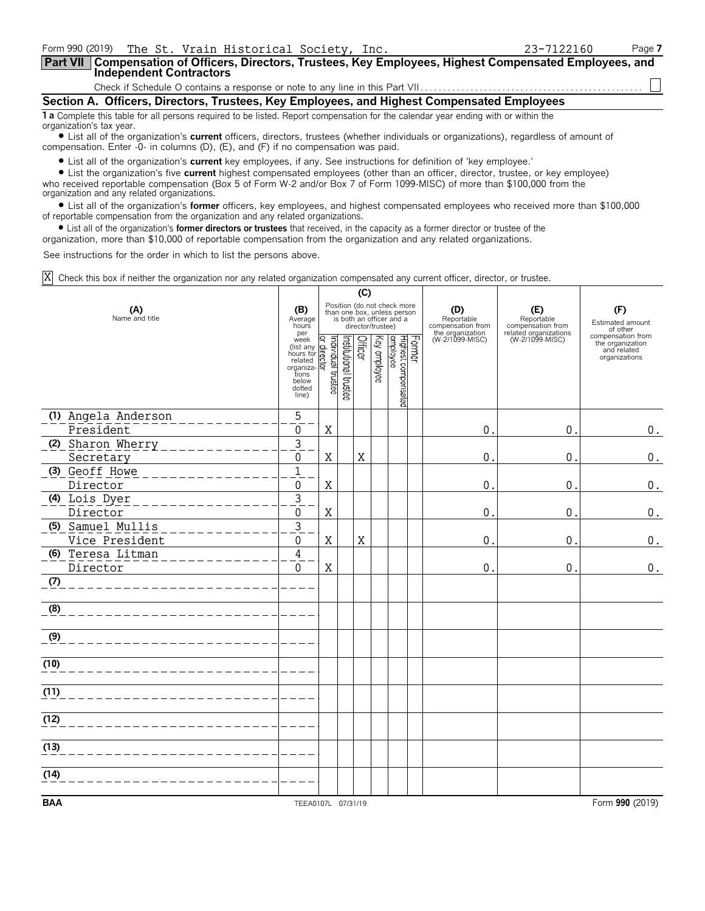Form 990 (2019) The St. Vrain Historical Society, Inc. 23-7122160 Page **7**

## Part VII Compensation of Officers, Directors, Trustees, Key Employees, Highest Compensated Employees, and Independent Contractors

Check if Schedule O contains a response or note to any line in this Part VII . . . . . . . . . . ☐

### Section A. Officers, Directors, Trustees, Key Employees, and Highest Compensated Employees

**1 a** Complete this table for all persons required to be listed. Report compensation for the calendar year ending with or within the organization's tax year.

- List all of the organization's **current** officers, directors, trustees (whether individuals or organizations), regardless of amount of compensation. Enter -0- in columns (D), (E), and (F) if no compensation was paid.
- List all of the organization's **current** key employees, if any. See instructions for definition of 'key employee.'
- List the organization's five **current** highest compensated employees (other than an officer, director, trustee, or key employee) who received reportable compensation (Box 5 of Form W-2 and/or Box 7 of Form 1099-MISC) of more than $100,000 from the organization and any related organizations.
- List all of the organization's **former** officers, key employees, and highest compensated employees who received more than $100,000 of reportable compensation from the organization and any related organizations.
- List all of the organization's **former directors or trustees** that received, in the capacity as a former director or trustee of the organization, more than $10,000 of reportable compensation from the organization and any related organizations.

See instructions for the order in which to list the persons above.

☒ Check this box if neither the organization nor any related organization compensated any current officer, director, or trustee.

| (A) Name and title | (B) Average hours per week (list any hours for related organizations below dotted line) | (C) Individual trustee or director | Institutional trustee | Officer | Key employee | Highest compensated employee | Former | (D) Reportable compensation from the organization (W-2/1099-MISC) | (E) Reportable compensation from related organizations (W-2/1099-MISC) | (F) Estimated amount of other compensation from the organization and related organizations |
|---|---|---|---|---|---|---|---|---|---|---|
| (1) Angela Anderson<br>President | 5<br>0 | X | | | | | | 0. | 0. | 0. |
| (2) Sharon Wherry<br>Secretary | 3<br>0 | X | | X | | | | 0. | 0. | 0. |
| (3) Geoff Howe<br>Director | 1<br>0 | X | | | | | | 0. | 0. | 0. |
| (4) Lois Dyer<br>Director | 3<br>0 | X | | | | | | 0. | 0. | 0. |
| (5) Samuel Mullis<br>Vice President | 3<br>0 | X | | X | | | | 0. | 0. | 0. |
| (6) Teresa Litman<br>Director | 4<br>0 | X | | | | | | 0. | 0. | 0. |
| (7) | | | | | | | | | | |
| (8) | | | | | | | | | | |
| (9) | | | | | | | | | | |
| (10) | | | | | | | | | | |
| (11) | | | | | | | | | | |
| (12) | | | | | | | | | | |
| (13) | | | | | | | | | | |
| (14) | | | | | | | | | | |

BAA TEEA0107L 07/31/19 Form **990** (2019)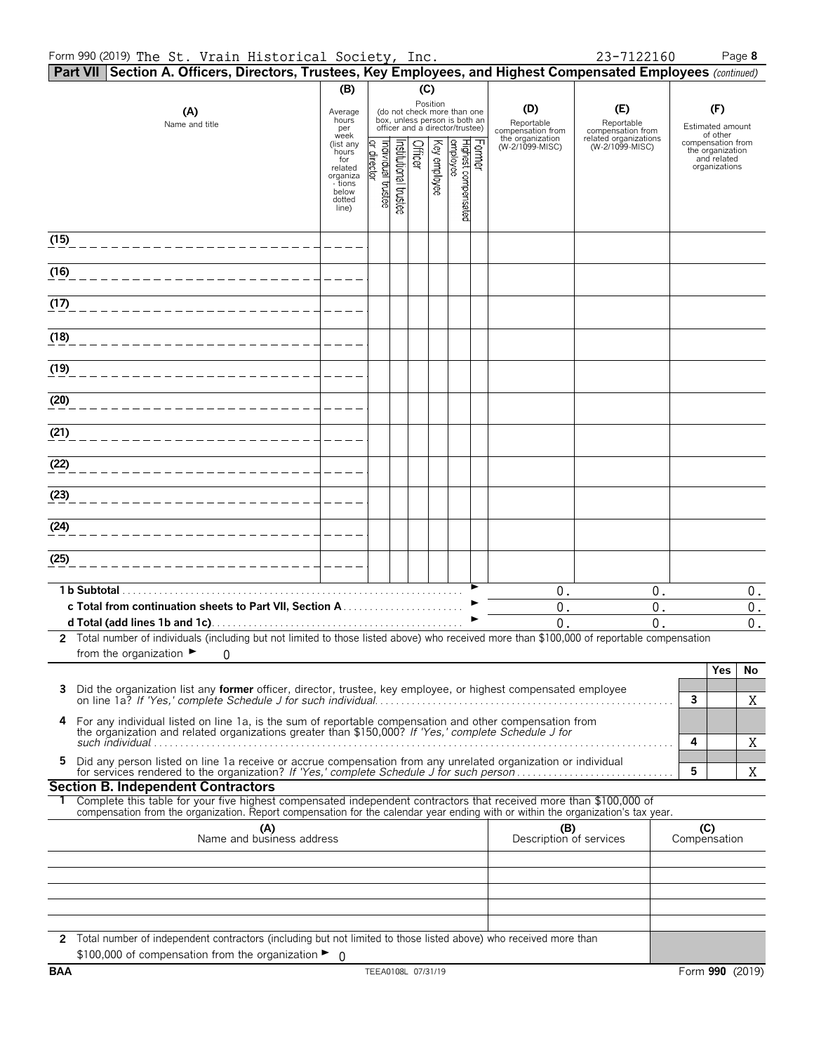Form 990 (2019) The St. Vrain Historical Society, Inc. 23-7122160 Page **8**

**Part VII Section A. Officers, Directors, Trustees, Key Employees, and Highest Compensated Employees** *(continued)*

| (A) Name and title | (B) Average hours per week (list any hours for related organizations below dotted line) | (C) Position (do not check more than one box, unless person is both an officer and a director/trustee): Individual trustee or director | Institutional trustee | Officer | Key employee | Highest compensated employee | Former | (D) Reportable compensation from the organization (W-2/1099-MISC) | (E) Reportable compensation from related organizations (W-2/1099-MISC) | (F) Estimated amount of other compensation from the organization and related organizations |
|---|---|---|---|---|---|---|---|---|---|---|
| (15) | | | | | | | | | | |
| (16) | | | | | | | | | | |
| (17) | | | | | | | | | | |
| (18) | | | | | | | | | | |
| (19) | | | | | | | | | | |
| (20) | | | | | | | | | | |
| (21) | | | | | | | | | | |
| (22) | | | | | | | | | | |
| (23) | | | | | | | | | | |
| (24) | | | | | | | | | | |
| (25) | | | | | | | | | | |
| **1 b Subtotal** | | | | | | | | 0. | 0. | 0. |
| **c Total from continuation sheets to Part VII, Section A** | | | | | | | | 0. | 0. | 0. |
| **d Total (add lines 1b and 1c)** | | | | | | | | 0. | 0. | 0. |

**2** Total number of individuals (including but not limited to those listed above) who received more than $100,000 of reportable compensation from the organization ► 0

| | | Yes | No |
|---|---|---|---|
| **3** Did the organization list any **former** officer, director, trustee, key employee, or highest compensated employee on line 1a? *If 'Yes,' complete Schedule J for such individual* | 3 | | X |
| **4** For any individual listed on line 1a, is the sum of reportable compensation and other compensation from the organization and related organizations greater than $150,000? *If 'Yes,' complete Schedule J for such individual* | 4 | | X |
| **5** Did any person listed on line 1a receive or accrue compensation from any unrelated organization or individual for services rendered to the organization? *If 'Yes,' complete Schedule J for such person* | 5 | | X |

**Section B. Independent Contractors**

**1** Complete this table for your five highest compensated independent contractors that received more than $100,000 of compensation from the organization. Report compensation for the calendar year ending with or within the organization's tax year.

| (A) Name and business address | (B) Description of services | (C) Compensation |
|---|---|---|
| | | |
| | | |
| | | |
| | | |
| | | |

**2** Total number of independent contractors (including but not limited to those listed above) who received more than $100,000 of compensation from the organization ► 0

BAA TEEA0108L 07/31/19 Form **990** (2019)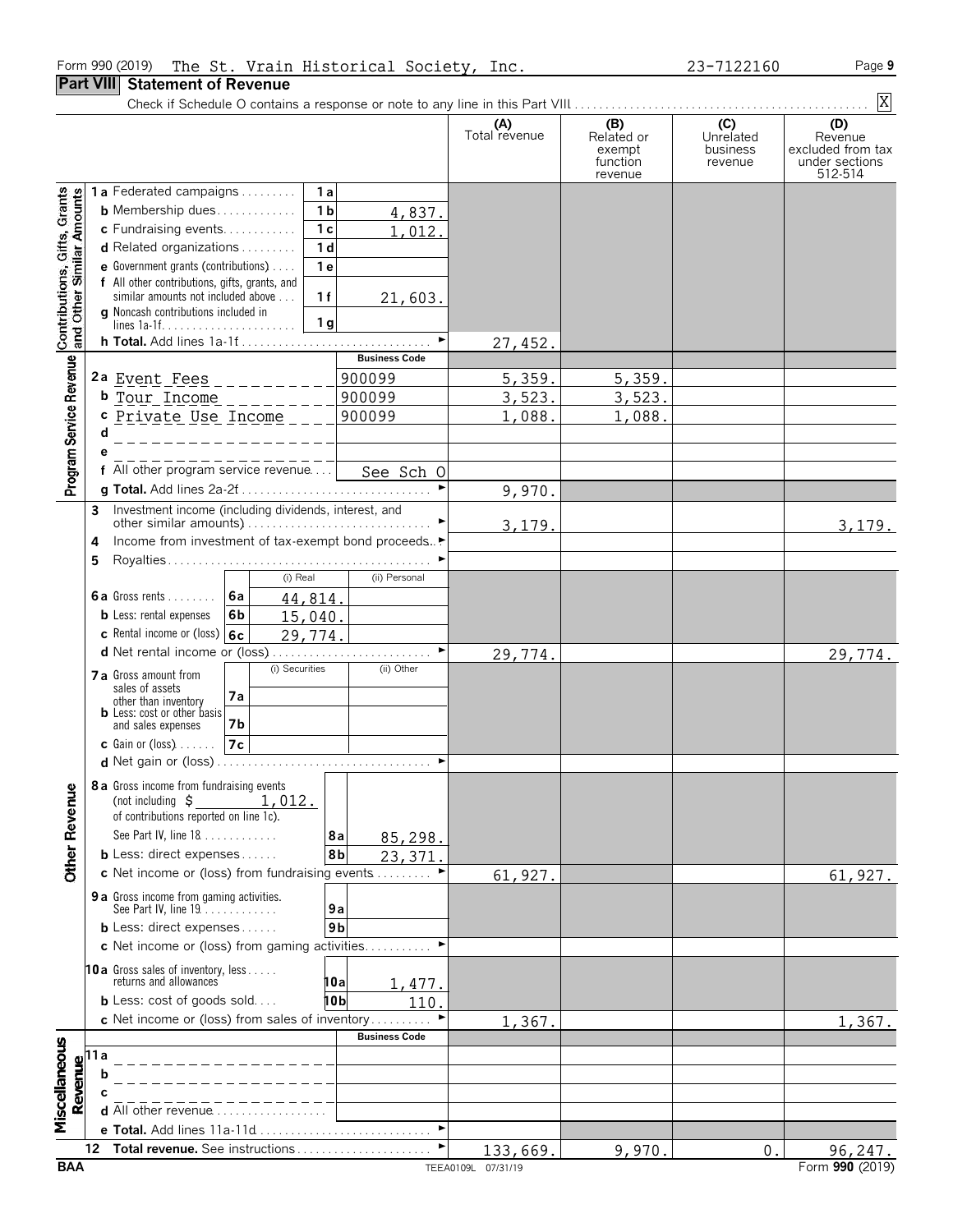Form 990 (2019) The St. Vrain Historical Society, Inc. 23-7122160 Page 9

## Part VIII Statement of Revenue

Check if Schedule O contains a response or note to any line in this Part VIII . . . . . [X]

| | | | (A) Total revenue | (B) Related or exempt function revenue | (C) Unrelated business revenue | (D) Revenue excluded from tax under sections 512-514 |
|---|---|---|---|---|---|---|
| **Contributions, Gifts, Grants and Other Similar Amounts** | 1a Federated campaigns | 1a | | | | |
| | b Membership dues | 1b 4,837. | | | | |
| | c Fundraising events | 1c 1,012. | | | | |
| | d Related organizations | 1d | | | | |
| | e Government grants (contributions) | 1e | | | | |
| | f All other contributions, gifts, grants, and similar amounts not included above | 1f 21,603. | | | | |
| | g Noncash contributions included in lines 1a-1f | 1g | | | | |
| | h Total. Add lines 1a-1f | | 27,452. | | | |
| **Program Service Revenue** | | Business Code | | | | |
| | 2a Event Fees | 900099 | 5,359. | 5,359. | | |
| | b Tour Income | 900099 | 3,523. | 3,523. | | |
| | c Private Use Income | 900099 | 1,088. | 1,088. | | |
| | d | | | | | |
| | e | | | | | |
| | f All other program service revenue | See Sch O | | | | |
| | g Total. Add lines 2a-2f | | 9,970. | | | |
| **Other Revenue** | 3 Investment income (including dividends, interest, and other similar amounts) | | 3,179. | | | 3,179. |
| | 4 Income from investment of tax-exempt bond proceeds | | | | | |
| | 5 Royalties | | | | | |
| | | (i) Real / (ii) Personal | | | | |
| | 6a Gross rents | 6a 44,814. | | | | |
| | b Less: rental expenses | 6b 15,040. | | | | |
| | c Rental income or (loss) | 6c 29,774. | | | | |
| | d Net rental income or (loss) | | 29,774. | | | 29,774. |
| | | (i) Securities / (ii) Other | | | | |
| | 7a Gross amount from sales of assets other than inventory | 7a | | | | |
| | b Less: cost or other basis and sales expenses | 7b | | | | |
| | c Gain or (loss) | 7c | | | | |
| | d Net gain or (loss) | | | | | |
| | 8a Gross income from fundraising events (not including $ 1,012. of contributions reported on line 1c). See Part IV, line 18 | 8a 85,298. | | | | |
| | b Less: direct expenses | 8b 23,371. | | | | |
| | c Net income or (loss) from fundraising events | | 61,927. | | | 61,927. |
| | 9a Gross income from gaming activities. See Part IV, line 19 | 9a | | | | |
| | b Less: direct expenses | 9b | | | | |
| | c Net income or (loss) from gaming activities | | | | | |
| | 10a Gross sales of inventory, less returns and allowances | 10a 1,477. | | | | |
| | b Less: cost of goods sold | 10b 110. | | | | |
| | c Net income or (loss) from sales of inventory | | 1,367. | | | 1,367. |
| **Miscellaneous Revenue** | | Business Code | | | | |
| | 11a | | | | | |
| | b | | | | | |
| | c | | | | | |
| | d All other revenue | | | | | |
| | e Total. Add lines 11a-11d | | | | | |
| | 12 Total revenue. See instructions | | 133,669. | 9,970. | 0. | 96,247. |

BAA TEEA0109L 07/31/19 Form 990 (2019)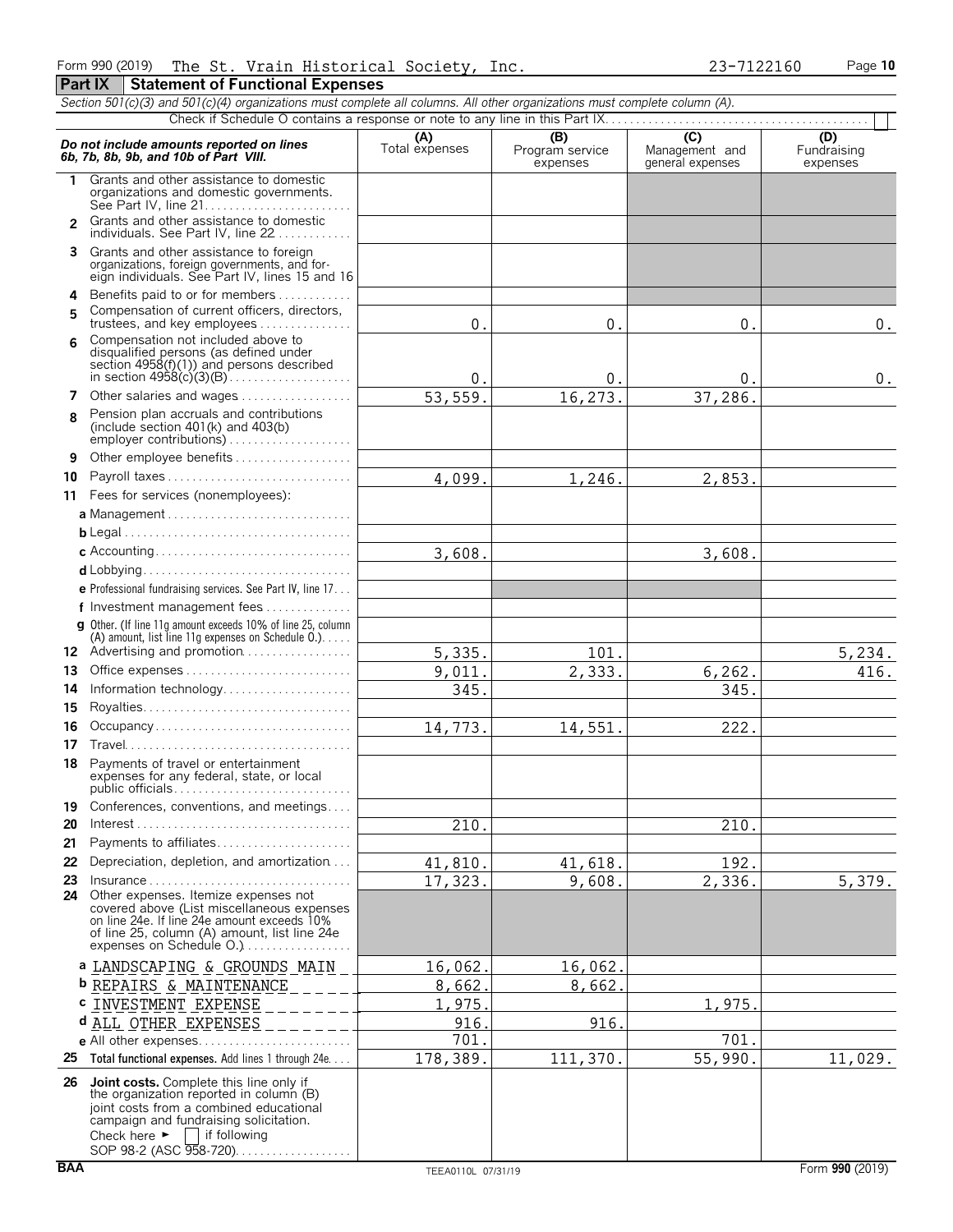Form 990 (2019) The St. Vrain Historical Society, Inc. 23-7122160 Page **10**

## Part IX Statement of Functional Expenses

*Section 501(c)(3) and 501(c)(4) organizations must complete all columns. All other organizations must complete column (A).*

Check if Schedule O contains a response or note to any line in this Part IX. . . . . . . . . . . . . . . . . . . . . . . . . . . . . . . . . . . . . . . . . . . ☐

| *Do not include amounts reported on lines 6b, 7b, 8b, 9b, and 10b of Part VIII.* | (A) Total expenses | (B) Program service expenses | (C) Management and general expenses | (D) Fundraising expenses |
|---|---|---|---|---|
| **1** Grants and other assistance to domestic organizations and domestic governments. See Part IV, line 21 | | | | |
| **2** Grants and other assistance to domestic individuals. See Part IV, line 22 | | | | |
| **3** Grants and other assistance to foreign organizations, foreign governments, and foreign individuals. See Part IV, lines 15 and 16 | | | | |
| **4** Benefits paid to or for members | | | | |
| **5** Compensation of current officers, directors, trustees, and key employees | 0. | 0. | 0. | 0. |
| **6** Compensation not included above to disqualified persons (as defined under section 4958(f)(1)) and persons described in section 4958(c)(3)(B) | 0. | 0. | 0. | 0. |
| **7** Other salaries and wages | 53,559. | 16,273. | 37,286. | |
| **8** Pension plan accruals and contributions (include section 401(k) and 403(b) employer contributions) | | | | |
| **9** Other employee benefits | | | | |
| **10** Payroll taxes | 4,099. | 1,246. | 2,853. | |
| **11** Fees for services (nonemployees): | | | | |
| **a** Management | | | | |
| **b** Legal | | | | |
| **c** Accounting | 3,608. | | 3,608. | |
| **d** Lobbying | | | | |
| **e** Professional fundraising services. See Part IV, line 17 | | | | |
| **f** Investment management fees | | | | |
| **g** Other. (If line 11g amount exceeds 10% of line 25, column (A) amount, list line 11g expenses on Schedule O.) | | | | |
| **12** Advertising and promotion | 5,335. | 101. | | 5,234. |
| **13** Office expenses | 9,011. | 2,333. | 6,262. | 416. |
| **14** Information technology | 345. | | 345. | |
| **15** Royalties | | | | |
| **16** Occupancy | 14,773. | 14,551. | 222. | |
| **17** Travel | | | | |
| **18** Payments of travel or entertainment expenses for any federal, state, or local public officials | | | | |
| **19** Conferences, conventions, and meetings | | | | |
| **20** Interest | 210. | | 210. | |
| **21** Payments to affiliates | | | | |
| **22** Depreciation, depletion, and amortization | 41,810. | 41,618. | 192. | |
| **23** Insurance | 17,323. | 9,608. | 2,336. | 5,379. |
| **24** Other expenses. Itemize expenses not covered above (List miscellaneous expenses on line 24e. If line 24e amount exceeds 10% of line 25, column (A) amount, list line 24e expenses on Schedule O.) | | | | |
| **a** LANDSCAPING & GROUNDS MAIN | 16,062. | 16,062. | | |
| **b** REPAIRS & MAINTENANCE | 8,662. | 8,662. | | |
| **c** INVESTMENT EXPENSE | 1,975. | | 1,975. | |
| **d** ALL OTHER EXPENSES | 916. | 916. | | |
| **e** All other expenses | 701. | | 701. | |
| **25** **Total functional expenses.** Add lines 1 through 24e | 178,389. | 111,370. | 55,990. | 11,029. |
| **26** **Joint costs.** Complete this line only if the organization reported in column (B) joint costs from a combined educational campaign and fundraising solicitation. Check here ► ☐ if following SOP 98-2 (ASC 958-720) | | | | |

BAA TEEA0110L 07/31/19 Form **990** (2019)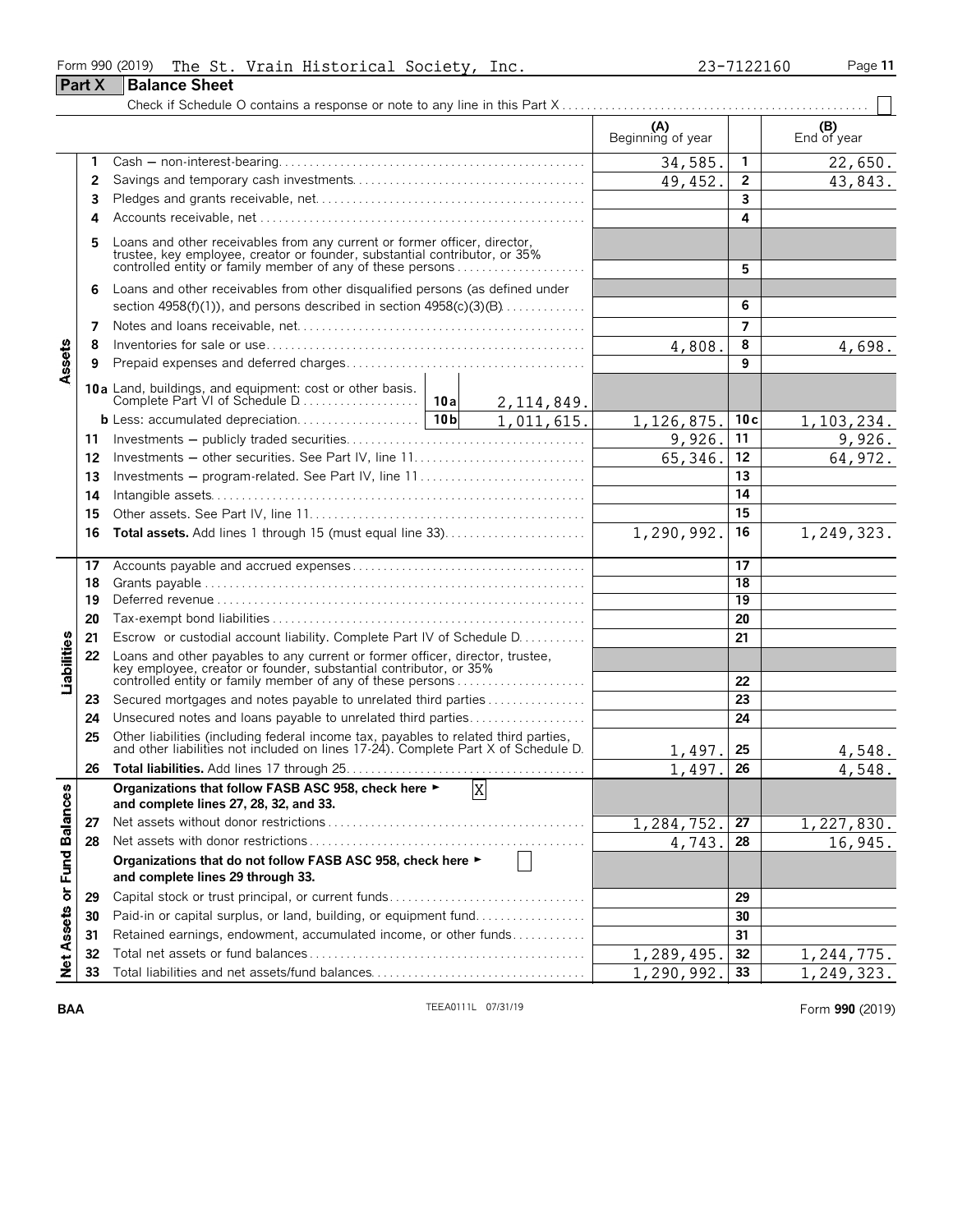Form 990 (2019) The St. Vrain Historical Society, Inc. 23-7122160

## Part X Balance Sheet

Check if Schedule O contains a response or note to any line in this Part X ☐

| Section | Line | Description | | (A) Beginning of year | | (B) End of year |
|---|---|---|---|---|---|---|
| Assets | 1 | Cash — non-interest-bearing | | 34,585. | 1 | 22,650. |
| | 2 | Savings and temporary cash investments | | 49,452. | 2 | 43,843. |
| | 3 | Pledges and grants receivable, net | | | 3 | |
| | 4 | Accounts receivable, net | | | 4 | |
| | 5 | Loans and other receivables from any current or former officer, director, trustee, key employee, creator or founder, substantial contributor, or 35% controlled entity or family member of any of these persons | | | 5 | |
| | 6 | Loans and other receivables from other disqualified persons (as defined under section 4958(f)(1)), and persons described in section 4958(c)(3)(B) | | | 6 | |
| | 7 | Notes and loans receivable, net | | | 7 | |
| | 8 | Inventories for sale or use | | 4,808. | 8 | 4,698. |
| | 9 | Prepaid expenses and deferred charges | | | 9 | |
| | 10a | Land, buildings, and equipment: cost or other basis. Complete Part VI of Schedule D | 10a 2,114,849. | | | |
| | b | Less: accumulated depreciation | 10b 1,011,615. | 1,126,875. | 10c | 1,103,234. |
| | 11 | Investments — publicly traded securities | | 9,926. | 11 | 9,926. |
| | 12 | Investments — other securities. See Part IV, line 11 | | 65,346. | 12 | 64,972. |
| | 13 | Investments — program-related. See Part IV, line 11 | | | 13 | |
| | 14 | Intangible assets | | | 14 | |
| | 15 | Other assets. See Part IV, line 11 | | | 15 | |
| | 16 | **Total assets.** Add lines 1 through 15 (must equal line 33) | | 1,290,992. | 16 | 1,249,323. |
| Liabilities | 17 | Accounts payable and accrued expenses | | | 17 | |
| | 18 | Grants payable | | | 18 | |
| | 19 | Deferred revenue | | | 19 | |
| | 20 | Tax-exempt bond liabilities | | | 20 | |
| | 21 | Escrow or custodial account liability. Complete Part IV of Schedule D | | | 21 | |
| | 22 | Loans and other payables to any current or former officer, director, trustee, key employee, creator or founder, substantial contributor, or 35% controlled entity or family member of any of these persons | | | 22 | |
| | 23 | Secured mortgages and notes payable to unrelated third parties | | | 23 | |
| | 24 | Unsecured notes and loans payable to unrelated third parties | | | 24 | |
| | 25 | Other liabilities (including federal income tax, payables to related third parties, and other liabilities not included on lines 17-24). Complete Part X of Schedule D | | 1,497. | 25 | 4,548. |
| | 26 | **Total liabilities.** Add lines 17 through 25 | | 1,497. | 26 | 4,548. |
| Net Assets or Fund Balances | | **Organizations that follow FASB ASC 958, check here ► [X] and complete lines 27, 28, 32, and 33.** | | | | |
| | 27 | Net assets without donor restrictions | | 1,284,752. | 27 | 1,227,830. |
| | 28 | Net assets with donor restrictions | | 4,743. | 28 | 16,945. |
| | | **Organizations that do not follow FASB ASC 958, check here ► [ ] and complete lines 29 through 33.** | | | | |
| | 29 | Capital stock or trust principal, or current funds | | | 29 | |
| | 30 | Paid-in or capital surplus, or land, building, or equipment fund | | | 30 | |
| | 31 | Retained earnings, endowment, accumulated income, or other funds | | | 31 | |
| | 32 | Total net assets or fund balances | | 1,289,495. | 32 | 1,244,775. |
| | 33 | Total liabilities and net assets/fund balances | | 1,290,992. | 33 | 1,249,323. |

BAA TEEA0111L 07/31/19 Form **990** (2019)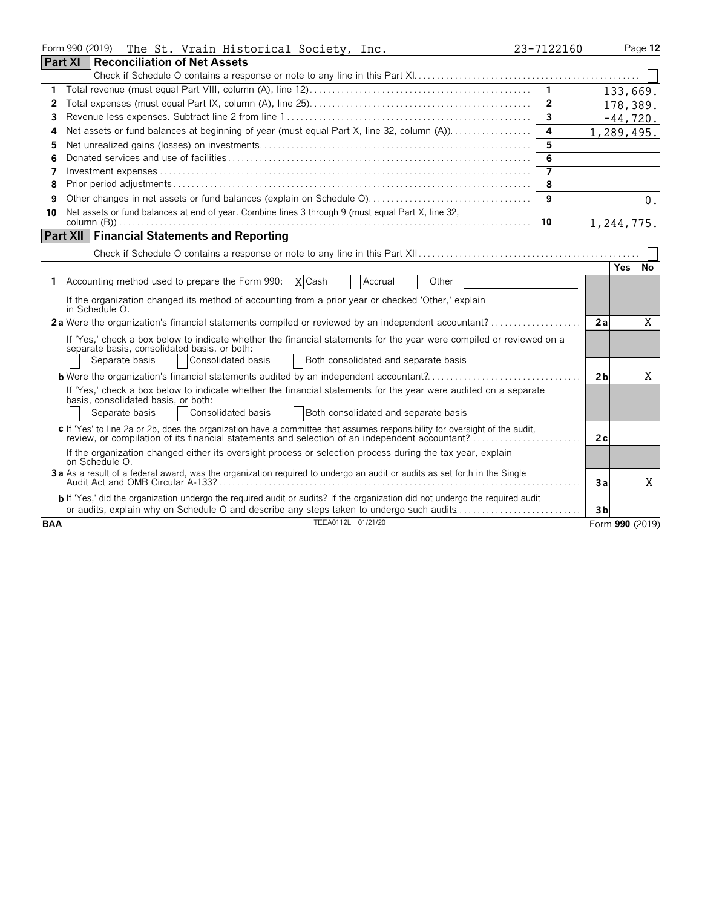Form 990 (2019) The St. Vrain Historical Society, Inc. 23-7122160 Page 12

## Part XI Reconciliation of Net Assets

Check if Schedule O contains a response or note to any line in this Part XI. ☐

| | | | |
|---|---|---|---|
| 1 | Total revenue (must equal Part VIII, column (A), line 12) | 1 | 133,669. |
| 2 | Total expenses (must equal Part IX, column (A), line 25) | 2 | 178,389. |
| 3 | Revenue less expenses. Subtract line 2 from line 1 | 3 | -44,720. |
| 4 | Net assets or fund balances at beginning of year (must equal Part X, line 32, column (A)) | 4 | 1,289,495. |
| 5 | Net unrealized gains (losses) on investments | 5 | |
| 6 | Donated services and use of facilities | 6 | |
| 7 | Investment expenses | 7 | |
| 8 | Prior period adjustments | 8 | |
| 9 | Other changes in net assets or fund balances (explain on Schedule O) | 9 | 0. |
| 10 | Net assets or fund balances at end of year. Combine lines 3 through 9 (must equal Part X, line 32, column (B)) | 10 | 1,244,775. |

## Part XII Financial Statements and Reporting

Check if Schedule O contains a response or note to any line in this Part XII ☐

| | | | Yes | No |
|---|---|---|---|---|
| 1 | Accounting method used to prepare the Form 990: ☒ Cash ☐ Accrual ☐ Other | | | |
| | If the organization changed its method of accounting from a prior year or checked 'Other,' explain in Schedule O. | | | |
| 2a | Were the organization's financial statements compiled or reviewed by an independent accountant? | 2a | | X |
| | If 'Yes,' check a box below to indicate whether the financial statements for the year were compiled or reviewed on a separate basis, consolidated basis, or both: ☐ Separate basis ☐ Consolidated basis ☐ Both consolidated and separate basis | | | |
| b | Were the organization's financial statements audited by an independent accountant? | 2b | | X |
| | If 'Yes,' check a box below to indicate whether the financial statements for the year were audited on a separate basis, consolidated basis, or both: ☐ Separate basis ☐ Consolidated basis ☐ Both consolidated and separate basis | | | |
| c | If 'Yes' to line 2a or 2b, does the organization have a committee that assumes responsibility for oversight of the audit, review, or compilation of its financial statements and selection of an independent accountant? | 2c | | |
| | If the organization changed either its oversight process or selection process during the tax year, explain on Schedule O. | | | |
| 3a | As a result of a federal award, was the organization required to undergo an audit or audits as set forth in the Single Audit Act and OMB Circular A-133? | 3a | | X |
| b | If 'Yes,' did the organization undergo the required audit or audits? If the organization did not undergo the required audit or audits, explain why on Schedule O and describe any steps taken to undergo such audits | 3b | | |

BAA TEEA0112L 01/21/20 Form 990 (2019)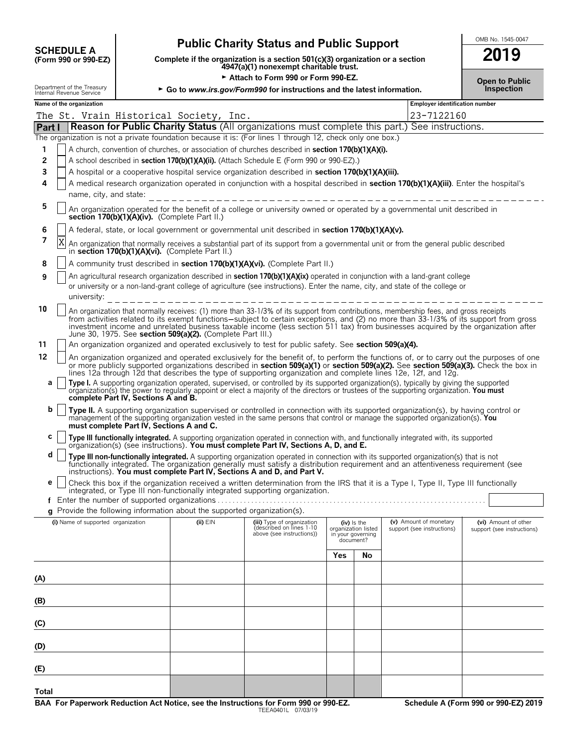**SCHEDULE A**
**(Form 990 or 990-EZ)**

Department of the Treasury
Internal Revenue Service

# Public Charity Status and Public Support

**Complete if the organization is a section 501(c)(3) organization or a section 4947(a)(1) nonexempt charitable trust.**

► **Attach to Form 990 or Form 990-EZ.**

► **Go to *www.irs.gov/Form990* for instructions and the latest information.**

OMB No. 1545-0047

**2019**

**Open to Public Inspection**

**Name of the organization**
The St. Vrain Historical Society, Inc.

**Employer identification number**
23-7122160

## Part I — Reason for Public Charity Status (All organizations must complete this part.) See instructions.

The organization is not a private foundation because it is: (For lines 1 through 12, check only one box.)

1. [ ] A church, convention of churches, or association of churches described in **section 170(b)(1)(A)(i).**
2. [ ] A school described in **section 170(b)(1)(A)(ii).** (Attach Schedule E (Form 990 or 990-EZ).)
3. [ ] A hospital or a cooperative hospital service organization described in **section 170(b)(1)(A)(iii).**
4. [ ] A medical research organization operated in conjunction with a hospital described in **section 170(b)(1)(A)(iii)**. Enter the hospital's name, city, and state:
5. [ ] An organization operated for the benefit of a college or university owned or operated by a governmental unit described in **section 170(b)(1)(A)(iv).** (Complete Part II.)
6. [ ] A federal, state, or local government or governmental unit described in **section 170(b)(1)(A)(v).**
7. [X] An organization that normally receives a substantial part of its support from a governmental unit or from the general public described in **section 170(b)(1)(A)(vi).** (Complete Part II.)
8. [ ] A community trust described in **section 170(b)(1)(A)(vi).** (Complete Part II.)
9. [ ] An agricultural research organization described in **section 170(b)(1)(A)(ix)** operated in conjunction with a land-grant college or university or a non-land-grant college of agriculture (see instructions). Enter the name, city, and state of the college or university:
10. [ ] An organization that normally receives: (1) more than 33-1/3% of its support from contributions, membership fees, and gross receipts from activities related to its exempt functions—subject to certain exceptions, and (2) no more than 33-1/3% of its support from gross investment income and unrelated business taxable income (less section 511 tax) from businesses acquired by the organization after June 30, 1975. See **section 509(a)(2).** (Complete Part III.)
11. [ ] An organization organized and operated exclusively to test for public safety. See **section 509(a)(4).**
12. [ ] An organization organized and operated exclusively for the benefit of, to perform the functions of, or to carry out the purposes of one or more publicly supported organizations described in **section 509(a)(1)** or **section 509(a)(2).** See **section 509(a)(3).** Check the box in lines 12a through 12d that describes the type of supporting organization and complete lines 12e, 12f, and 12g.
   - **a** [ ] **Type I.** A supporting organization operated, supervised, or controlled by its supported organization(s), typically by giving the supported organization(s) the power to regularly appoint or elect a majority of the directors or trustees of the supporting organization. **You must complete Part IV, Sections A and B.**
   - **b** [ ] **Type II.** A supporting organization supervised or controlled in connection with its supported organization(s), by having control or management of the supporting organization vested in the same persons that control or manage the supported organization(s). **You must complete Part IV, Sections A and C.**
   - **c** [ ] **Type III functionally integrated.** A supporting organization operated in connection with, and functionally integrated with, its supported organization(s) (see instructions). **You must complete Part IV, Sections A, D, and E.**
   - **d** [ ] **Type III non-functionally integrated.** A supporting organization operated in connection with its supported organization(s) that is not functionally integrated. The organization generally must satisfy a distribution requirement and an attentiveness requirement (see instructions). **You must complete Part IV, Sections A and D, and Part V.**
   - **e** [ ] Check this box if the organization received a written determination from the IRS that it is a Type I, Type II, Type III functionally integrated, or Type III non-functionally integrated supporting organization.
   - **f** Enter the number of supported organizations
   - **g** Provide the following information about the supported organization(s).

| (i) Name of supported organization | (ii) EIN | (iii) Type of organization (described on lines 1-10 above (see instructions)) | (iv) Is the organization listed in your governing document? | | (v) Amount of monetary support (see instructions) | (vi) Amount of other support (see instructions) |
|---|---|---|---|---|---|---|
| | | | Yes | No | | |
| (A) | | | | | | |
| (B) | | | | | | |
| (C) | | | | | | |
| (D) | | | | | | |
| (E) | | | | | | |
| Total | | | | | | |

**BAA For Paperwork Reduction Act Notice, see the Instructions for Form 990 or 990-EZ.** TEEA0401L 07/03/19 **Schedule A (Form 990 or 990-EZ) 2019**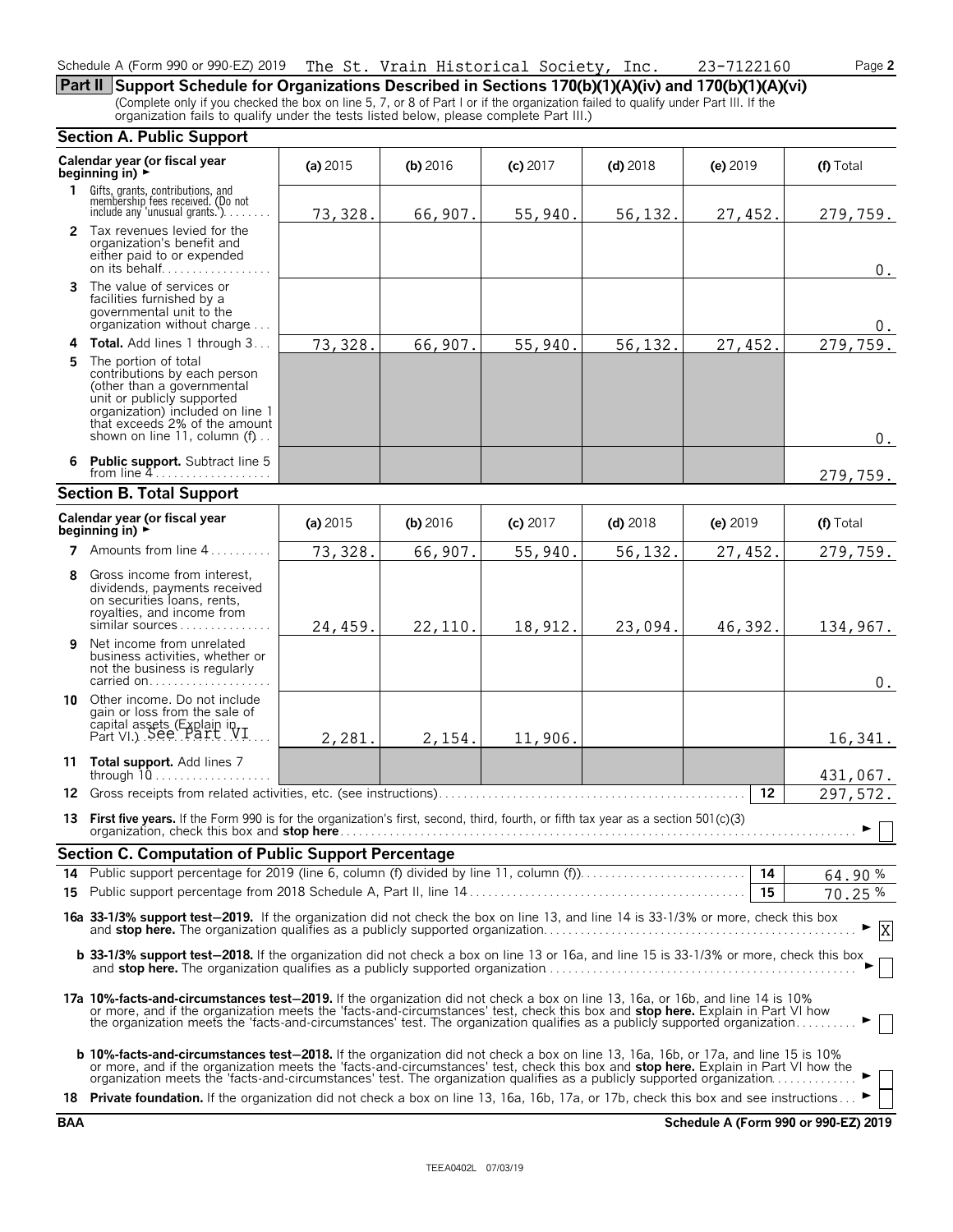Schedule A (Form 990 or 990-EZ) 2019 The St. Vrain Historical Society, Inc. 23-7122160

## Part II Support Schedule for Organizations Described in Sections 170(b)(1)(A)(iv) and 170(b)(1)(A)(vi)

(Complete only if you checked the box on line 5, 7, or 8 of Part I or if the organization failed to qualify under Part III. If the organization fails to qualify under the tests listed below, please complete Part III.)

### Section A. Public Support

| Calendar year (or fiscal year beginning in) ► | (a) 2015 | (b) 2016 | (c) 2017 | (d) 2018 | (e) 2019 | (f) Total |
|---|---|---|---|---|---|---|
| **1** Gifts, grants, contributions, and membership fees received. (Do not include any 'unusual grants.') | 73,328. | 66,907. | 55,940. | 56,132. | 27,452. | 279,759. |
| **2** Tax revenues levied for the organization's benefit and either paid to or expended on its behalf | | | | | | 0. |
| **3** The value of services or facilities furnished by a governmental unit to the organization without charge | | | | | | 0. |
| **4 Total.** Add lines 1 through 3 | 73,328. | 66,907. | 55,940. | 56,132. | 27,452. | 279,759. |
| **5** The portion of total contributions by each person (other than a governmental unit or publicly supported organization) included on line 1 that exceeds 2% of the amount shown on line 11, column (f) | | | | | | 0. |
| **6 Public support.** Subtract line 5 from line 4 | | | | | | 279,759. |

### Section B. Total Support

| Calendar year (or fiscal year beginning in) ► | (a) 2015 | (b) 2016 | (c) 2017 | (d) 2018 | (e) 2019 | (f) Total |
|---|---|---|---|---|---|---|
| **7** Amounts from line 4 | 73,328. | 66,907. | 55,940. | 56,132. | 27,452. | 279,759. |
| **8** Gross income from interest, dividends, payments received on securities loans, rents, royalties, and income from similar sources | 24,459. | 22,110. | 18,912. | 23,094. | 46,392. | 134,967. |
| **9** Net income from unrelated business activities, whether or not the business is regularly carried on | | | | | | 0. |
| **10** Other income. Do not include gain or loss from the sale of capital assets (Explain in Part VI.) See Part VI | 2,281. | 2,154. | 11,906. | | | 16,341. |
| **11 Total support.** Add lines 7 through 10 | | | | | | 431,067. |
| **12** Gross receipts from related activities, etc. (see instructions) | | | | | 12 | 297,572. |

**13 First five years.** If the Form 990 is for the organization's first, second, third, fourth, or fifth tax year as a section 501(c)(3) organization, check this box and **stop here** ► ☐

### Section C. Computation of Public Support Percentage

| | | |
|---|---|---|
| **14** Public support percentage for 2019 (line 6, column (f) divided by line 11, column (f)) | 14 | 64.90 % |
| **15** Public support percentage from 2018 Schedule A, Part II, line 14 | 15 | 70.25 % |

**16a 33-1/3% support test–2019.** If the organization did not check the box on line 13, and line 14 is 33-1/3% or more, check this box and **stop here.** The organization qualifies as a publicly supported organization ► ☒

**b 33-1/3% support test–2018.** If the organization did not check a box on line 13 or 16a, and line 15 is 33-1/3% or more, check this box and **stop here.** The organization qualifies as a publicly supported organization ► ☐

**17a 10%-facts-and-circumstances test–2019.** If the organization did not check a box on line 13, 16a, or 16b, and line 14 is 10% or more, and if the organization meets the 'facts-and-circumstances' test, check this box and **stop here.** Explain in Part VI how the organization meets the 'facts-and-circumstances' test. The organization qualifies as a publicly supported organization ► ☐

**b 10%-facts-and-circumstances test–2018.** If the organization did not check a box on line 13, 16a, 16b, or 17a, and line 15 is 10% or more, and if the organization meets the 'facts-and-circumstances' test, check this box and **stop here.** Explain in Part VI how the organization meets the 'facts-and-circumstances' test. The organization qualifies as a publicly supported organization ► ☐

**18 Private foundation.** If the organization did not check a box on line 13, 16a, 16b, 17a, or 17b, check this box and see instructions ► ☐

BAA Schedule A (Form 990 or 990-EZ) 2019

TEEA0402L 07/03/19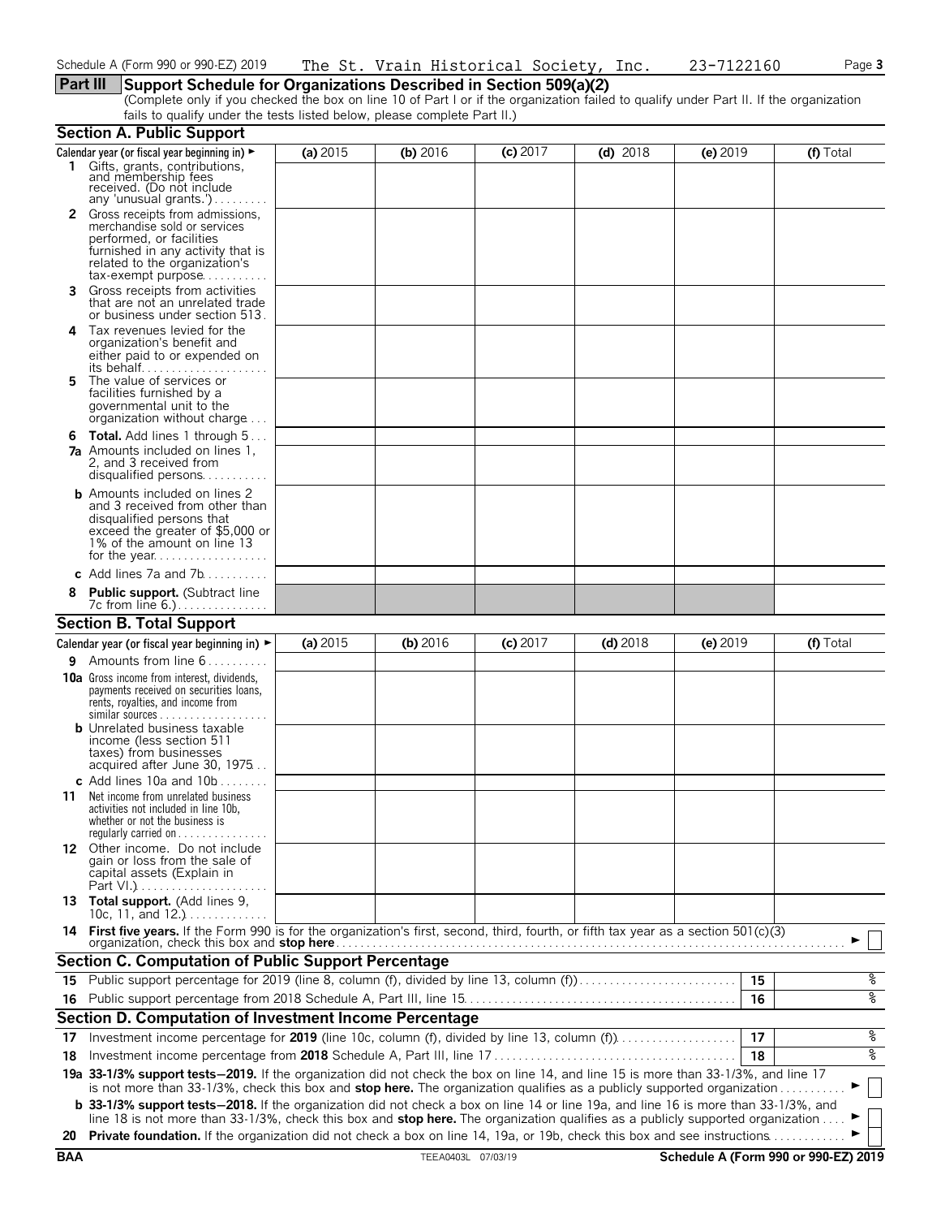Schedule A (Form 990 or 990-EZ) 2019 The St. Vrain Historical Society, Inc. 23-7122160

## Part III Support Schedule for Organizations Described in Section 509(a)(2)

(Complete only if you checked the box on line 10 of Part I or if the organization failed to qualify under Part II. If the organization fails to qualify under the tests listed below, please complete Part II.)

### Section A. Public Support

| Calendar year (or fiscal year beginning in) ► | (a) 2015 | (b) 2016 | (c) 2017 | (d) 2018 | (e) 2019 | (f) Total |
|---|---|---|---|---|---|---|
| **1** Gifts, grants, contributions, and membership fees received. (Do not include any 'unusual grants.') | | | | | | |
| **2** Gross receipts from admissions, merchandise sold or services performed, or facilities furnished in any activity that is related to the organization's tax-exempt purpose | | | | | | |
| **3** Gross receipts from activities that are not an unrelated trade or business under section 513 | | | | | | |
| **4** Tax revenues levied for the organization's benefit and either paid to or expended on its behalf | | | | | | |
| **5** The value of services or facilities furnished by a governmental unit to the organization without charge | | | | | | |
| **6 Total.** Add lines 1 through 5 | | | | | | |
| **7a** Amounts included on lines 1, 2, and 3 received from disqualified persons | | | | | | |
| **b** Amounts included on lines 2 and 3 received from other than disqualified persons that exceed the greater of $5,000 or 1% of the amount on line 13 for the year | | | | | | |
| **c** Add lines 7a and 7b | | | | | | |
| **8 Public support.** (Subtract line 7c from line 6.) | | | | | | |

### Section B. Total Support

| Calendar year (or fiscal year beginning in) ► | (a) 2015 | (b) 2016 | (c) 2017 | (d) 2018 | (e) 2019 | (f) Total |
|---|---|---|---|---|---|---|
| **9** Amounts from line 6 | | | | | | |
| **10a** Gross income from interest, dividends, payments received on securities loans, rents, royalties, and income from similar sources | | | | | | |
| **b** Unrelated business taxable income (less section 511 taxes) from businesses acquired after June 30, 1975 | | | | | | |
| **c** Add lines 10a and 10b | | | | | | |
| **11** Net income from unrelated business activities not included in line 10b, whether or not the business is regularly carried on | | | | | | |
| **12** Other income. Do not include gain or loss from the sale of capital assets (Explain in Part VI.) | | | | | | |
| **13 Total support.** (Add lines 9, 10c, 11, and 12.) | | | | | | |

**14 First five years.** If the Form 990 is for the organization's first, second, third, fourth, or fifth tax year as a section 501(c)(3) organization, check this box and **stop here** ► ☐

### Section C. Computation of Public Support Percentage

| | | | |
|---|---|---|---|
| **15** | Public support percentage for 2019 (line 8, column (f), divided by line 13, column (f)) | **15** | % |
| **16** | Public support percentage from 2018 Schedule A, Part III, line 15 | **16** | % |

### Section D. Computation of Investment Income Percentage

| | | | |
|---|---|---|---|
| **17** | Investment income percentage for **2019** (line 10c, column (f), divided by line 13, column (f)) | **17** | % |
| **18** | Investment income percentage from **2018** Schedule A, Part III, line 17 | **18** | % |

**19a 33-1/3% support tests—2019.** If the organization did not check the box on line 14, and line 15 is more than 33-1/3%, and line 17 is not more than 33-1/3%, check this box and **stop here.** The organization qualifies as a publicly supported organization ► ☐

**b 33-1/3% support tests—2018.** If the organization did not check a box on line 14 or line 19a, and line 16 is more than 33-1/3%, and line 18 is not more than 33-1/3%, check this box and **stop here.** The organization qualifies as a publicly supported organization ► ☐

**20 Private foundation.** If the organization did not check a box on line 14, 19a, or 19b, check this box and see instructions ► ☐

BAA TEEA0403L 07/03/19 Schedule A (Form 990 or 990-EZ) 2019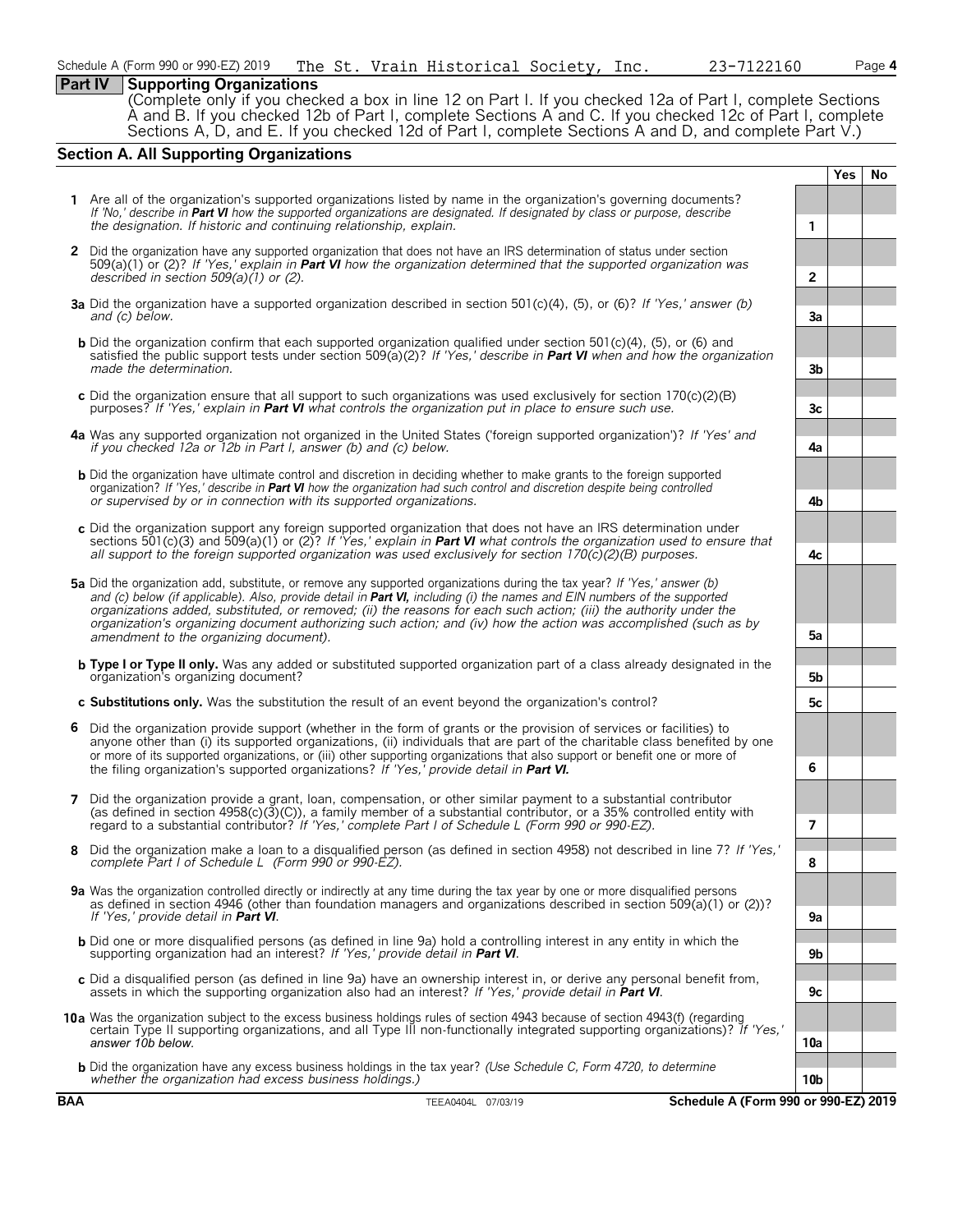Schedule A (Form 990 or 990-EZ) 2019 The St. Vrain Historical Society, Inc. 23-7122160 Page 4

## Part IV Supporting Organizations

(Complete only if you checked a box in line 12 on Part I. If you checked 12a of Part I, complete Sections A and B. If you checked 12b of Part I, complete Sections A and C. If you checked 12c of Part I, complete Sections A, D, and E. If you checked 12d of Part I, complete Sections A and D, and complete Part V.)

### Section A. All Supporting Organizations

| | | | Yes | No |
|---|---|---|---|---|
| **1** | Are all of the organization's supported organizations listed by name in the organization's governing documents? *If 'No,' describe in **Part VI** how the supported organizations are designated. If designated by class or purpose, describe the designation. If historic and continuing relationship, explain.* | 1 | | |
| **2** | Did the organization have any supported organization that does not have an IRS determination of status under section 509(a)(1) or (2)? *If 'Yes,' explain in **Part VI** how the organization determined that the supported organization was described in section 509(a)(1) or (2).* | 2 | | |
| **3a** | Did the organization have a supported organization described in section 501(c)(4), (5), or (6)? *If 'Yes,' answer (b) and (c) below.* | 3a | | |
| **b** | Did the organization confirm that each supported organization qualified under section 501(c)(4), (5), or (6) and satisfied the public support tests under section 509(a)(2)? *If 'Yes,' describe in **Part VI** when and how the organization made the determination.* | 3b | | |
| **c** | Did the organization ensure that all support to such organizations was used exclusively for section 170(c)(2)(B) purposes? *If 'Yes,' explain in **Part VI** what controls the organization put in place to ensure such use.* | 3c | | |
| **4a** | Was any supported organization not organized in the United States ('foreign supported organization')? *If 'Yes' and if you checked 12a or 12b in Part I, answer (b) and (c) below.* | 4a | | |
| **b** | Did the organization have ultimate control and discretion in deciding whether to make grants to the foreign supported organization? *If 'Yes,' describe in **Part VI** how the organization had such control and discretion despite being controlled or supervised by or in connection with its supported organizations.* | 4b | | |
| **c** | Did the organization support any foreign supported organization that does not have an IRS determination under sections 501(c)(3) and 509(a)(1) or (2)? *If 'Yes,' explain in **Part VI** what controls the organization used to ensure that all support to the foreign supported organization was used exclusively for section 170(c)(2)(B) purposes.* | 4c | | |
| **5a** | Did the organization add, substitute, or remove any supported organizations during the tax year? *If 'Yes,' answer (b) and (c) below (if applicable). Also, provide detail in **Part VI,** including (i) the names and EIN numbers of the supported organizations added, substituted, or removed; (ii) the reasons for each such action; (iii) the authority under the organization's organizing document authorizing such action; and (iv) how the action was accomplished (such as by amendment to the organizing document).* | 5a | | |
| **b** | **Type I or Type II only.** Was any added or substituted supported organization part of a class already designated in the organization's organizing document? | 5b | | |
| **c** | **Substitutions only.** Was the substitution the result of an event beyond the organization's control? | 5c | | |
| **6** | Did the organization provide support (whether in the form of grants or the provision of services or facilities) to anyone other than (i) its supported organizations, (ii) individuals that are part of the charitable class benefited by one or more of its supported organizations, or (iii) other supporting organizations that also support or benefit one or more of the filing organization's supported organizations? *If 'Yes,' provide detail in **Part VI.*** | 6 | | |
| **7** | Did the organization provide a grant, loan, compensation, or other similar payment to a substantial contributor (as defined in section 4958(c)(3)(C)), a family member of a substantial contributor, or a 35% controlled entity with regard to a substantial contributor? *If 'Yes,' complete Part I of Schedule L (Form 990 or 990-EZ).* | 7 | | |
| **8** | Did the organization make a loan to a disqualified person (as defined in section 4958) not described in line 7? *If 'Yes,' complete Part I of Schedule L (Form 990 or 990-EZ).* | 8 | | |
| **9a** | Was the organization controlled directly or indirectly at any time during the tax year by one or more disqualified persons as defined in section 4946 (other than foundation managers and organizations described in section 509(a)(1) or (2))? *If 'Yes,' provide detail in **Part VI**.* | 9a | | |
| **b** | Did one or more disqualified persons (as defined in line 9a) hold a controlling interest in any entity in which the supporting organization had an interest? *If 'Yes,' provide detail in **Part VI**.* | 9b | | |
| **c** | Did a disqualified person (as defined in line 9a) have an ownership interest in, or derive any personal benefit from, assets in which the supporting organization also had an interest? *If 'Yes,' provide detail in **Part VI**.* | 9c | | |
| **10a** | Was the organization subject to the excess business holdings rules of section 4943 because of section 4943(f) (regarding certain Type II supporting organizations, and all Type III non-functionally integrated supporting organizations)? *If 'Yes,' answer 10b below.* | 10a | | |
| **b** | Did the organization have any excess business holdings in the tax year? *(Use Schedule C, Form 4720, to determine whether the organization had excess business holdings.)* | 10b | | |

BAA TEEA0404L 07/03/19 Schedule A (Form 990 or 990-EZ) 2019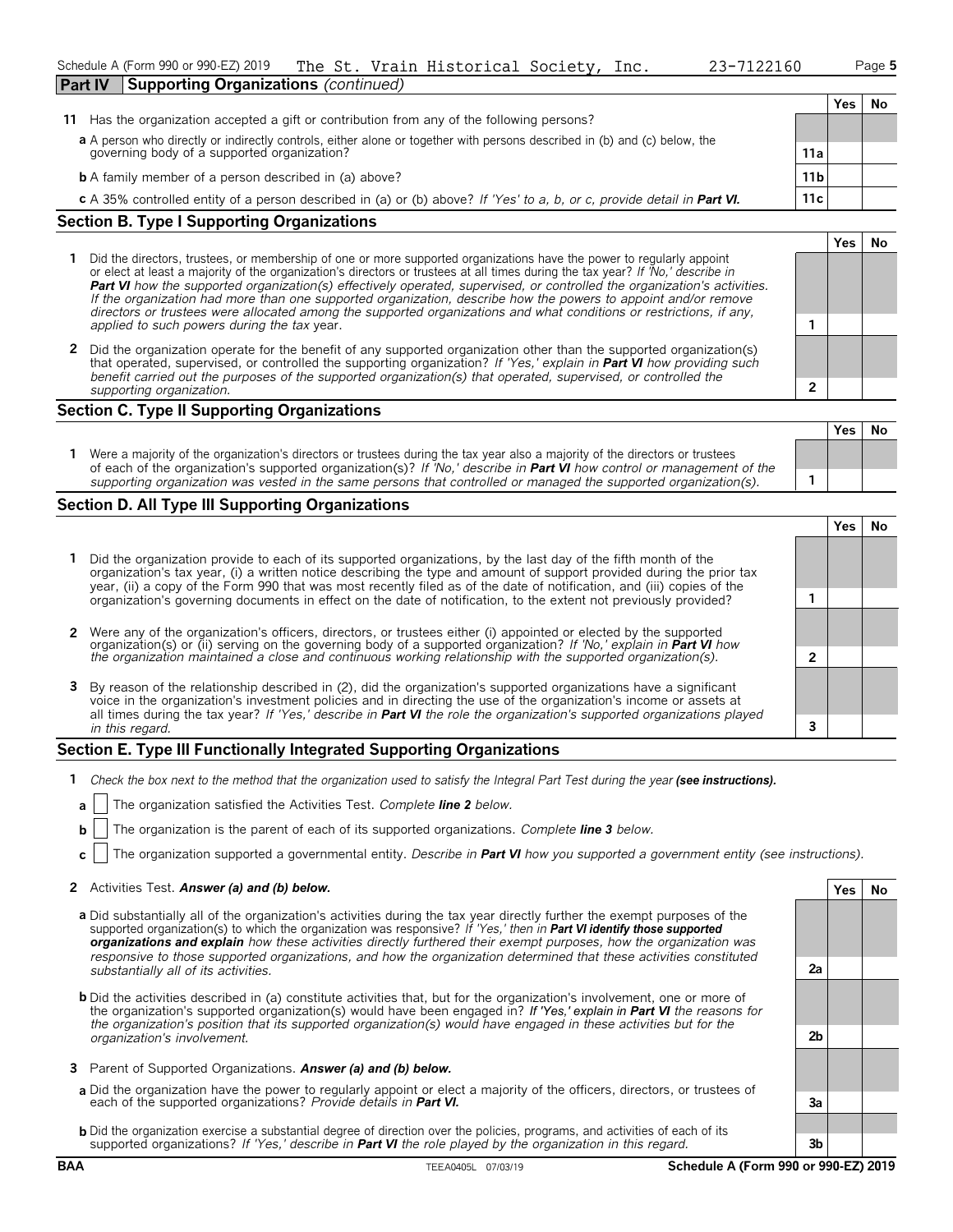Schedule A (Form 990 or 990-EZ) 2019 The St. Vrain Historical Society, Inc. 23-7122160

## Part IV Supporting Organizations *(continued)*

| | | Yes | No |
|---|---|---|---|
| **11** Has the organization accepted a gift or contribution from any of the following persons? | | | |
| **a** A person who directly or indirectly controls, either alone or together with persons described in (b) and (c) below, the governing body of a supported organization? | 11a | | |
| **b** A family member of a person described in (a) above? | 11b | | |
| **c** A 35% controlled entity of a person described in (a) or (b) above? *If 'Yes' to a, b, or c, provide detail in* ***Part VI.*** | 11c | | |

### Section B. Type I Supporting Organizations

| | | Yes | No |
|---|---|---|---|
| **1** Did the directors, trustees, or membership of one or more supported organizations have the power to regularly appoint or elect at least a majority of the organization's directors or trustees at all times during the tax year? *If 'No,' describe in* ***Part VI*** *how the supported organization(s) effectively operated, supervised, or controlled the organization's activities. If the organization had more than one supported organization, describe how the powers to appoint and/or remove directors or trustees were allocated among the supported organizations and what conditions or restrictions, if any, applied to such powers during the tax* year. | 1 | | |
| **2** Did the organization operate for the benefit of any supported organization other than the supported organization(s) that operated, supervised, or controlled the supporting organization? *If 'Yes,' explain in* ***Part VI*** *how providing such benefit carried out the purposes of the supported organization(s) that operated, supervised, or controlled the supporting organization.* | 2 | | |

### Section C. Type II Supporting Organizations

| | | Yes | No |
|---|---|---|---|
| **1** Were a majority of the organization's directors or trustees during the tax year also a majority of the directors or trustees of each of the organization's supported organization(s)? *If 'No,' describe in* ***Part VI*** *how control or management of the supporting organization was vested in the same persons that controlled or managed the supported organization(s).* | 1 | | |

### Section D. All Type III Supporting Organizations

| | | Yes | No |
|---|---|---|---|
| **1** Did the organization provide to each of its supported organizations, by the last day of the fifth month of the organization's tax year, (i) a written notice describing the type and amount of support provided during the prior tax year, (ii) a copy of the Form 990 that was most recently filed as of the date of notification, and (iii) copies of the organization's governing documents in effect on the date of notification, to the extent not previously provided? | 1 | | |
| **2** Were any of the organization's officers, directors, or trustees either (i) appointed or elected by the supported organization(s) or (ii) serving on the governing body of a supported organization? *If 'No,' explain in* ***Part VI*** *how the organization maintained a close and continuous working relationship with the supported organization(s).* | 2 | | |
| **3** By reason of the relationship described in (2), did the organization's supported organizations have a significant voice in the organization's investment policies and in directing the use of the organization's income or assets at all times during the tax year? *If 'Yes,' describe in* ***Part VI*** *the role the organization's supported organizations played in this regard.* | 3 | | |

### Section E. Type III Functionally Integrated Supporting Organizations

**1** *Check the box next to the method that the organization used to satisfy the Integral Part Test during the year* ***(see instructions).***

**a** ☐ The organization satisfied the Activities Test. *Complete* ***line 2*** *below.*

**b** ☐ The organization is the parent of each of its supported organizations. *Complete* ***line 3*** *below.*

**c** ☐ The organization supported a governmental entity. *Describe in* ***Part VI*** *how you supported a government entity (see instructions).*

| | | Yes | No |
|---|---|---|---|
| **2** Activities Test. ***Answer (a) and (b) below.*** | | | |
| **a** Did substantially all of the organization's activities during the tax year directly further the exempt purposes of the supported organization(s) to which the organization was responsive? *If 'Yes,' then in* ***Part VI identify those supported organizations and explain*** *how these activities directly furthered their exempt purposes, how the organization was responsive to those supported organizations, and how the organization determined that these activities constituted substantially all of its activities.* | 2a | | |
| **b** Did the activities described in (a) constitute activities that, but for the organization's involvement, one or more of the organization's supported organization(s) would have been engaged in? ***If 'Yes,' explain in Part VI*** *the reasons for the organization's position that its supported organization(s) would have engaged in these activities but for the organization's involvement.* | 2b | | |
| **3** Parent of Supported Organizations. ***Answer (a) and (b) below.*** | | | |
| **a** Did the organization have the power to regularly appoint or elect a majority of the officers, directors, or trustees of each of the supported organizations? *Provide details in* ***Part VI.*** | 3a | | |
| **b** Did the organization exercise a substantial degree of direction over the policies, programs, and activities of each of its supported organizations? *If 'Yes,' describe in* ***Part VI*** *the role played by the organization in this regard.* | 3b | | |

BAA TEEA0405L 07/03/19 **Schedule A (Form 990 or 990-EZ) 2019**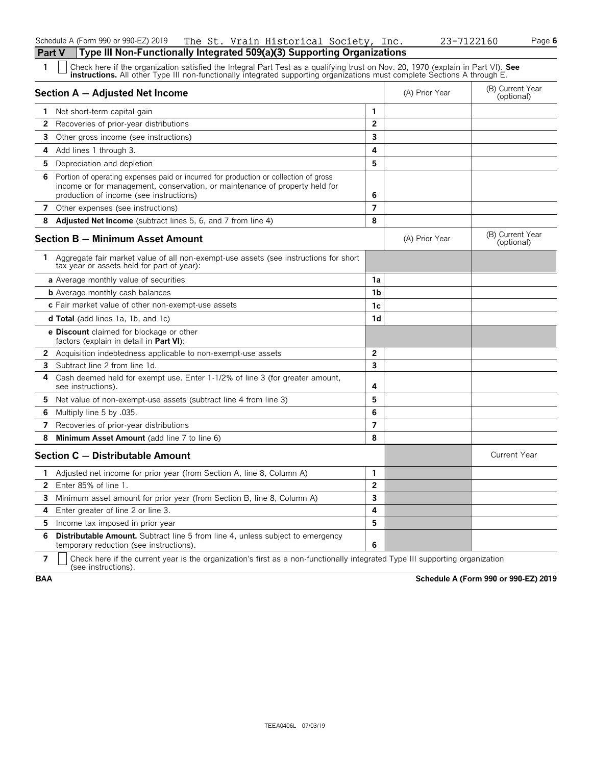Schedule A (Form 990 or 990-EZ) 2019 The St. Vrain Historical Society, Inc. 23-7122160

## Part V Type III Non-Functionally Integrated 509(a)(3) Supporting Organizations

1 ☐ Check here if the organization satisfied the Integral Part Test as a qualifying trust on Nov. 20, 1970 (explain in Part VI). **See instructions.** All other Type III non-functionally integrated supporting organizations must complete Sections A through E.

| Section A — Adjusted Net Income | | (A) Prior Year | (B) Current Year (optional) |
|---|---|---|---|
| 1 Net short-term capital gain | 1 | | |
| 2 Recoveries of prior-year distributions | 2 | | |
| 3 Other gross income (see instructions) | 3 | | |
| 4 Add lines 1 through 3. | 4 | | |
| 5 Depreciation and depletion | 5 | | |
| 6 Portion of operating expenses paid or incurred for production or collection of gross income or for management, conservation, or maintenance of property held for production of income (see instructions) | 6 | | |
| 7 Other expenses (see instructions) | 7 | | |
| 8 **Adjusted Net Income** (subtract lines 5, 6, and 7 from line 4) | 8 | | |

| Section B — Minimum Asset Amount | | (A) Prior Year | (B) Current Year (optional) |
|---|---|---|---|
| 1 Aggregate fair market value of all non-exempt-use assets (see instructions for short tax year or assets held for part of year): | | | |
| **a** Average monthly value of securities | 1a | | |
| **b** Average monthly cash balances | 1b | | |
| **c** Fair market value of other non-exempt-use assets | 1c | | |
| **d Total** (add lines 1a, 1b, and 1c) | 1d | | |
| **e Discount** claimed for blockage or other factors (explain in detail in **Part VI**): | | | |
| 2 Acquisition indebtedness applicable to non-exempt-use assets | 2 | | |
| 3 Subtract line 2 from line 1d. | 3 | | |
| 4 Cash deemed held for exempt use. Enter 1-1/2% of line 3 (for greater amount, see instructions). | 4 | | |
| 5 Net value of non-exempt-use assets (subtract line 4 from line 3) | 5 | | |
| 6 Multiply line 5 by .035. | 6 | | |
| 7 Recoveries of prior-year distributions | 7 | | |
| 8 **Minimum Asset Amount** (add line 7 to line 6) | 8 | | |

| Section C — Distributable Amount | | | Current Year |
|---|---|---|---|
| 1 Adjusted net income for prior year (from Section A, line 8, Column A) | 1 | | |
| 2 Enter 85% of line 1. | 2 | | |
| 3 Minimum asset amount for prior year (from Section B, line 8, Column A) | 3 | | |
| 4 Enter greater of line 2 or line 3. | 4 | | |
| 5 Income tax imposed in prior year | 5 | | |
| 6 **Distributable Amount.** Subtract line 5 from line 4, unless subject to emergency temporary reduction (see instructions). | 6 | | |

7 ☐ Check here if the current year is the organization's first as a non-functionally integrated Type III supporting organization (see instructions).

BAA Schedule A (Form 990 or 990-EZ) 2019

TEEA0406L 07/03/19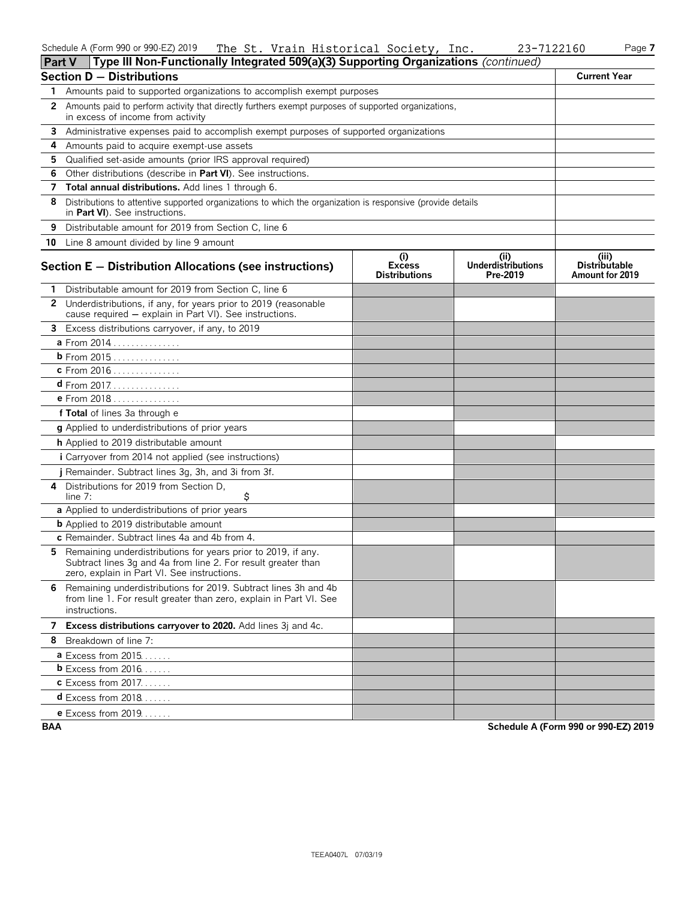Schedule A (Form 990 or 990-EZ) 2019 The St. Vrain Historical Society, Inc. 23-7122160

## Part V Type III Non-Functionally Integrated 509(a)(3) Supporting Organizations *(continued)*

| Section D — Distributions | Current Year |
|---|---|
| 1 Amounts paid to supported organizations to accomplish exempt purposes | |
| 2 Amounts paid to perform activity that directly furthers exempt purposes of supported organizations, in excess of income from activity | |
| 3 Administrative expenses paid to accomplish exempt purposes of supported organizations | |
| 4 Amounts paid to acquire exempt-use assets | |
| 5 Qualified set-aside amounts (prior IRS approval required) | |
| 6 Other distributions (describe in **Part VI**). See instructions. | |
| 7 **Total annual distributions.** Add lines 1 through 6. | |
| 8 Distributions to attentive supported organizations to which the organization is responsive (provide details in **Part VI**). See instructions. | |
| 9 Distributable amount for 2019 from Section C, line 6 | |
| 10 Line 8 amount divided by line 9 amount | |

| Section E — Distribution Allocations (see instructions) | (i) Excess Distributions | (ii) Underdistributions Pre-2019 | (iii) Distributable Amount for 2019 |
|---|---|---|---|
| 1 Distributable amount for 2019 from Section C, line 6 | | | |
| 2 Underdistributions, if any, for years prior to 2019 (reasonable cause required — explain in Part VI). See instructions. | | | |
| 3 Excess distributions carryover, if any, to 2019 | | | |
| a From 2014 | | | |
| b From 2015 | | | |
| c From 2016 | | | |
| d From 2017 | | | |
| e From 2018 | | | |
| f **Total** of lines 3a through e | | | |
| g Applied to underdistributions of prior years | | | |
| h Applied to 2019 distributable amount | | | |
| i Carryover from 2014 not applied (see instructions) | | | |
| j Remainder. Subtract lines 3g, 3h, and 3i from 3f. | | | |
| 4 Distributions for 2019 from Section D, line 7: $ | | | |
| a Applied to underdistributions of prior years | | | |
| b Applied to 2019 distributable amount | | | |
| c Remainder. Subtract lines 4a and 4b from 4. | | | |
| 5 Remaining underdistributions for years prior to 2019, if any. Subtract lines 3g and 4a from line 2. For result greater than zero, explain in Part VI. See instructions. | | | |
| 6 Remaining underdistributions for 2019. Subtract lines 3h and 4b from line 1. For result greater than zero, explain in Part VI. See instructions. | | | |
| 7 **Excess distributions carryover to 2020.** Add lines 3j and 4c. | | | |
| 8 Breakdown of line 7: | | | |
| a Excess from 2015 | | | |
| b Excess from 2016 | | | |
| c Excess from 2017 | | | |
| d Excess from 2018 | | | |
| e Excess from 2019 | | | |

BAA Schedule A (Form 990 or 990-EZ) 2019

TEEA0407L 07/03/19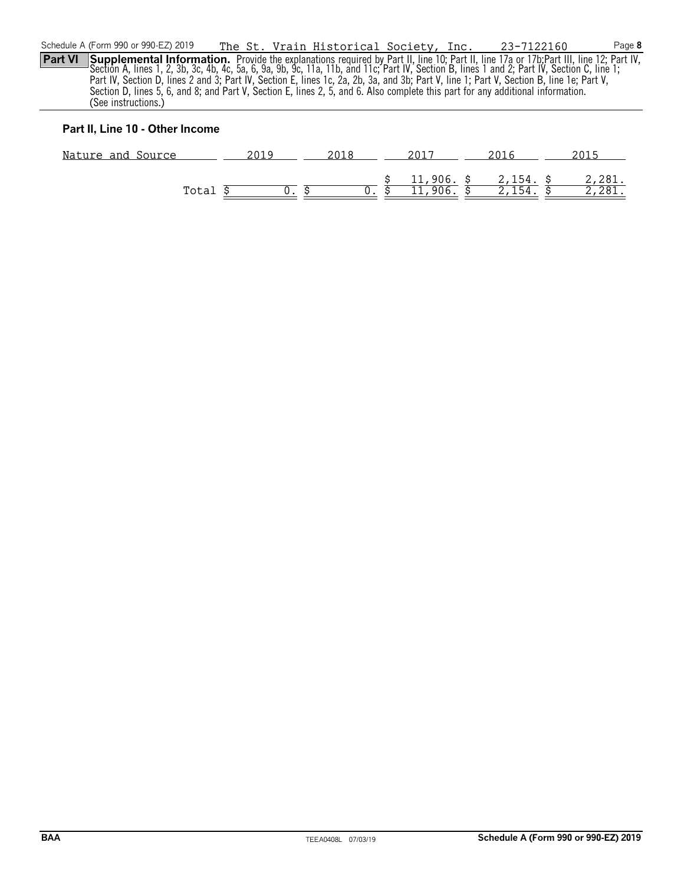Schedule A (Form 990 or 990-EZ) 2019 The St. Vrain Historical Society, Inc. 23-7122160

**Part VI** **Supplemental Information.** Provide the explanations required by Part II, line 10; Part II, line 17a or 17b;Part III, line 12; Part IV, Section A, lines 1, 2, 3b, 3c, 4b, 4c, 5a, 6, 9a, 9b, 9c, 11a, 11b, and 11c; Part IV, Section B, lines 1 and 2; Part IV, Section C, line 1; Part IV, Section D, lines 2 and 3; Part IV, Section E, lines 1c, 2a, 2b, 3a, and 3b; Part V, line 1; Part V, Section B, line 1e; Part V, Section D, lines 5, 6, and 8; and Part V, Section E, lines 2, 5, and 6. Also complete this part for any additional information. (See instructions.)

**Part II, Line 10 - Other Income**

| Nature and Source | 2019 | 2018 | 2017 | 2016 | 2015 |
|---|---|---|---|---|---|
| | | | $ 11,906. | $ 2,154. | $ 2,281. |
| Total | $ 0. | $ 0. | $ 11,906. | $ 2,154. | $ 2,281. |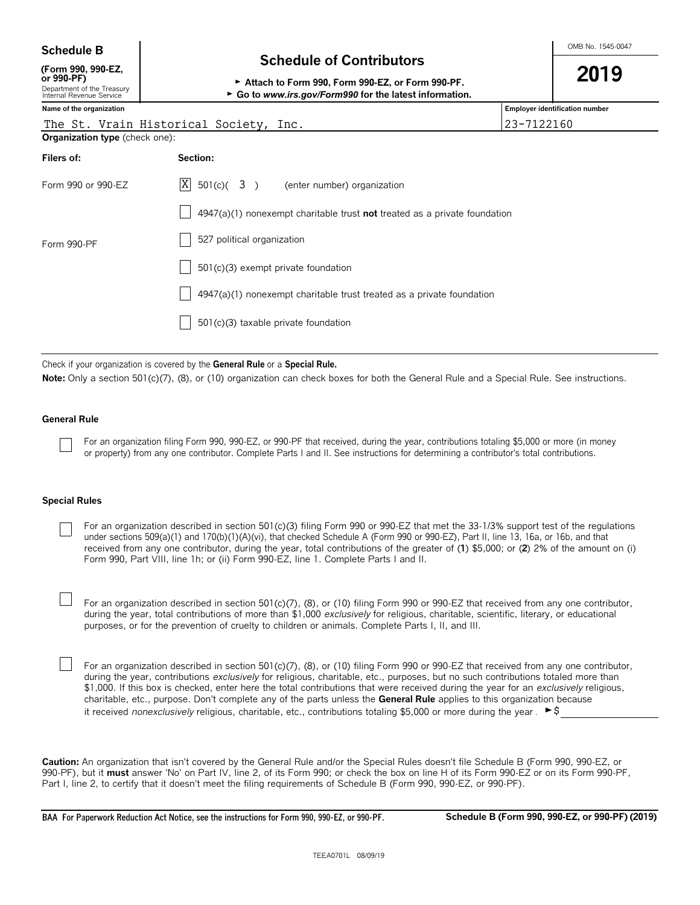**Schedule B**
**(Form 990, 990-EZ, or 990-PF)**
Department of the Treasury
Internal Revenue Service

# Schedule of Contributors

► **Attach to Form 990, Form 990-EZ, or Form 990-PF.**
► **Go to *www.irs.gov/Form990* for the latest information.**

OMB No. 1545-0047

**2019**

| Name of the organization | Employer identification number |
|---|---|
| The St. Vrain Historical Society, Inc. | 23-7122160 |

**Organization type** (check one):

| Filers of: | Section: |
|---|---|
| Form 990 or 990-EZ | [X] 501(c)( 3 ) (enter number) organization |
| | [ ] 4947(a)(1) nonexempt charitable trust **not** treated as a private foundation |
| | [ ] 527 political organization |
| Form 990-PF | [ ] 501(c)(3) exempt private foundation |
| | [ ] 4947(a)(1) nonexempt charitable trust treated as a private foundation |
| | [ ] 501(c)(3) taxable private foundation |

Check if your organization is covered by the **General Rule** or a **Special Rule.**

**Note:** Only a section 501(c)(7), (8), or (10) organization can check boxes for both the General Rule and a Special Rule. See instructions.

### General Rule

[ ] For an organization filing Form 990, 990-EZ, or 990-PF that received, during the year, contributions totaling $5,000 or more (in money or property) from any one contributor. Complete Parts I and II. See instructions for determining a contributor's total contributions.

### Special Rules

[ ] For an organization described in section 501(c)(3) filing Form 990 or 990-EZ that met the 33-1/3% support test of the regulations under sections 509(a)(1) and 170(b)(1)(A)(vi), that checked Schedule A (Form 990 or 990-EZ), Part II, line 13, 16a, or 16b, and that received from any one contributor, during the year, total contributions of the greater of (**1**) $5,000; or (**2**) 2% of the amount on (i) Form 990, Part VIII, line 1h; or (ii) Form 990-EZ, line 1. Complete Parts I and II.

[ ] For an organization described in section 501(c)(7), (8), or (10) filing Form 990 or 990-EZ that received from any one contributor, during the year, total contributions of more than $1,000 *exclusively* for religious, charitable, scientific, literary, or educational purposes, or for the prevention of cruelty to children or animals. Complete Parts I, II, and III.

[ ] For an organization described in section 501(c)(7), (8), or (10) filing Form 990 or 990-EZ that received from any one contributor, during the year, contributions *exclusively* for religious, charitable, etc., purposes, but no such contributions totaled more than $1,000. If this box is checked, enter here the total contributions that were received during the year for an *exclusively* religious, charitable, etc., purpose. Don't complete any of the parts unless the **General Rule** applies to this organization because it received *nonexclusively* religious, charitable, etc., contributions totaling $5,000 or more during the year . ►$ ________

**Caution:** An organization that isn't covered by the General Rule and/or the Special Rules doesn't file Schedule B (Form 990, 990-EZ, or 990-PF), but it **must** answer 'No' on Part IV, line 2, of its Form 990; or check the box on line H of its Form 990-EZ or on its Form 990-PF, Part I, line 2, to certify that it doesn't meet the filing requirements of Schedule B (Form 990, 990-EZ, or 990-PF).

**BAA For Paperwork Reduction Act Notice, see the instructions for Form 990, 990-EZ, or 990-PF.** **Schedule B (Form 990, 990-EZ, or 990-PF) (2019)**

TEEA0701L 08/09/19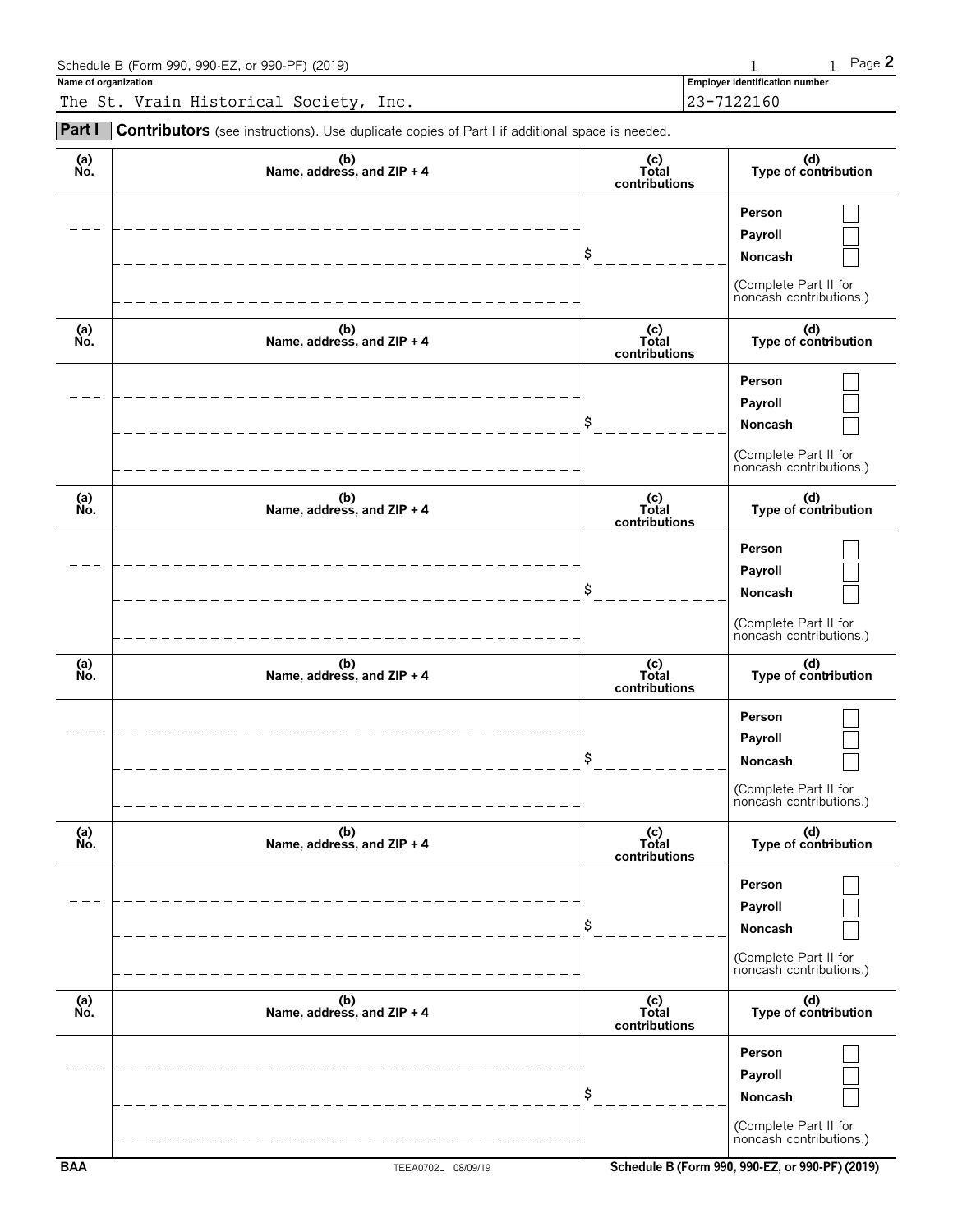Schedule B (Form 990, 990-EZ, or 990-PF) (2019) Page **2**

**Name of organization**

The St. Vrain Historical Society, Inc.

**Employer identification number**

23-7122160

**Part I** **Contributors** (see instructions). Use duplicate copies of Part I if additional space is needed.

| (a) No. | (b) Name, address, and ZIP + 4 | (c) Total contributions | (d) Type of contribution |
|---|---|---|---|
| | | $ | Person ☐ Payroll ☐ Noncash ☐ (Complete Part II for noncash contributions.) |
| | | $ | Person ☐ Payroll ☐ Noncash ☐ (Complete Part II for noncash contributions.) |
| | | $ | Person ☐ Payroll ☐ Noncash ☐ (Complete Part II for noncash contributions.) |
| | | $ | Person ☐ Payroll ☐ Noncash ☐ (Complete Part II for noncash contributions.) |
| | | $ | Person ☐ Payroll ☐ Noncash ☐ (Complete Part II for noncash contributions.) |
| | | $ | Person ☐ Payroll ☐ Noncash ☐ (Complete Part II for noncash contributions.) |

BAA TEEA0702L 08/09/19 Schedule B (Form 990, 990-EZ, or 990-PF) (2019)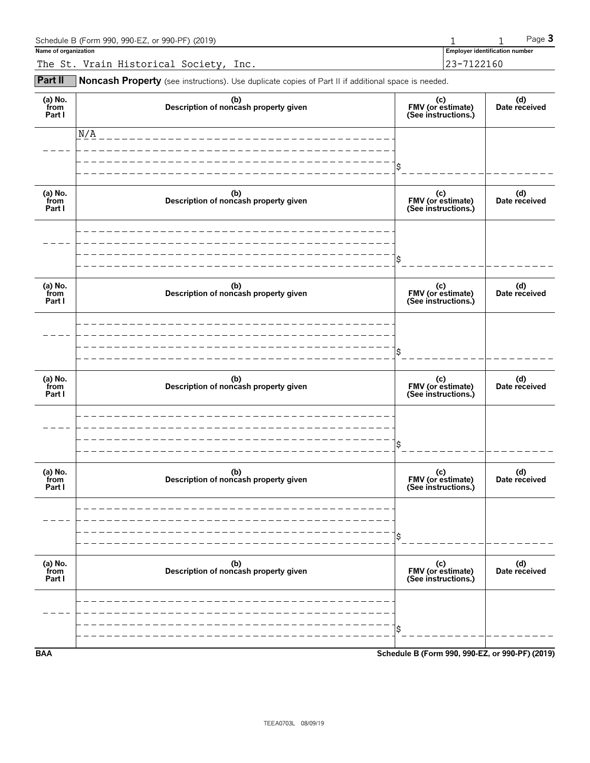Schedule B (Form 990, 990-EZ, or 990-PF) (2019) 1 1 Page **3**

**Name of organization**

The St. Vrain Historical Society, Inc.

**Employer identification number**

23-7122160

**Part II** **Noncash Property** (see instructions). Use duplicate copies of Part II if additional space is needed.

| (a) No. from Part I | (b) Description of noncash property given | (c) FMV (or estimate) (See instructions.) | (d) Date received |
|---|---|---|---|
| | N/A | $ | |

| (a) No. from Part I | (b) Description of noncash property given | (c) FMV (or estimate) (See instructions.) | (d) Date received |
|---|---|---|---|
| | | $ | |

| (a) No. from Part I | (b) Description of noncash property given | (c) FMV (or estimate) (See instructions.) | (d) Date received |
|---|---|---|---|
| | | $ | |

| (a) No. from Part I | (b) Description of noncash property given | (c) FMV (or estimate) (See instructions.) | (d) Date received |
|---|---|---|---|
| | | $ | |

| (a) No. from Part I | (b) Description of noncash property given | (c) FMV (or estimate) (See instructions.) | (d) Date received |
|---|---|---|---|
| | | $ | |

| (a) No. from Part I | (b) Description of noncash property given | (c) FMV (or estimate) (See instructions.) | (d) Date received |
|---|---|---|---|
| | | $ | |

**BAA** **Schedule B (Form 990, 990-EZ, or 990-PF) (2019)**

TEEA0703L 08/09/19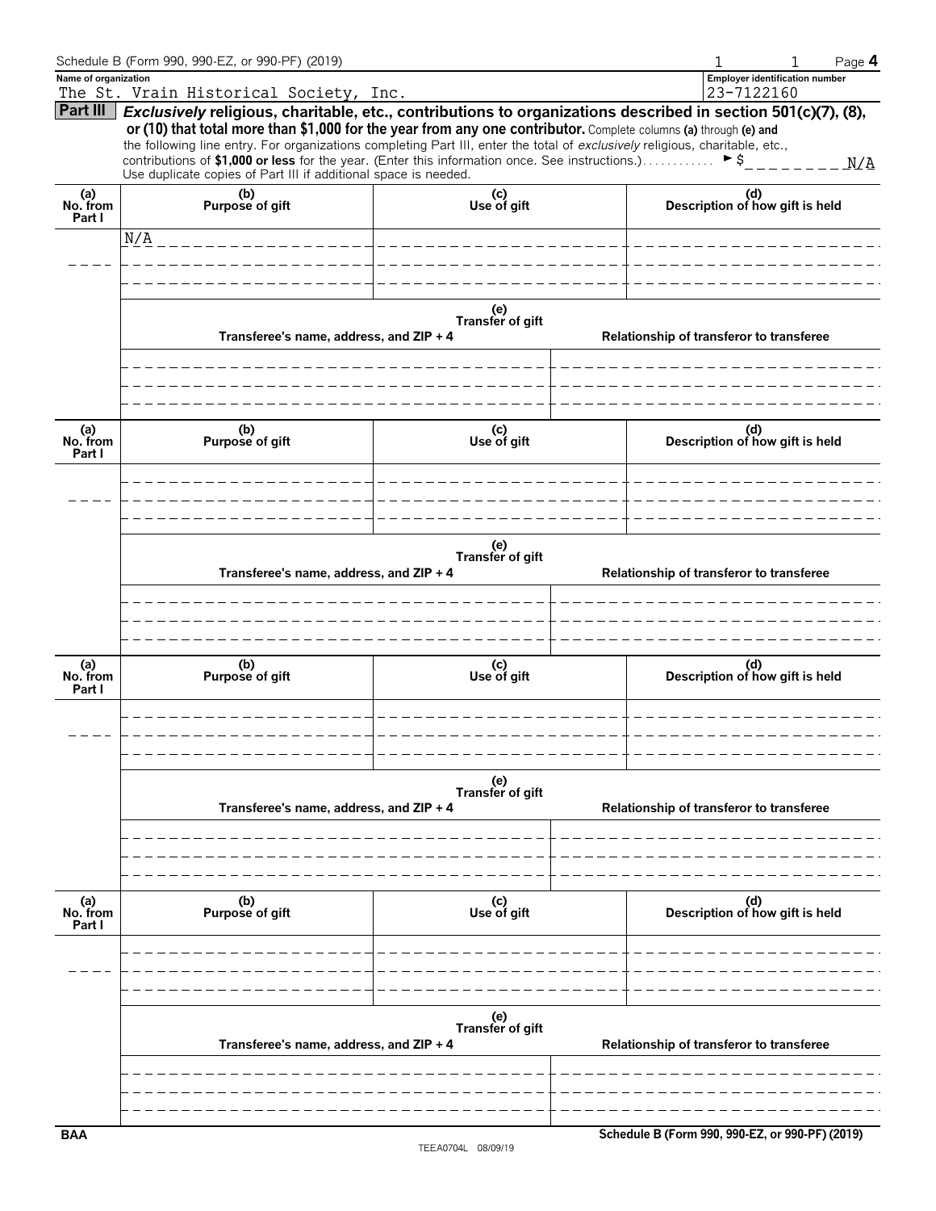Schedule B (Form 990, 990-EZ, or 990-PF) (2019)

**Name of organization**
The St. Vrain Historical Society, Inc.

**Employer identification number**
23-7122160

**Part III** ***Exclusively* religious, charitable, etc., contributions to organizations described in section 501(c)(7), (8), or (10) that total more than $1,000 for the year from any one contributor.** Complete columns **(a)** through **(e)** and the following line entry. For organizations completing Part III, enter the total of *exclusively* religious, charitable, etc., contributions of **$1,000 or less** for the year. (Enter this information once. See instructions.) . . . . . . . . . . . ► $ N/A

Use duplicate copies of Part III if additional space is needed.

| (a) No. from Part I | (b) Purpose of gift | (c) Use of gift | (d) Description of how gift is held |
|---|---|---|---|
| | N/A | | |

| (e) Transfer of gift | |
|---|---|
| Transferee's name, address, and ZIP + 4 | Relationship of transferor to transferee |
| | |

| (a) No. from Part I | (b) Purpose of gift | (c) Use of gift | (d) Description of how gift is held |
|---|---|---|---|
| | | | |

| (e) Transfer of gift | |
|---|---|
| Transferee's name, address, and ZIP + 4 | Relationship of transferor to transferee |
| | |

| (a) No. from Part I | (b) Purpose of gift | (c) Use of gift | (d) Description of how gift is held |
|---|---|---|---|
| | | | |

| (e) Transfer of gift | |
|---|---|
| Transferee's name, address, and ZIP + 4 | Relationship of transferor to transferee |
| | |

| (a) No. from Part I | (b) Purpose of gift | (c) Use of gift | (d) Description of how gift is held |
|---|---|---|---|
| | | | |

| (e) Transfer of gift | |
|---|---|
| Transferee's name, address, and ZIP + 4 | Relationship of transferor to transferee |
| | |

BAA TEEA0704L 08/09/19 **Schedule B (Form 990, 990-EZ, or 990-PF) (2019)**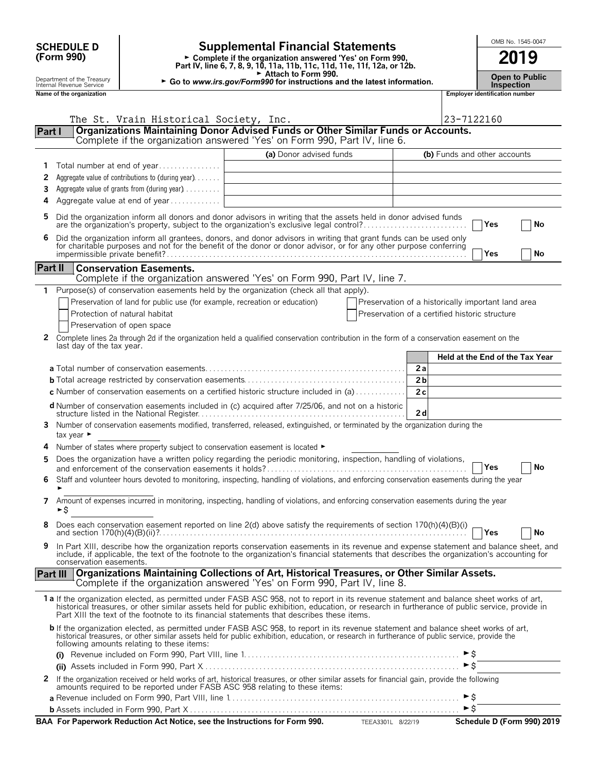**SCHEDULE D (Form 990)**

Department of the Treasury
Internal Revenue Service

# Supplemental Financial Statements

► Complete if the organization answered 'Yes' on Form 990, Part IV, line 6, 7, 8, 9, 10, 11a, 11b, 11c, 11d, 11e, 11f, 12a, or 12b.
► Attach to Form 990.
► Go to *www.irs.gov/Form990* for instructions and the latest information.

OMB No. 1545-0047

**2019**

**Open to Public Inspection**

**Name of the organization**: The St. Vrain Historical Society, Inc.

**Employer identification number**: 23-7122160

## Part I Organizations Maintaining Donor Advised Funds or Other Similar Funds or Accounts.
Complete if the organization answered 'Yes' on Form 990, Part IV, line 6.

| | | (a) Donor advised funds | (b) Funds and other accounts |
|---|---|---|---|
| 1 | Total number at end of year | | |
| 2 | Aggregate value of contributions to (during year) | | |
| 3 | Aggregate value of grants from (during year) | | |
| 4 | Aggregate value at end of year | | |

5 Did the organization inform all donors and donor advisors in writing that the assets held in donor advised funds are the organization's property, subject to the organization's exclusive legal control? ☐ Yes ☐ No

6 Did the organization inform all grantees, donors, and donor advisors in writing that grant funds can be used only for charitable purposes and not for the benefit of the donor or donor advisor, or for any other purpose conferring impermissible private benefit? ☐ Yes ☐ No

## Part II Conservation Easements.
Complete if the organization answered 'Yes' on Form 990, Part IV, line 7.

1 Purpose(s) of conservation easements held by the organization (check all that apply).

☐ Preservation of land for public use (for example, recreation or education)
☐ Protection of natural habitat
☐ Preservation of open space
☐ Preservation of a historically important land area
☐ Preservation of a certified historic structure

2 Complete lines 2a through 2d if the organization held a qualified conservation contribution in the form of a conservation easement on the last day of the tax year.

| | | Held at the End of the Tax Year |
|---|---|---|
| **a** Total number of conservation easements | 2a | |
| **b** Total acreage restricted by conservation easements | 2b | |
| **c** Number of conservation easements on a certified historic structure included in (a) | 2c | |
| **d** Number of conservation easements included in (c) acquired after 7/25/06, and not on a historic structure listed in the National Register | 2d | |

3 Number of conservation easements modified, transferred, released, extinguished, or terminated by the organization during the tax year ►

4 Number of states where property subject to conservation easement is located ►

5 Does the organization have a written policy regarding the periodic monitoring, inspection, handling of violations, and enforcement of the conservation easements it holds? ☐ Yes ☐ No

6 Staff and volunteer hours devoted to monitoring, inspecting, handling of violations, and enforcing conservation easements during the year ►

7 Amount of expenses incurred in monitoring, inspecting, handling of violations, and enforcing conservation easements during the year ►$

8 Does each conservation easement reported on line 2(d) above satisfy the requirements of section 170(h)(4)(B)(i) and section 170(h)(4)(B)(ii)? ☐ Yes ☐ No

9 In Part XIII, describe how the organization reports conservation easements in its revenue and expense statement and balance sheet, and include, if applicable, the text of the footnote to the organization's financial statements that describes the organization's accounting for conservation easements.

## Part III Organizations Maintaining Collections of Art, Historical Treasures, or Other Similar Assets.
Complete if the organization answered 'Yes' on Form 990, Part IV, line 8.

**1a** If the organization elected, as permitted under FASB ASC 958, not to report in its revenue statement and balance sheet works of art, historical treasures, or other similar assets held for public exhibition, education, or research in furtherance of public service, provide in Part XIII the text of the footnote to its financial statements that describes these items.

**b** If the organization elected, as permitted under FASB ASC 958, to report in its revenue statement and balance sheet works of art, historical treasures, or other similar assets held for public exhibition, education, or research in furtherance of public service, provide the following amounts relating to these items:

(i) Revenue included on Form 990, Part VIII, line 1 ►$

(ii) Assets included in Form 990, Part X ►$

2 If the organization received or held works of art, historical treasures, or other similar assets for financial gain, provide the following amounts required to be reported under FASB ASC 958 relating to these items:

**a** Revenue included on Form 990, Part VIII, line 1 ►$

**b** Assets included in Form 990, Part X ►$

**BAA For Paperwork Reduction Act Notice, see the Instructions for Form 990.** TEEA3301L 8/22/19 **Schedule D (Form 990) 2019**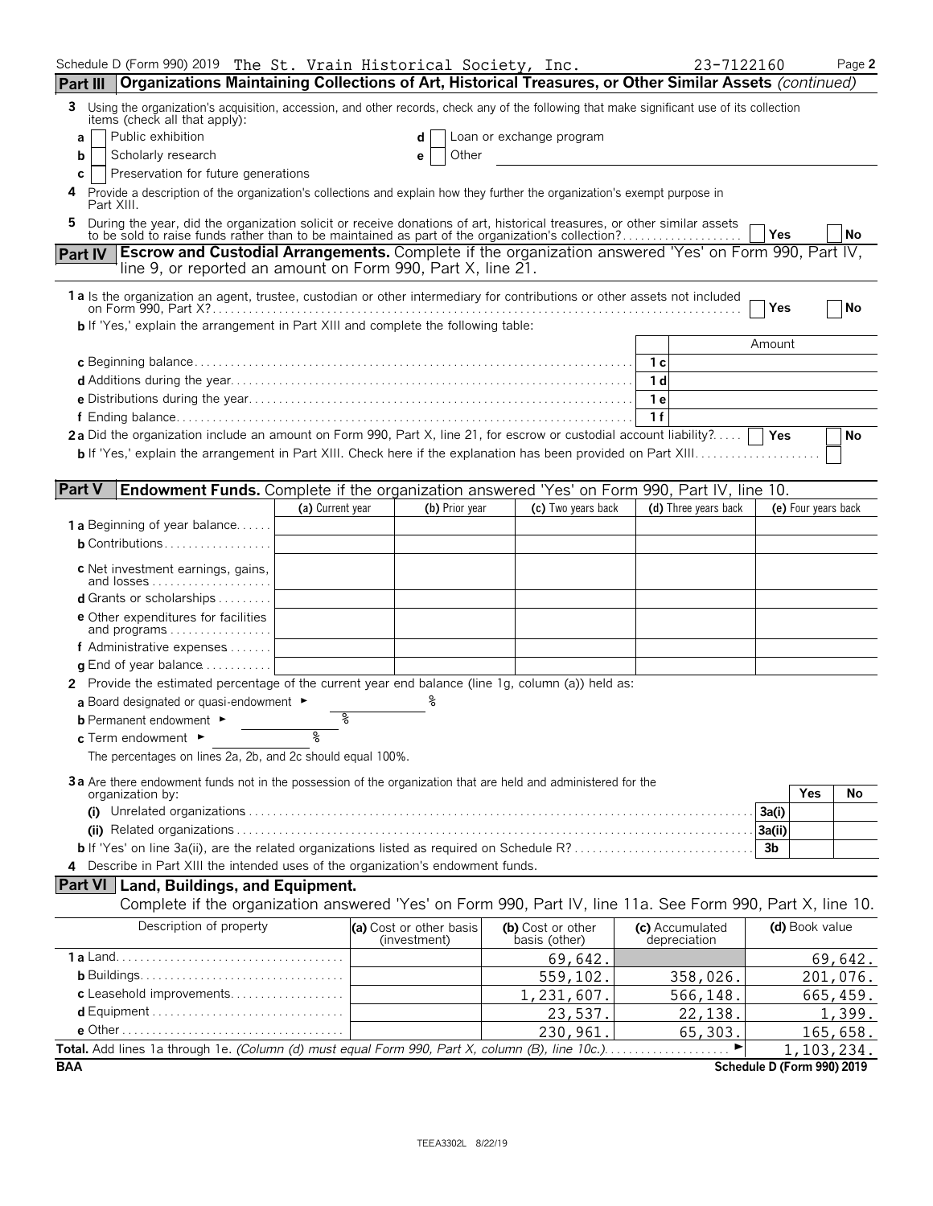Schedule D (Form 990) 2019 The St. Vrain Historical Society, Inc. 23-7122160 Page 2

## Part III Organizations Maintaining Collections of Art, Historical Treasures, or Other Similar Assets *(continued)*

**3** Using the organization's acquisition, accession, and other records, check any of the following that make significant use of its collection items (check all that apply):

- **a** ☐ Public exhibition
- **b** ☐ Scholarly research
- **c** ☐ Preservation for future generations
- **d** ☐ Loan or exchange program
- **e** ☐ Other

**4** Provide a description of the organization's collections and explain how they further the organization's exempt purpose in Part XIII.

**5** During the year, did the organization solicit or receive donations of art, historical treasures, or other similar assets to be sold to raise funds rather than to be maintained as part of the organization's collection? ☐ Yes ☐ No

## Part IV Escrow and Custodial Arrangements.

Complete if the organization answered 'Yes' on Form 990, Part IV, line 9, or reported an amount on Form 990, Part X, line 21.

**1a** Is the organization an agent, trustee, custodian or other intermediary for contributions or other assets not included on Form 990, Part X? ☐ Yes ☐ No

**b** If 'Yes,' explain the arrangement in Part XIII and complete the following table:

| | | Amount |
|---|---|---|
| **c** Beginning balance | 1c | |
| **d** Additions during the year | 1d | |
| **e** Distributions during the year | 1e | |
| **f** Ending balance | 1f | |

**2a** Did the organization include an amount on Form 990, Part X, line 21, for escrow or custodial account liability? ☐ Yes ☐ No

**b** If 'Yes,' explain the arrangement in Part XIII. Check here if the explanation has been provided on Part XIII ☐

## Part V Endowment Funds.

Complete if the organization answered 'Yes' on Form 990, Part IV, line 10.

| | (a) Current year | (b) Prior year | (c) Two years back | (d) Three years back | (e) Four years back |
|---|---|---|---|---|---|
| **1a** Beginning of year balance | | | | | |
| **b** Contributions | | | | | |
| **c** Net investment earnings, gains, and losses | | | | | |
| **d** Grants or scholarships | | | | | |
| **e** Other expenditures for facilities and programs | | | | | |
| **f** Administrative expenses | | | | | |
| **g** End of year balance | | | | | |

**2** Provide the estimated percentage of the current year end balance (line 1g, column (a)) held as:

**a** Board designated or quasi-endowment ► %

**b** Permanent endowment ► %

**c** Term endowment ► %

The percentages on lines 2a, 2b, and 2c should equal 100%.

**3a** Are there endowment funds not in the possession of the organization that are held and administered for the organization by:

| | | Yes | No |
|---|---|---|---|
| **(i)** Unrelated organizations | 3a(i) | | |
| **(ii)** Related organizations | 3a(ii) | | |
| **b** If 'Yes' on line 3a(ii), are the related organizations listed as required on Schedule R? | 3b | | |

**4** Describe in Part XIII the intended uses of the organization's endowment funds.

## Part VI Land, Buildings, and Equipment.

Complete if the organization answered 'Yes' on Form 990, Part IV, line 11a. See Form 990, Part X, line 10.

| Description of property | (a) Cost or other basis (investment) | (b) Cost or other basis (other) | (c) Accumulated depreciation | (d) Book value |
|---|---|---|---|---|
| **1a** Land | | 69,642. | | 69,642. |
| **b** Buildings | | 559,102. | 358,026. | 201,076. |
| **c** Leasehold improvements | | 1,231,607. | 566,148. | 665,459. |
| **d** Equipment | | 23,537. | 22,138. | 1,399. |
| **e** Other | | 230,961. | 65,303. | 165,658. |
| **Total.** Add lines 1a through 1e. *(Column (d) must equal Form 990, Part X, column (B), line 10c.)* ► | | | | 1,103,234. |

BAA Schedule D (Form 990) 2019

TEEA3302L 8/22/19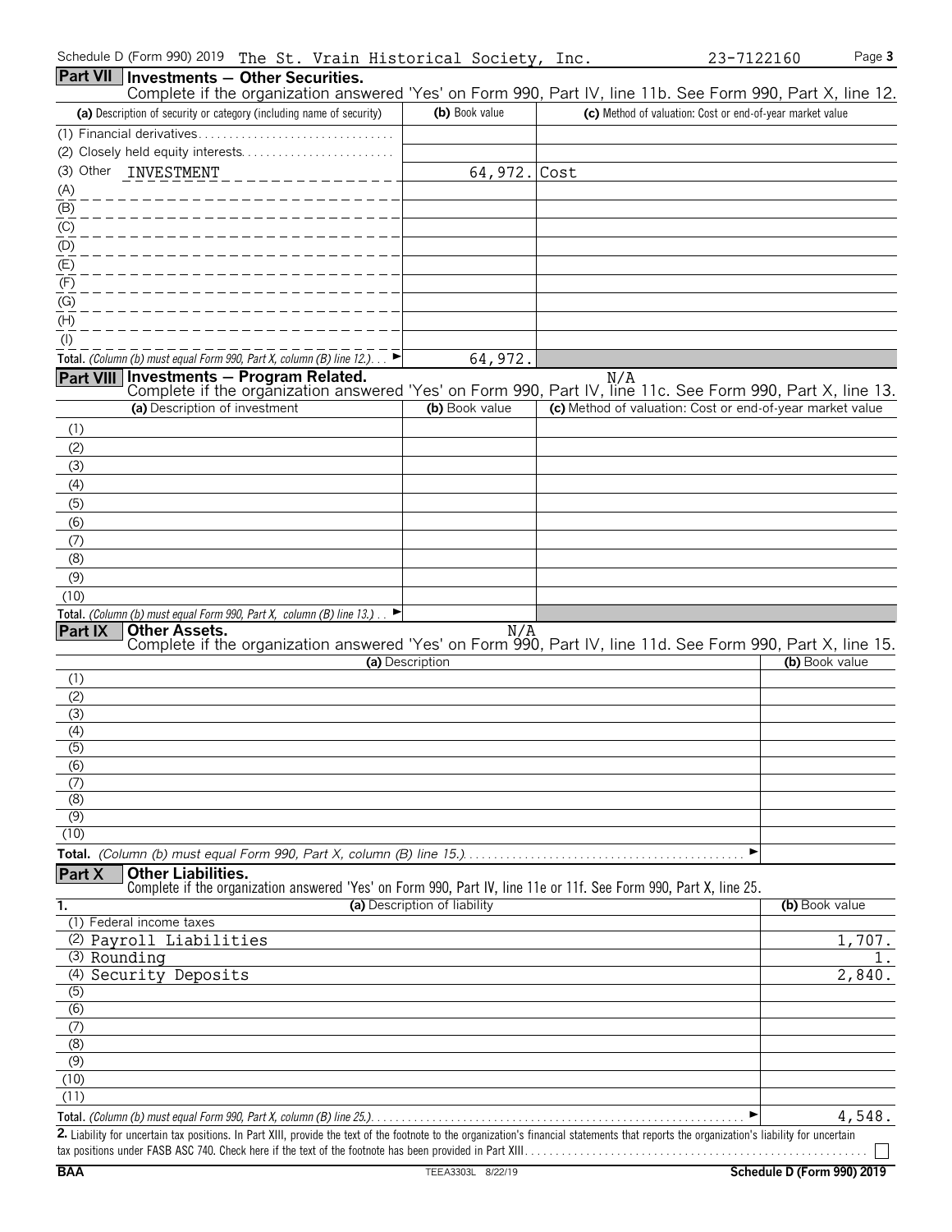Schedule D (Form 990) 2019 The St. Vrain Historical Society, Inc. 23-7122160

## Part VII Investments — Other Securities.

Complete if the organization answered 'Yes' on Form 990, Part IV, line 11b. See Form 990, Part X, line 12.

| (a) Description of security or category (including name of security) | (b) Book value | (c) Method of valuation: Cost or end-of-year market value |
|---|---|---|
| (1) Financial derivatives | | |
| (2) Closely held equity interests | | |
| (3) Other INVESTMENT | 64,972. | Cost |
| (A) | | |
| (B) | | |
| (C) | | |
| (D) | | |
| (E) | | |
| (F) | | |
| (G) | | |
| (H) | | |
| (I) | | |
| **Total.** *(Column (b) must equal Form 990, Part X, column (B) line 12.)* ► | 64,972. | |

## Part VIII Investments — Program Related.

N/A

Complete if the organization answered 'Yes' on Form 990, Part IV, line 11c. See Form 990, Part X, line 13.

| (a) Description of investment | (b) Book value | (c) Method of valuation: Cost or end-of-year market value |
|---|---|---|
| (1) | | |
| (2) | | |
| (3) | | |
| (4) | | |
| (5) | | |
| (6) | | |
| (7) | | |
| (8) | | |
| (9) | | |
| (10) | | |
| **Total.** *(Column (b) must equal Form 990, Part X, column (B) line 13.)* ► | | |

## Part IX Other Assets.

N/A

Complete if the organization answered 'Yes' on Form 990, Part IV, line 11d. See Form 990, Part X, line 15.

| (a) Description | (b) Book value |
|---|---|
| (1) | |
| (2) | |
| (3) | |
| (4) | |
| (5) | |
| (6) | |
| (7) | |
| (8) | |
| (9) | |
| (10) | |
| **Total.** *(Column (b) must equal Form 990, Part X, column (B) line 15.)* ► | |

## Part X Other Liabilities.

Complete if the organization answered 'Yes' on Form 990, Part IV, line 11e or 11f. See Form 990, Part X, line 25.

| 1. (a) Description of liability | (b) Book value |
|---|---|
| (1) Federal income taxes | |
| (2) Payroll Liabilities | 1,707. |
| (3) Rounding | 1. |
| (4) Security Deposits | 2,840. |
| (5) | |
| (6) | |
| (7) | |
| (8) | |
| (9) | |
| (10) | |
| (11) | |
| **Total.** *(Column (b) must equal Form 990, Part X, column (B) line 25.)* ► | 4,548. |

**2.** Liability for uncertain tax positions. In Part XIII, provide the text of the footnote to the organization's financial statements that reports the organization's liability for uncertain tax positions under FASB ASC 740. Check here if the text of the footnote has been provided in Part XIII ☐

BAA TEEA3303L 8/22/19 Schedule D (Form 990) 2019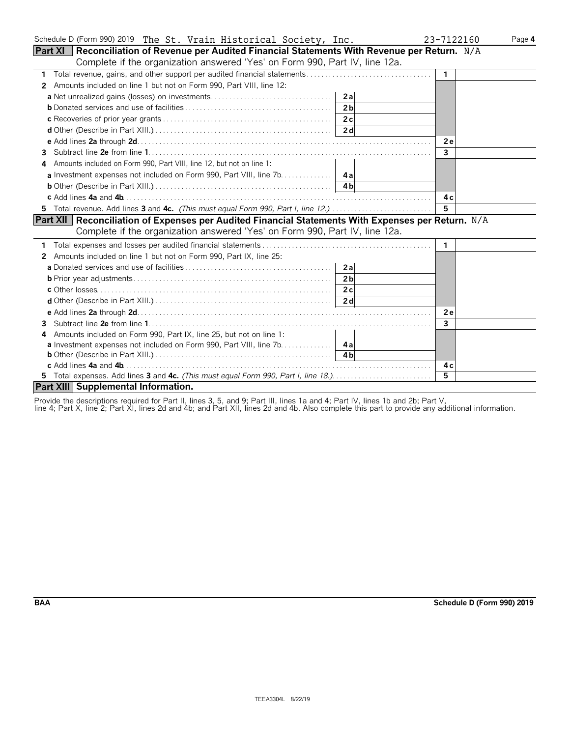Schedule D (Form 990) 2019 The St. Vrain Historical Society, Inc. 23-7122160

## Part XI Reconciliation of Revenue per Audited Financial Statements With Revenue per Return. N/A

Complete if the organization answered 'Yes' on Form 990, Part IV, line 12a.

| | | | | |
|---|---|---|---|---|
| **1** Total revenue, gains, and other support per audited financial statements | | | 1 | |
| **2** Amounts included on line 1 but not on Form 990, Part VIII, line 12: | | | | |
| **a** Net unrealized gains (losses) on investments | 2a | | | |
| **b** Donated services and use of facilities | 2b | | | |
| **c** Recoveries of prior year grants | 2c | | | |
| **d** Other (Describe in Part XIII.) | 2d | | | |
| **e** Add lines **2a** through **2d** | | | 2e | |
| **3** Subtract line **2e** from line **1** | | | 3 | |
| **4** Amounts included on Form 990, Part VIII, line 12, but not on line 1: | | | | |
| **a** Investment expenses not included on Form 990, Part VIII, line 7b | 4a | | | |
| **b** Other (Describe in Part XIII.) | 4b | | | |
| **c** Add lines **4a** and **4b** | | | 4c | |
| **5** Total revenue. Add lines **3** and **4c.** *(This must equal Form 990, Part I, line 12.)* | | | 5 | |

## Part XII Reconciliation of Expenses per Audited Financial Statements With Expenses per Return. N/A

Complete if the organization answered 'Yes' on Form 990, Part IV, line 12a.

| | | | | |
|---|---|---|---|---|
| **1** Total expenses and losses per audited financial statements | | | 1 | |
| **2** Amounts included on line 1 but not on Form 990, Part IX, line 25: | | | | |
| **a** Donated services and use of facilities | 2a | | | |
| **b** Prior year adjustments | 2b | | | |
| **c** Other losses | 2c | | | |
| **d** Other (Describe in Part XIII.) | 2d | | | |
| **e** Add lines **2a** through **2d** | | | 2e | |
| **3** Subtract line **2e** from line **1** | | | 3 | |
| **4** Amounts included on Form 990, Part IX, line 25, but not on line 1: | | | | |
| **a** Investment expenses not included on Form 990, Part VIII, line 7b | 4a | | | |
| **b** Other (Describe in Part XIII.) | 4b | | | |
| **c** Add lines **4a** and **4b** | | | 4c | |
| **5** Total expenses. Add lines **3** and **4c.** *(This must equal Form 990, Part I, line 18.)* | | | 5 | |

## Part XIII Supplemental Information.

Provide the descriptions required for Part II, lines 3, 5, and 9; Part III, lines 1a and 4; Part IV, lines 1b and 2b; Part V, line 4; Part X, line 2; Part XI, lines 2d and 4b; and Part XII, lines 2d and 4b. Also complete this part to provide any additional information.

BAA Schedule D (Form 990) 2019

TEEA3304L 8/22/19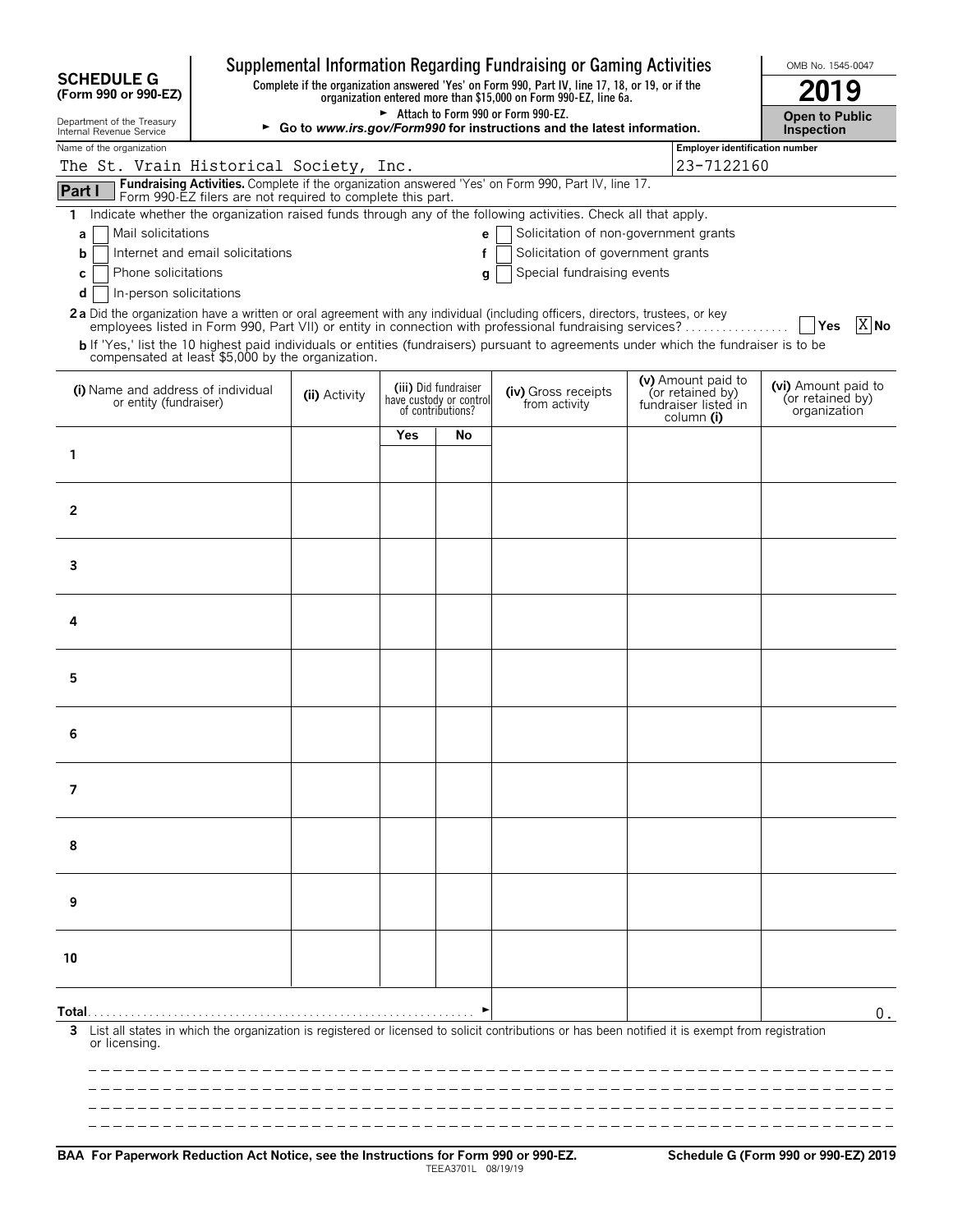# SCHEDULE G (Form 990 or 990-EZ)

Department of the Treasury
Internal Revenue Service

## Supplemental Information Regarding Fundraising or Gaming Activities

**Complete if the organization answered 'Yes' on Form 990, Part IV, line 17, 18, or 19, or if the organization entered more than $15,000 on Form 990-EZ, line 6a.**

► Attach to Form 990 or Form 990-EZ.

► **Go to *www.irs.gov/Form990* for instructions and the latest information.**

OMB No. 1545-0047

**2019**

**Open to Public Inspection**

Name of the organization: The St. Vrain Historical Society, Inc.

Employer identification number: 23-7122160

**Part I** **Fundraising Activities.** Complete if the organization answered 'Yes' on Form 990, Part IV, line 17. Form 990-EZ filers are not required to complete this part.

**1** Indicate whether the organization raised funds through any of the following activities. Check all that apply.

- **a** ☐ Mail solicitations
- **b** ☐ Internet and email solicitations
- **c** ☐ Phone solicitations
- **d** ☐ In-person solicitations
- **e** ☐ Solicitation of non-government grants
- **f** ☐ Solicitation of government grants
- **g** ☐ Special fundraising events

**2a** Did the organization have a written or oral agreement with any individual (including officers, directors, trustees, or key employees listed in Form 990, Part VII) or entity in connection with professional fundraising services? ☐ **Yes** ☒ **No**

**b** If 'Yes,' list the 10 highest paid individuals or entities (fundraisers) pursuant to agreements under which the fundraiser is to be compensated at least $5,000 by the organization.

| | **(i)** Name and address of individual or entity (fundraiser) | **(ii)** Activity | **(iii)** Did fundraiser have custody or control of contributions? | | **(iv)** Gross receipts from activity | **(v)** Amount paid to (or retained by) fundraiser listed in column **(i)** | **(vi)** Amount paid to (or retained by) organization |
|---|---|---|---|---|---|---|---|
| | | | **Yes** | **No** | | | |
| 1 | | | | | | | |
| 2 | | | | | | | |
| 3 | | | | | | | |
| 4 | | | | | | | |
| 5 | | | | | | | |
| 6 | | | | | | | |
| 7 | | | | | | | |
| 8 | | | | | | | |
| 9 | | | | | | | |
| 10 | | | | | | | |
| **Total** | | | | | | | 0. |

**3** List all states in which the organization is registered or licensed to solicit contributions or has been notified it is exempt from registration or licensing.

**BAA For Paperwork Reduction Act Notice, see the Instructions for Form 990 or 990-EZ.** TEEA3701L 08/19/19 **Schedule G (Form 990 or 990-EZ) 2019**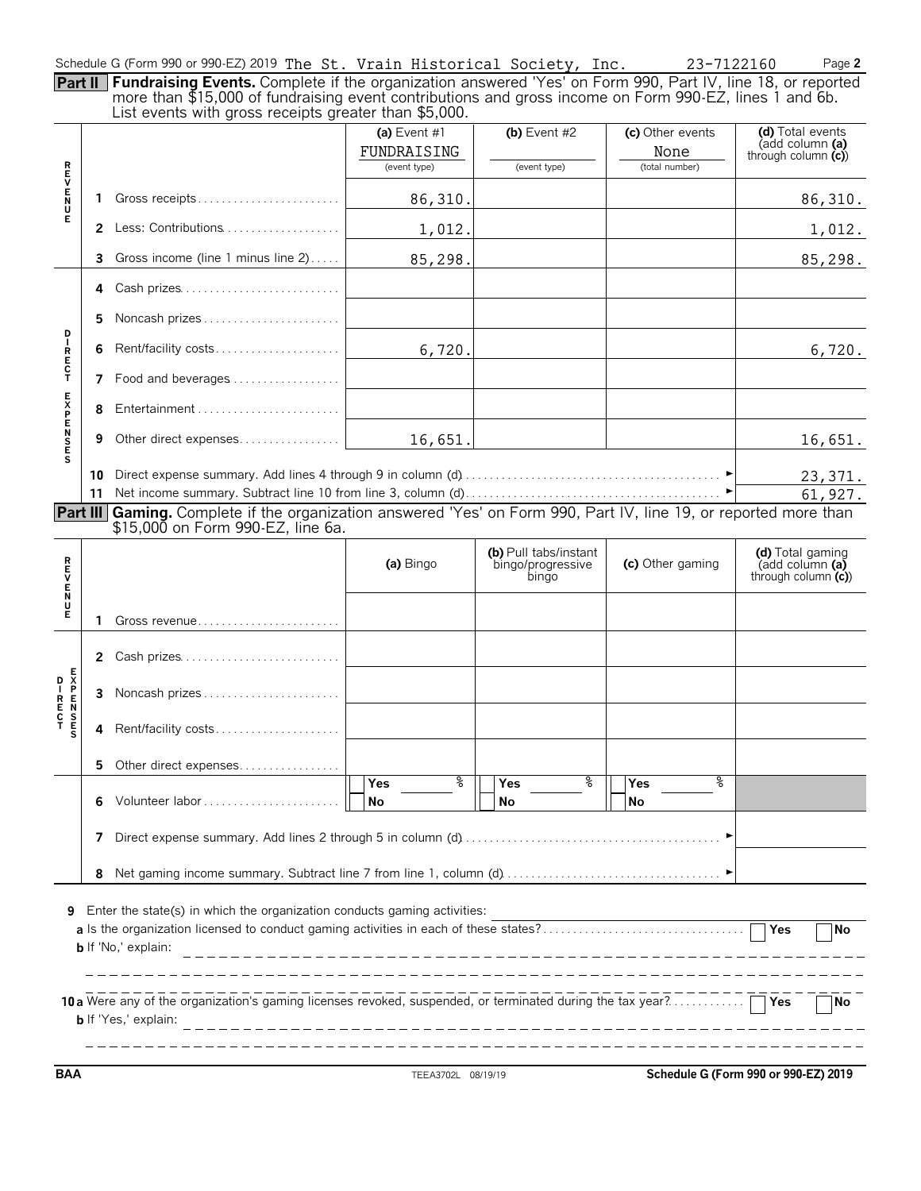Schedule G (Form 990 or 990-EZ) 2019 The St. Vrain Historical Society, Inc. 23-7122160 Page **2**

**Part II** **Fundraising Events.** Complete if the organization answered 'Yes' on Form 990, Part IV, line 18, or reported more than $15,000 of fundraising event contributions and gross income on Form 990-EZ, lines 1 and 6b. List events with gross receipts greater than $5,000.

| | | | (a) Event #1 FUNDRAISING (event type) | (b) Event #2 (event type) | (c) Other events None (total number) | (d) Total events (add column (a) through column (c)) |
|---|---|---|---|---|---|---|
| REVENUE | 1 | Gross receipts | 86,310. | | | 86,310. |
| | 2 | Less: Contributions | 1,012. | | | 1,012. |
| | 3 | Gross income (line 1 minus line 2) | 85,298. | | | 85,298. |
| DIRECT EXPENSES | 4 | Cash prizes | | | | |
| | 5 | Noncash prizes | | | | |
| | 6 | Rent/facility costs | 6,720. | | | 6,720. |
| | 7 | Food and beverages | | | | |
| | 8 | Entertainment | | | | |
| | 9 | Other direct expenses | 16,651. | | | 16,651. |
| | 10 | Direct expense summary. Add lines 4 through 9 in column (d) | | | | 23,371. |
| | 11 | Net income summary. Subtract line 10 from line 3, column (d) | | | | 61,927. |

**Part III** **Gaming.** Complete if the organization answered 'Yes' on Form 990, Part IV, line 19, or reported more than $15,000 on Form 990-EZ, line 6a.

| | | | (a) Bingo | (b) Pull tabs/instant bingo/progressive bingo | (c) Other gaming | (d) Total gaming (add column (a) through column (c)) |
|---|---|---|---|---|---|---|
| REVENUE | 1 | Gross revenue | | | | |
| DIRECT EXPENSES | 2 | Cash prizes | | | | |
| | 3 | Noncash prizes | | | | |
| | 4 | Rent/facility costs | | | | |
| | 5 | Other direct expenses | | | | |
| | 6 | Volunteer labor | Yes ___ % No | Yes ___ % No | Yes ___ % No | |
| | 7 | Direct expense summary. Add lines 2 through 5 in column (d) | | | | |
| | 8 | Net gaming income summary. Subtract line 7 from line 1, column (d) | | | | |

**9** Enter the state(s) in which the organization conducts gaming activities:

**a** Is the organization licensed to conduct gaming activities in each of these states? ☐ Yes ☐ No

**b** If 'No,' explain:

**10a** Were any of the organization's gaming licenses revoked, suspended, or terminated during the tax year? ☐ Yes ☐ No

**b** If 'Yes,' explain:

BAA TEEA3702L 08/19/19 **Schedule G (Form 990 or 990-EZ) 2019**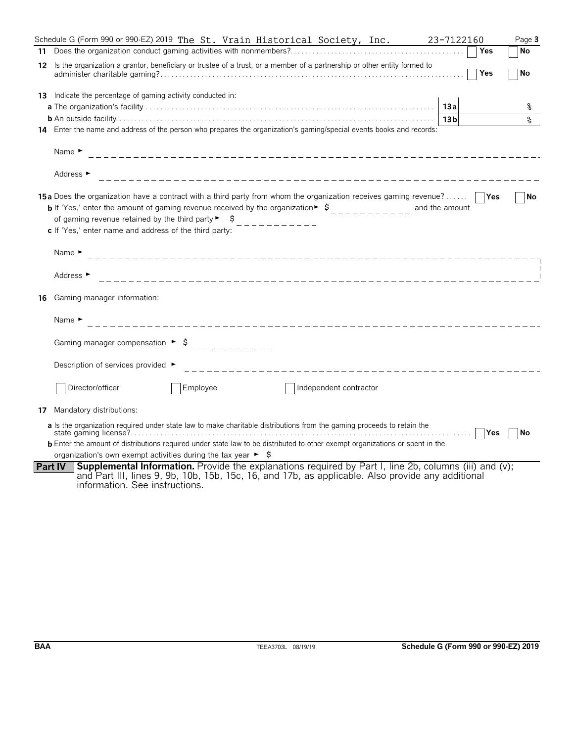Schedule G (Form 990 or 990-EZ) 2019 The St. Vrain Historical Society, Inc. 23-7122160

**11** Does the organization conduct gaming activities with nonmembers? Yes No

**12** Is the organization a grantor, beneficiary or trustee of a trust, or a member of a partnership or other entity formed to administer charitable gaming? Yes No

**13** Indicate the percentage of gaming activity conducted in:

**a** The organization's facility **13a** %

**b** An outside facility **13b** %

**14** Enter the name and address of the person who prepares the organization's gaming/special events books and records:

Name ►

Address ►

**15a** Does the organization have a contract with a third party from whom the organization receives gaming revenue? Yes No

**b** If 'Yes,' enter the amount of gaming revenue received by the organization ► $ and the amount of gaming revenue retained by the third party ► $

**c** If 'Yes,' enter name and address of the third party:

Name ►

Address ►

**16** Gaming manager information:

Name ►

Gaming manager compensation ► $

Description of services provided ►

Director/officer   Employee   Independent contractor

**17** Mandatory distributions:

**a** Is the organization required under state law to make charitable distributions from the gaming proceeds to retain the state gaming license? Yes No

**b** Enter the amount of distributions required under state law to be distributed to other exempt organizations or spent in the organization's own exempt activities during the tax year ► $

**Part IV** **Supplemental Information.** Provide the explanations required by Part I, line 2b, columns (iii) and (v); and Part III, lines 9, 9b, 10b, 15b, 15c, 16, and 17b, as applicable. Also provide any additional information. See instructions.

**BAA** TEEA3703L 08/19/19 **Schedule G (Form 990 or 990-EZ) 2019**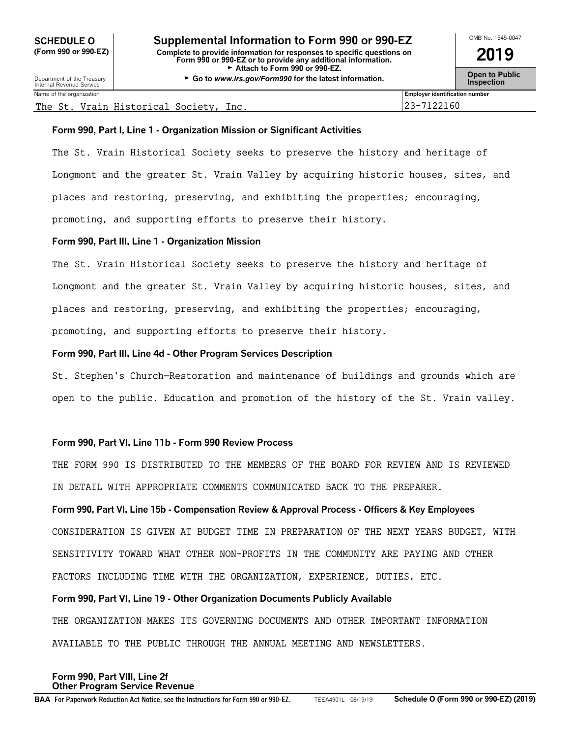**SCHEDULE O** (Form 990 or 990-EZ)

Department of the Treasury Internal Revenue Service

# Supplemental Information to Form 990 or 990-EZ

**Complete to provide information for responses to specific questions on Form 990 or 990-EZ or to provide any additional information.**
► **Attach to Form 990 or 990-EZ.**
► **Go to www.irs.gov/Form990 for the latest information.**

OMB No. 1545-0047

**2019**

**Open to Public Inspection**

| Name of the organization | Employer identification number |
|---|---|
| The St. Vrain Historical Society, Inc. | 23-7122160 |

**Form 990, Part I, Line 1 - Organization Mission or Significant Activities**

The St. Vrain Historical Society seeks to preserve the history and heritage of Longmont and the greater St. Vrain Valley by acquiring historic houses, sites, and places and restoring, preserving, and exhibiting the properties; encouraging, promoting, and supporting efforts to preserve their history.

**Form 990, Part III, Line 1 - Organization Mission**

The St. Vrain Historical Society seeks to preserve the history and heritage of Longmont and the greater St. Vrain Valley by acquiring historic houses, sites, and places and restoring, preserving, and exhibiting the properties; encouraging, promoting, and supporting efforts to preserve their history.

**Form 990, Part III, Line 4d - Other Program Services Description**

St. Stephen's Church—Restoration and maintenance of buildings and grounds which are open to the public. Education and promotion of the history of the St. Vrain valley.

**Form 990, Part VI, Line 11b - Form 990 Review Process**

THE FORM 990 IS DISTRIBUTED TO THE MEMBERS OF THE BOARD FOR REVIEW AND IS REVIEWED IN DETAIL WITH APPROPRIATE COMMENTS COMMUNICATED BACK TO THE PREPARER.

**Form 990, Part VI, Line 15b - Compensation Review & Approval Process - Officers & Key Employees**

CONSIDERATION IS GIVEN AT BUDGET TIME IN PREPARATION OF THE NEXT YEARS BUDGET, WITH SENSITIVITY TOWARD WHAT OTHER NON-PROFITS IN THE COMMUNITY ARE PAYING AND OTHER FACTORS INCLUDING TIME WITH THE ORGANIZATION, EXPERIENCE, DUTIES, ETC.

**Form 990, Part VI, Line 19 - Other Organization Documents Publicly Available**

THE ORGANIZATION MAKES ITS GOVERNING DOCUMENTS AND OTHER IMPORTANT INFORMATION AVAILABLE TO THE PUBLIC THROUGH THE ANNUAL MEETING AND NEWSLETTERS.

**Form 990, Part VIII, Line 2f**
**Other Program Service Revenue**

**BAA** For Paperwork Reduction Act Notice, see the Instructions for Form 990 or 990-EZ. TEEA4901L 08/19/19 **Schedule O (Form 990 or 990-EZ) (2019)**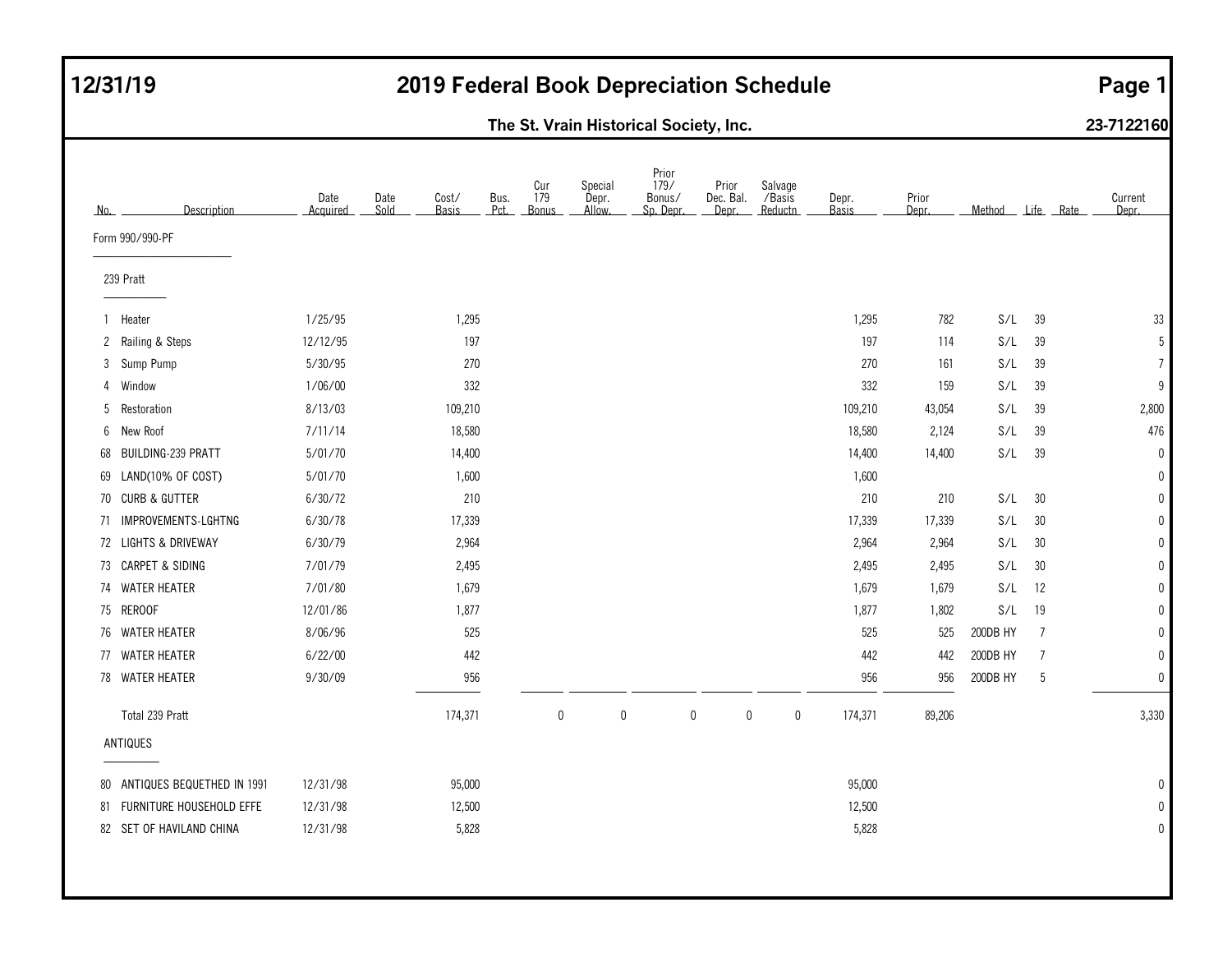# 2019 Federal Book Depreciation Schedule

**12/31/19**

**The St. Vrain Historical Society, Inc.** **23-7122160**

| No. | Description | Date Acquired | Date Sold | Cost/ Basis | Bus. Pct. | Cur 179 Bonus | Special Depr. Allow. | Prior 179/ Bonus/ Sp. Depr. | Prior Dec. Bal. Depr. | Salvage /Basis Reductn | Depr. Basis | Prior Depr. | Method | Life | Rate | Current Depr. |
|---|---|---|---|---|---|---|---|---|---|---|---|---|---|---|---|---|
| | **Form 990/990-PF** | | | | | | | | | | | | | | | |
| | **239 Pratt** | | | | | | | | | | | | | | | |
| 1 | Heater | 1/25/95 | | 1,295 | | | | | | | 1,295 | 782 | S/L | 39 | | 33 |
| 2 | Railing & Steps | 12/12/95 | | 197 | | | | | | | 197 | 114 | S/L | 39 | | 5 |
| 3 | Sump Pump | 5/30/95 | | 270 | | | | | | | 270 | 161 | S/L | 39 | | 7 |
| 4 | Window | 1/06/00 | | 332 | | | | | | | 332 | 159 | S/L | 39 | | 9 |
| 5 | Restoration | 8/13/03 | | 109,210 | | | | | | | 109,210 | 43,054 | S/L | 39 | | 2,800 |
| 6 | New Roof | 7/11/14 | | 18,580 | | | | | | | 18,580 | 2,124 | S/L | 39 | | 476 |
| 68 | BUILDING-239 PRATT | 5/01/70 | | 14,400 | | | | | | | 14,400 | 14,400 | S/L | 39 | | 0 |
| 69 | LAND(10% OF COST) | 5/01/70 | | 1,600 | | | | | | | 1,600 | | | | | 0 |
| 70 | CURB & GUTTER | 6/30/72 | | 210 | | | | | | | 210 | 210 | S/L | 30 | | 0 |
| 71 | IMPROVEMENTS-LGHTNG | 6/30/78 | | 17,339 | | | | | | | 17,339 | 17,339 | S/L | 30 | | 0 |
| 72 | LIGHTS & DRIVEWAY | 6/30/79 | | 2,964 | | | | | | | 2,964 | 2,964 | S/L | 30 | | 0 |
| 73 | CARPET & SIDING | 7/01/79 | | 2,495 | | | | | | | 2,495 | 2,495 | S/L | 30 | | 0 |
| 74 | WATER HEATER | 7/01/80 | | 1,679 | | | | | | | 1,679 | 1,679 | S/L | 12 | | 0 |
| 75 | REROOF | 12/01/86 | | 1,877 | | | | | | | 1,877 | 1,802 | S/L | 19 | | 0 |
| 76 | WATER HEATER | 8/06/96 | | 525 | | | | | | | 525 | 525 | 200DB HY | 7 | | 0 |
| 77 | WATER HEATER | 6/22/00 | | 442 | | | | | | | 442 | 442 | 200DB HY | 7 | | 0 |
| 78 | WATER HEATER | 9/30/09 | | 956 | | | | | | | 956 | 956 | 200DB HY | 5 | | 0 |
| | Total 239 Pratt | | | 174,371 | | 0 | 0 | 0 | 0 | 0 | 174,371 | 89,206 | | | | 3,330 |
| | **ANTIQUES** | | | | | | | | | | | | | | | |
| 80 | ANTIQUES BEQUETHED IN 1991 | 12/31/98 | | 95,000 | | | | | | | 95,000 | | | | | 0 |
| 81 | FURNITURE HOUSEHOLD EFFE | 12/31/98 | | 12,500 | | | | | | | 12,500 | | | | | 0 |
| 82 | SET OF HAVILAND CHINA | 12/31/98 | | 5,828 | | | | | | | 5,828 | | | | | 0 |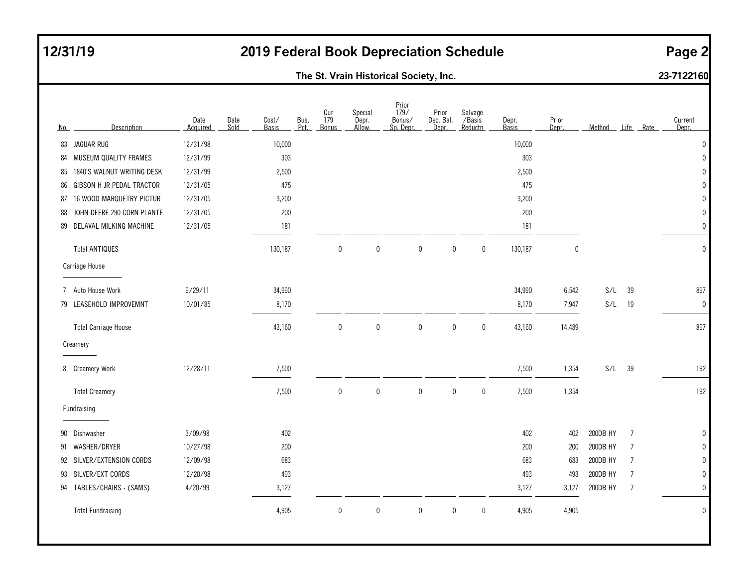# 2019 Federal Book Depreciation Schedule

12/31/19

**The St. Vrain Historical Society, Inc.** 23-7122160

| No. | Description | Date Acquired | Date Sold | Cost/ Basis | Bus. Pct. | Cur 179 Bonus | Special Depr. Allow. | Prior 179/ Bonus/ Sp. Depr. | Prior Dec. Bal. Depr. | Salvage /Basis Reductn | Depr. Basis | Prior Depr. | Method | Life | Rate | Current Depr. |
|---|---|---|---|---|---|---|---|---|---|---|---|---|---|---|---|---|
| 83 | JAGUAR RUG | 12/31/98 | | 10,000 | | | | | | | 10,000 | | | | | 0 |
| 84 | MUSEUM QUALITY FRAMES | 12/31/99 | | 303 | | | | | | | 303 | | | | | 0 |
| 85 | 1840'S WALNUT WRITING DESK | 12/31/99 | | 2,500 | | | | | | | 2,500 | | | | | 0 |
| 86 | GIBSON H JR PEDAL TRACTOR | 12/31/05 | | 475 | | | | | | | 475 | | | | | 0 |
| 87 | 16 WOOD MARQUETRY PICTUR | 12/31/05 | | 3,200 | | | | | | | 3,200 | | | | | 0 |
| 88 | JOHN DEERE 290 CORN PLANTE | 12/31/05 | | 200 | | | | | | | 200 | | | | | 0 |
| 89 | DELAVAL MILKING MACHINE | 12/31/05 | | 181 | | | | | | | 181 | | | | | 0 |
| | Total ANTIQUES | | | 130,187 | | 0 | 0 | 0 | 0 | 0 | 130,187 | 0 | | | | 0 |
| | **Carriage House** | | | | | | | | | | | | | | | |
| 7 | Auto House Work | 9/29/11 | | 34,990 | | | | | | | 34,990 | 6,542 | S/L | 39 | | 897 |
| 79 | LEASEHOLD IMPROVEMNT | 10/01/85 | | 8,170 | | | | | | | 8,170 | 7,947 | S/L | 19 | | 0 |
| | Total Carriage House | | | 43,160 | | 0 | 0 | 0 | 0 | 0 | 43,160 | 14,489 | | | | 897 |
| | **Creamery** | | | | | | | | | | | | | | | |
| 8 | Creamery Work | 12/28/11 | | 7,500 | | | | | | | 7,500 | 1,354 | S/L | 39 | | 192 |
| | Total Creamery | | | 7,500 | | 0 | 0 | 0 | 0 | 0 | 7,500 | 1,354 | | | | 192 |
| | **Fundraising** | | | | | | | | | | | | | | | |
| 90 | Dishwasher | 3/09/98 | | 402 | | | | | | | 402 | 402 | 200DB HY | 7 | | 0 |
| 91 | WASHER/DRYER | 10/27/98 | | 200 | | | | | | | 200 | 200 | 200DB HY | 7 | | 0 |
| 92 | SILVER/EXTENSION CORDS | 12/09/98 | | 683 | | | | | | | 683 | 683 | 200DB HY | 7 | | 0 |
| 93 | SILVER/EXT CORDS | 12/20/98 | | 493 | | | | | | | 493 | 493 | 200DB HY | 7 | | 0 |
| 94 | TABLES/CHAIRS - (SAMS) | 4/20/99 | | 3,127 | | | | | | | 3,127 | 3,127 | 200DB HY | 7 | | 0 |
| | Total Fundraising | | | 4,905 | | 0 | 0 | 0 | 0 | 0 | 4,905 | 4,905 | | | | 0 |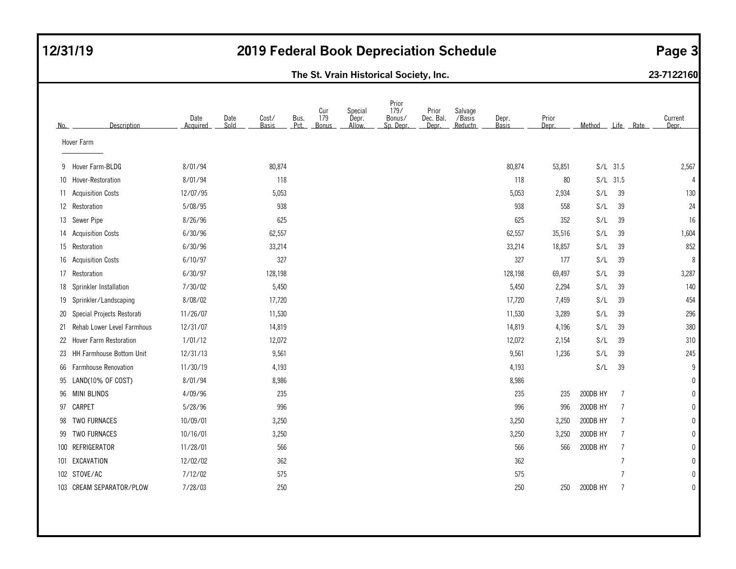# 2019 Federal Book Depreciation Schedule

**12/31/19**

**The St. Vrain Historical Society, Inc.** **23-7122160**

| No. | Description | Date Acquired | Date Sold | Cost/ Basis | Bus. Pct. | Cur 179 Bonus | Special Depr. Allow. | Prior 179/ Bonus/ Sp. Depr. | Prior Dec. Bal. Depr. | Salvage /Basis Reductn | Depr. Basis | Prior Depr. | Method | Life | Rate | Current Depr. |
|---|---|---|---|---|---|---|---|---|---|---|---|---|---|---|---|---|
| | **Hover Farm** | | | | | | | | | | | | | | | |
| 9 | Hover Farm-BLDG | 8/01/94 | | 80,874 | | | | | | | 80,874 | 53,851 | S/L | 31.5 | | 2,567 |
| 10 | Hover-Restoration | 8/01/94 | | 118 | | | | | | | 118 | 80 | S/L | 31.5 | | 4 |
| 11 | Acquisition Costs | 12/07/95 | | 5,053 | | | | | | | 5,053 | 2,934 | S/L | 39 | | 130 |
| 12 | Restoration | 5/08/95 | | 938 | | | | | | | 938 | 558 | S/L | 39 | | 24 |
| 13 | Sewer Pipe | 8/26/96 | | 625 | | | | | | | 625 | 352 | S/L | 39 | | 16 |
| 14 | Acquisition Costs | 6/30/96 | | 62,557 | | | | | | | 62,557 | 35,516 | S/L | 39 | | 1,604 |
| 15 | Restoration | 6/30/96 | | 33,214 | | | | | | | 33,214 | 18,857 | S/L | 39 | | 852 |
| 16 | Acquisition Costs | 6/10/97 | | 327 | | | | | | | 327 | 177 | S/L | 39 | | 8 |
| 17 | Restoration | 6/30/97 | | 128,198 | | | | | | | 128,198 | 69,497 | S/L | 39 | | 3,287 |
| 18 | Sprinkler Installation | 7/30/02 | | 5,450 | | | | | | | 5,450 | 2,294 | S/L | 39 | | 140 |
| 19 | Sprinkler/Landscaping | 8/08/02 | | 17,720 | | | | | | | 17,720 | 7,459 | S/L | 39 | | 454 |
| 20 | Special Projects Restorati | 11/26/07 | | 11,530 | | | | | | | 11,530 | 3,289 | S/L | 39 | | 296 |
| 21 | Rehab Lower Level Farmhous | 12/31/07 | | 14,819 | | | | | | | 14,819 | 4,196 | S/L | 39 | | 380 |
| 22 | Hover Farm Restoration | 1/01/12 | | 12,072 | | | | | | | 12,072 | 2,154 | S/L | 39 | | 310 |
| 23 | HH Farmhouse Bottom Unit | 12/31/13 | | 9,561 | | | | | | | 9,561 | 1,236 | S/L | 39 | | 245 |
| 66 | Farmhouse Renovation | 11/30/19 | | 4,193 | | | | | | | 4,193 | | S/L | 39 | | 9 |
| 95 | LAND(10% OF COST) | 8/01/94 | | 8,986 | | | | | | | 8,986 | | | | | 0 |
| 96 | MINI BLINDS | 4/09/96 | | 235 | | | | | | | 235 | 235 | 200DB HY | 7 | | 0 |
| 97 | CARPET | 5/28/96 | | 996 | | | | | | | 996 | 996 | 200DB HY | 7 | | 0 |
| 98 | TWO FURNACES | 10/09/01 | | 3,250 | | | | | | | 3,250 | 3,250 | 200DB HY | 7 | | 0 |
| 99 | TWO FURNACES | 10/16/01 | | 3,250 | | | | | | | 3,250 | 3,250 | 200DB HY | 7 | | 0 |
| 100 | REFRIGERATOR | 11/28/01 | | 566 | | | | | | | 566 | 566 | 200DB HY | 7 | | 0 |
| 101 | EXCAVATION | 12/02/02 | | 362 | | | | | | | 362 | | | 7 | | 0 |
| 102 | STOVE/AC | 7/12/02 | | 575 | | | | | | | 575 | | | 7 | | 0 |
| 103 | CREAM SEPARATOR/PLOW | 7/28/03 | | 250 | | | | | | | 250 | 250 | 200DB HY | 7 | | 0 |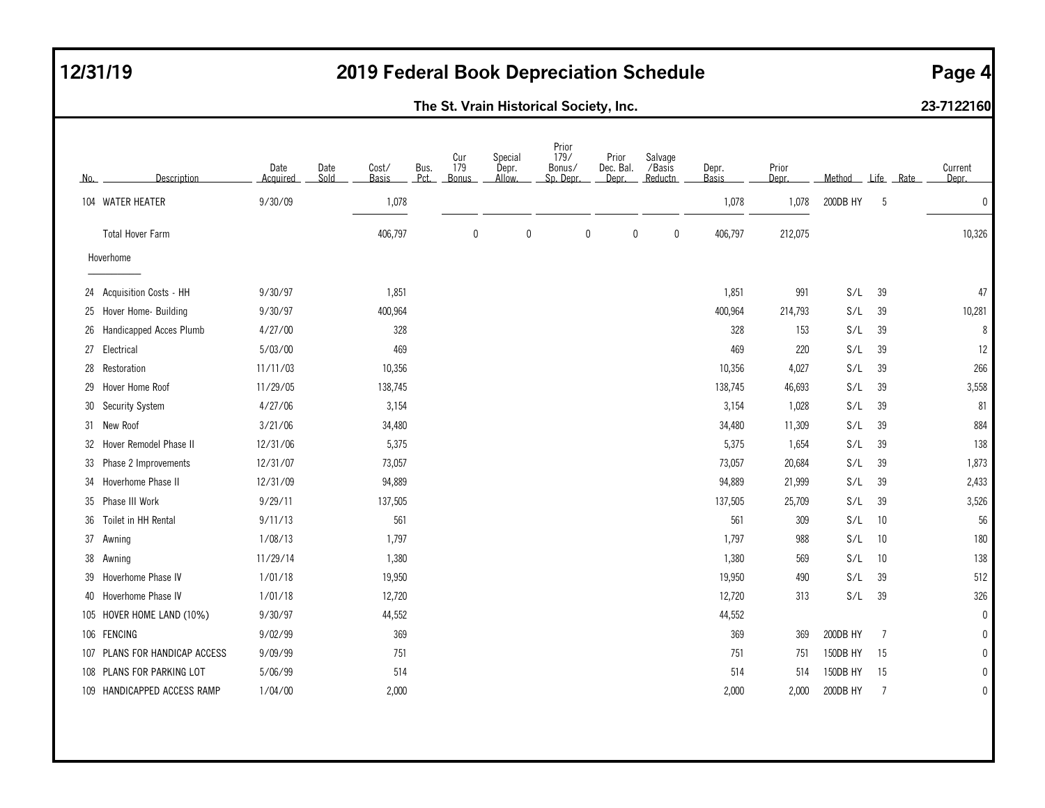## 2019 Federal Book Depreciation Schedule

**The St. Vrain Historical Society, Inc.** **23-7122160**

| No. | Description | Date Acquired | Date Sold | Cost/ Basis | Bus. Pct. | Cur 179 Bonus | Special Depr. Allow. | Prior 179/ Bonus/ Sp. Depr. | Prior Dec. Bal. Depr. | Salvage /Basis Reductn | Depr. Basis | Prior Depr. | Method | Life | Rate | Current Depr. |
|---|---|---|---|---|---|---|---|---|---|---|---|---|---|---|---|---|
| 104 | WATER HEATER | 9/30/09 | | 1,078 | | | | | | | 1,078 | 1,078 | 200DB HY | 5 | | 0 |
| | Total Hover Farm | | | 406,797 | | 0 | 0 | 0 | 0 | 0 | 406,797 | 212,075 | | | | 10,326 |
| | Hoverhome | | | | | | | | | | | | | | | |
| 24 | Acquisition Costs - HH | 9/30/97 | | 1,851 | | | | | | | 1,851 | 991 | S/L | 39 | | 47 |
| 25 | Hover Home- Building | 9/30/97 | | 400,964 | | | | | | | 400,964 | 214,793 | S/L | 39 | | 10,281 |
| 26 | Handicapped Acces Plumb | 4/27/00 | | 328 | | | | | | | 328 | 153 | S/L | 39 | | 8 |
| 27 | Electrical | 5/03/00 | | 469 | | | | | | | 469 | 220 | S/L | 39 | | 12 |
| 28 | Restoration | 11/11/03 | | 10,356 | | | | | | | 10,356 | 4,027 | S/L | 39 | | 266 |
| 29 | Hover Home Roof | 11/29/05 | | 138,745 | | | | | | | 138,745 | 46,693 | S/L | 39 | | 3,558 |
| 30 | Security System | 4/27/06 | | 3,154 | | | | | | | 3,154 | 1,028 | S/L | 39 | | 81 |
| 31 | New Roof | 3/21/06 | | 34,480 | | | | | | | 34,480 | 11,309 | S/L | 39 | | 884 |
| 32 | Hover Remodel Phase II | 12/31/06 | | 5,375 | | | | | | | 5,375 | 1,654 | S/L | 39 | | 138 |
| 33 | Phase 2 Improvements | 12/31/07 | | 73,057 | | | | | | | 73,057 | 20,684 | S/L | 39 | | 1,873 |
| 34 | Hoverhome Phase II | 12/31/09 | | 94,889 | | | | | | | 94,889 | 21,999 | S/L | 39 | | 2,433 |
| 35 | Phase III Work | 9/29/11 | | 137,505 | | | | | | | 137,505 | 25,709 | S/L | 39 | | 3,526 |
| 36 | Toilet in HH Rental | 9/11/13 | | 561 | | | | | | | 561 | 309 | S/L | 10 | | 56 |
| 37 | Awning | 1/08/13 | | 1,797 | | | | | | | 1,797 | 988 | S/L | 10 | | 180 |
| 38 | Awning | 11/29/14 | | 1,380 | | | | | | | 1,380 | 569 | S/L | 10 | | 138 |
| 39 | Hoverhome Phase IV | 1/01/18 | | 19,950 | | | | | | | 19,950 | 490 | S/L | 39 | | 512 |
| 40 | Hoverhome Phase IV | 1/01/18 | | 12,720 | | | | | | | 12,720 | 313 | S/L | 39 | | 326 |
| 105 | HOVER HOME LAND (10%) | 9/30/97 | | 44,552 | | | | | | | 44,552 | | | | | 0 |
| 106 | FENCING | 9/02/99 | | 369 | | | | | | | 369 | 369 | 200DB HY | 7 | | 0 |
| 107 | PLANS FOR HANDICAP ACCESS | 9/09/99 | | 751 | | | | | | | 751 | 751 | 150DB HY | 15 | | 0 |
| 108 | PLANS FOR PARKING LOT | 5/06/99 | | 514 | | | | | | | 514 | 514 | 150DB HY | 15 | | 0 |
| 109 | HANDICAPPED ACCESS RAMP | 1/04/00 | | 2,000 | | | | | | | 2,000 | 2,000 | 200DB HY | 7 | | 0 |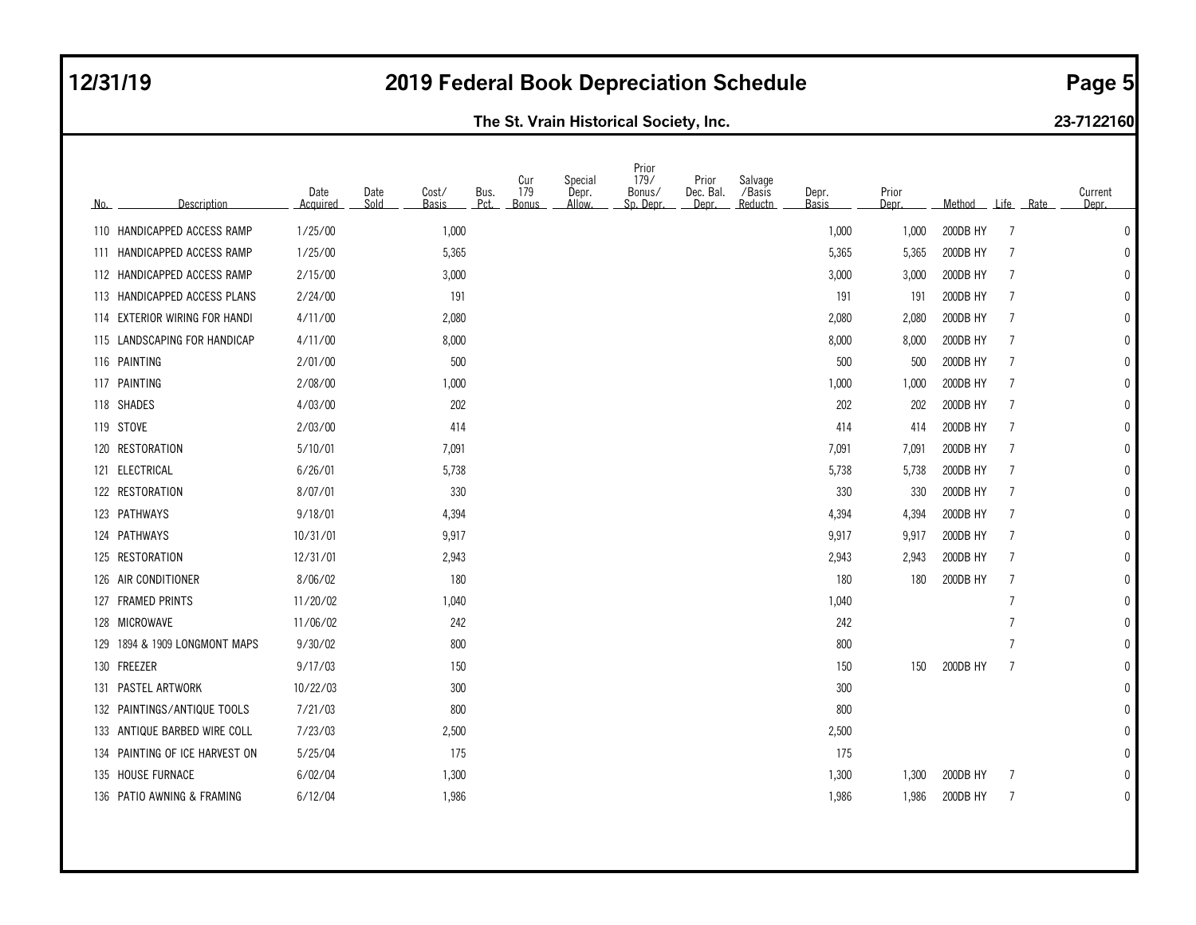# 2019 Federal Book Depreciation Schedule

**The St. Vrain Historical Society, Inc.** — 23-7122160

12/31/19

| No. | Description | Date Acquired | Date Sold | Cost/ Basis | Bus. Pct. | Cur 179 Bonus | Special Depr. Allow. | Prior 179/ Bonus/ Sp. Depr. | Prior Dec. Bal. Depr. | Salvage /Basis Reductn | Depr. Basis | Prior Depr. | Method | Life | Rate | Current Depr. |
|---|---|---|---|---|---|---|---|---|---|---|---|---|---|---|---|---|
| 110 | HANDICAPPED ACCESS RAMP | 1/25/00 | | 1,000 | | | | | | | 1,000 | 1,000 | 200DB HY | 7 | | 0 |
| 111 | HANDICAPPED ACCESS RAMP | 1/25/00 | | 5,365 | | | | | | | 5,365 | 5,365 | 200DB HY | 7 | | 0 |
| 112 | HANDICAPPED ACCESS RAMP | 2/15/00 | | 3,000 | | | | | | | 3,000 | 3,000 | 200DB HY | 7 | | 0 |
| 113 | HANDICAPPED ACCESS PLANS | 2/24/00 | | 191 | | | | | | | 191 | 191 | 200DB HY | 7 | | 0 |
| 114 | EXTERIOR WIRING FOR HANDI | 4/11/00 | | 2,080 | | | | | | | 2,080 | 2,080 | 200DB HY | 7 | | 0 |
| 115 | LANDSCAPING FOR HANDICAP | 4/11/00 | | 8,000 | | | | | | | 8,000 | 8,000 | 200DB HY | 7 | | 0 |
| 116 | PAINTING | 2/01/00 | | 500 | | | | | | | 500 | 500 | 200DB HY | 7 | | 0 |
| 117 | PAINTING | 2/08/00 | | 1,000 | | | | | | | 1,000 | 1,000 | 200DB HY | 7 | | 0 |
| 118 | SHADES | 4/03/00 | | 202 | | | | | | | 202 | 202 | 200DB HY | 7 | | 0 |
| 119 | STOVE | 2/03/00 | | 414 | | | | | | | 414 | 414 | 200DB HY | 7 | | 0 |
| 120 | RESTORATION | 5/10/01 | | 7,091 | | | | | | | 7,091 | 7,091 | 200DB HY | 7 | | 0 |
| 121 | ELECTRICAL | 6/26/01 | | 5,738 | | | | | | | 5,738 | 5,738 | 200DB HY | 7 | | 0 |
| 122 | RESTORATION | 8/07/01 | | 330 | | | | | | | 330 | 330 | 200DB HY | 7 | | 0 |
| 123 | PATHWAYS | 9/18/01 | | 4,394 | | | | | | | 4,394 | 4,394 | 200DB HY | 7 | | 0 |
| 124 | PATHWAYS | 10/31/01 | | 9,917 | | | | | | | 9,917 | 9,917 | 200DB HY | 7 | | 0 |
| 125 | RESTORATION | 12/31/01 | | 2,943 | | | | | | | 2,943 | 2,943 | 200DB HY | 7 | | 0 |
| 126 | AIR CONDITIONER | 8/06/02 | | 180 | | | | | | | 180 | 180 | 200DB HY | 7 | | 0 |
| 127 | FRAMED PRINTS | 11/20/02 | | 1,040 | | | | | | | 1,040 | | | 7 | | 0 |
| 128 | MICROWAVE | 11/06/02 | | 242 | | | | | | | 242 | | | 7 | | 0 |
| 129 | 1894 & 1909 LONGMONT MAPS | 9/30/02 | | 800 | | | | | | | 800 | | | 7 | | 0 |
| 130 | FREEZER | 9/17/03 | | 150 | | | | | | | 150 | 150 | 200DB HY | 7 | | 0 |
| 131 | PASTEL ARTWORK | 10/22/03 | | 300 | | | | | | | 300 | | | | | 0 |
| 132 | PAINTINGS/ANTIQUE TOOLS | 7/21/03 | | 800 | | | | | | | 800 | | | | | 0 |
| 133 | ANTIQUE BARBED WIRE COLL | 7/23/03 | | 2,500 | | | | | | | 2,500 | | | | | 0 |
| 134 | PAINTING OF ICE HARVEST ON | 5/25/04 | | 175 | | | | | | | 175 | | | | | 0 |
| 135 | HOUSE FURNACE | 6/02/04 | | 1,300 | | | | | | | 1,300 | 1,300 | 200DB HY | 7 | | 0 |
| 136 | PATIO AWNING & FRAMING | 6/12/04 | | 1,986 | | | | | | | 1,986 | 1,986 | 200DB HY | 7 | | 0 |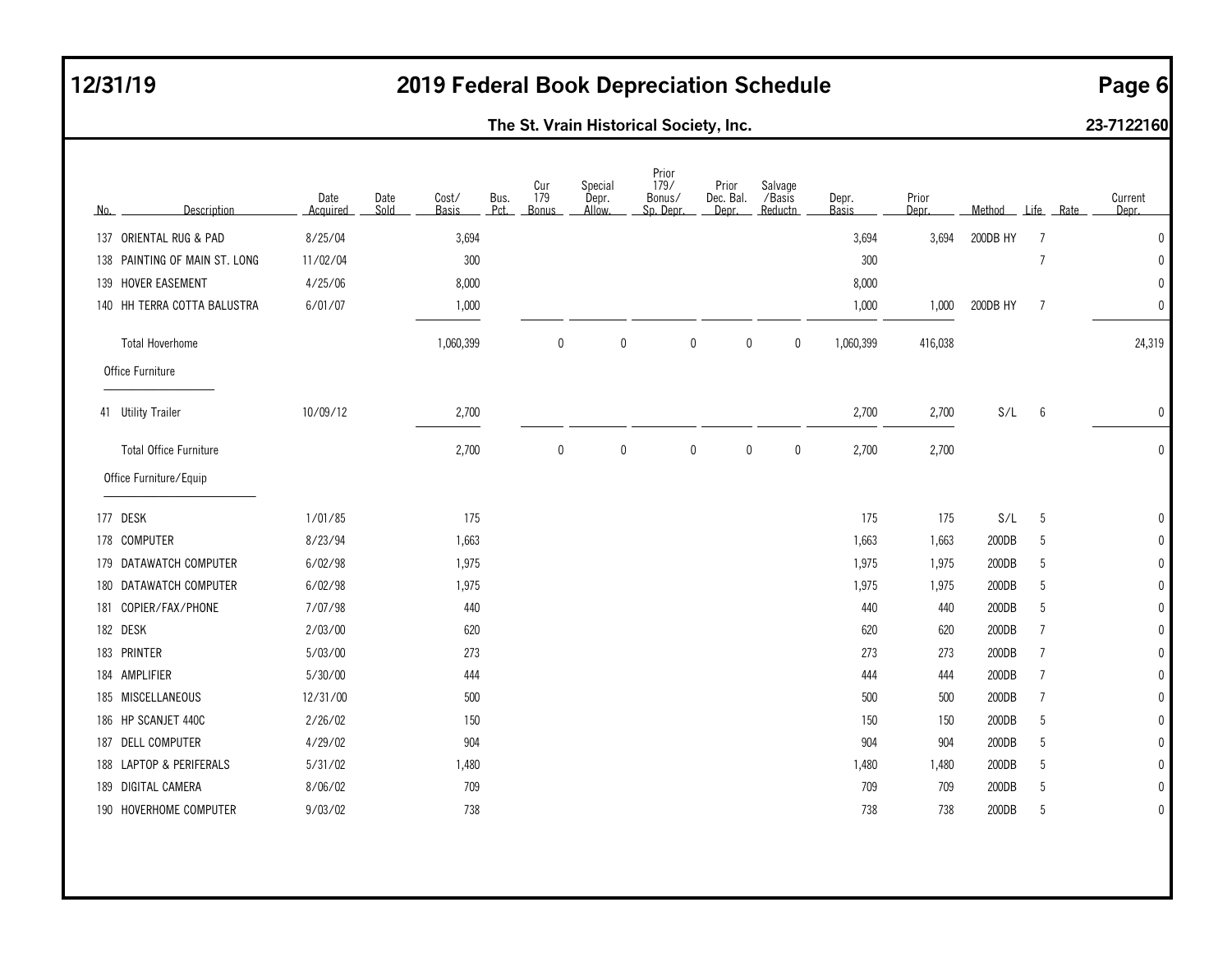# 2019 Federal Book Depreciation Schedule

**The St. Vrain Historical Society, Inc.** — 23-7122160

12/31/19

| No. | Description | Date Acquired | Date Sold | Cost/ Basis | Bus. Pct. | Cur 179 Bonus | Special Depr. Allow. | Prior 179/ Bonus/ Sp. Depr. | Prior Dec. Bal. Depr. | Salvage /Basis Reductn | Depr. Basis | Prior Depr. | Method | Life | Rate | Current Depr. |
|---|---|---|---|---|---|---|---|---|---|---|---|---|---|---|---|---|
| 137 | ORIENTAL RUG & PAD | 8/25/04 | | 3,694 | | | | | | | 3,694 | 3,694 | 200DB HY | 7 | | 0 |
| 138 | PAINTING OF MAIN ST. LONG | 11/02/04 | | 300 | | | | | | | 300 | | | 7 | | 0 |
| 139 | HOVER EASEMENT | 4/25/06 | | 8,000 | | | | | | | 8,000 | | | | | 0 |
| 140 | HH TERRA COTTA BALUSTRA | 6/01/07 | | 1,000 | | | | | | | 1,000 | 1,000 | 200DB HY | 7 | | 0 |
| | Total Hoverhome | | | 1,060,399 | | 0 | 0 | 0 | 0 | 0 | 1,060,399 | 416,038 | | | | 24,319 |
| | **Office Furniture** | | | | | | | | | | | | | | | |
| 41 | Utility Trailer | 10/09/12 | | 2,700 | | | | | | | 2,700 | 2,700 | S/L | 6 | | 0 |
| | Total Office Furniture | | | 2,700 | | 0 | 0 | 0 | 0 | 0 | 2,700 | 2,700 | | | | 0 |
| | **Office Furniture/Equip** | | | | | | | | | | | | | | | |
| 177 | DESK | 1/01/85 | | 175 | | | | | | | 175 | 175 | S/L | 5 | | 0 |
| 178 | COMPUTER | 8/23/94 | | 1,663 | | | | | | | 1,663 | 1,663 | 200DB | 5 | | 0 |
| 179 | DATAWATCH COMPUTER | 6/02/98 | | 1,975 | | | | | | | 1,975 | 1,975 | 200DB | 5 | | 0 |
| 180 | DATAWATCH COMPUTER | 6/02/98 | | 1,975 | | | | | | | 1,975 | 1,975 | 200DB | 5 | | 0 |
| 181 | COPIER/FAX/PHONE | 7/07/98 | | 440 | | | | | | | 440 | 440 | 200DB | 5 | | 0 |
| 182 | DESK | 2/03/00 | | 620 | | | | | | | 620 | 620 | 200DB | 7 | | 0 |
| 183 | PRINTER | 5/03/00 | | 273 | | | | | | | 273 | 273 | 200DB | 7 | | 0 |
| 184 | AMPLIFIER | 5/30/00 | | 444 | | | | | | | 444 | 444 | 200DB | 7 | | 0 |
| 185 | MISCELLANEOUS | 12/31/00 | | 500 | | | | | | | 500 | 500 | 200DB | 7 | | 0 |
| 186 | HP SCANJET 440C | 2/26/02 | | 150 | | | | | | | 150 | 150 | 200DB | 5 | | 0 |
| 187 | DELL COMPUTER | 4/29/02 | | 904 | | | | | | | 904 | 904 | 200DB | 5 | | 0 |
| 188 | LAPTOP & PERIFERALS | 5/31/02 | | 1,480 | | | | | | | 1,480 | 1,480 | 200DB | 5 | | 0 |
| 189 | DIGITAL CAMERA | 8/06/02 | | 709 | | | | | | | 709 | 709 | 200DB | 5 | | 0 |
| 190 | HOVERHOME COMPUTER | 9/03/02 | | 738 | | | | | | | 738 | 738 | 200DB | 5 | | 0 |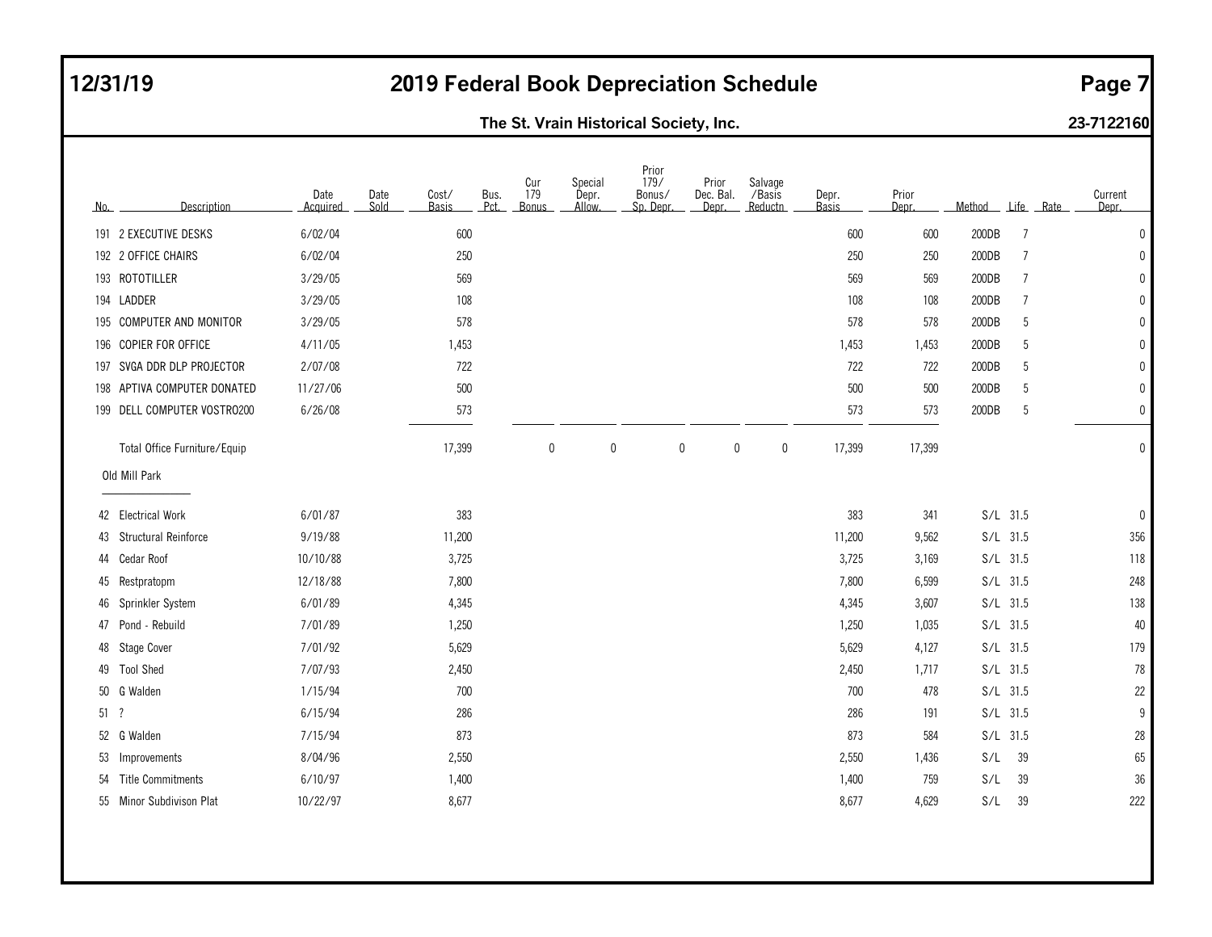# 2019 Federal Book Depreciation Schedule

12/31/19

**The St. Vrain Historical Society, Inc.** — 23-7122160

| No. | Description | Date Acquired | Date Sold | Cost/ Basis | Bus. Pct. | Cur 179 Bonus | Special Depr. Allow. | Prior 179/ Bonus/ Sp. Depr. | Prior Dec. Bal. Depr. | Salvage /Basis Reductn | Depr. Basis | Prior Depr. | Method | Life | Rate | Current Depr. |
|---|---|---|---|---|---|---|---|---|---|---|---|---|---|---|---|---|
| 191 | 2 EXECUTIVE DESKS | 6/02/04 | | 600 | | | | | | | 600 | 600 | 200DB | 7 | | 0 |
| 192 | 2 OFFICE CHAIRS | 6/02/04 | | 250 | | | | | | | 250 | 250 | 200DB | 7 | | 0 |
| 193 | ROTOTILLER | 3/29/05 | | 569 | | | | | | | 569 | 569 | 200DB | 7 | | 0 |
| 194 | LADDER | 3/29/05 | | 108 | | | | | | | 108 | 108 | 200DB | 7 | | 0 |
| 195 | COMPUTER AND MONITOR | 3/29/05 | | 578 | | | | | | | 578 | 578 | 200DB | 5 | | 0 |
| 196 | COPIER FOR OFFICE | 4/11/05 | | 1,453 | | | | | | | 1,453 | 1,453 | 200DB | 5 | | 0 |
| 197 | SVGA DDR DLP PROJECTOR | 2/07/08 | | 722 | | | | | | | 722 | 722 | 200DB | 5 | | 0 |
| 198 | APTIVA COMPUTER DONATED | 11/27/06 | | 500 | | | | | | | 500 | 500 | 200DB | 5 | | 0 |
| 199 | DELL COMPUTER VOSTRO200 | 6/26/08 | | 573 | | | | | | | 573 | 573 | 200DB | 5 | | 0 |
| | Total Office Furniture/Equip | | | 17,399 | | 0 | 0 | 0 | 0 | 0 | 17,399 | 17,399 | | | | 0 |
| | Old Mill Park | | | | | | | | | | | | | | | |
| 42 | Electrical Work | 6/01/87 | | 383 | | | | | | | 383 | 341 | S/L | 31.5 | | 0 |
| 43 | Structural Reinforce | 9/19/88 | | 11,200 | | | | | | | 11,200 | 9,562 | S/L | 31.5 | | 356 |
| 44 | Cedar Roof | 10/10/88 | | 3,725 | | | | | | | 3,725 | 3,169 | S/L | 31.5 | | 118 |
| 45 | Restpratopm | 12/18/88 | | 7,800 | | | | | | | 7,800 | 6,599 | S/L | 31.5 | | 248 |
| 46 | Sprinkler System | 6/01/89 | | 4,345 | | | | | | | 4,345 | 3,607 | S/L | 31.5 | | 138 |
| 47 | Pond - Rebuild | 7/01/89 | | 1,250 | | | | | | | 1,250 | 1,035 | S/L | 31.5 | | 40 |
| 48 | Stage Cover | 7/01/92 | | 5,629 | | | | | | | 5,629 | 4,127 | S/L | 31.5 | | 179 |
| 49 | Tool Shed | 7/07/93 | | 2,450 | | | | | | | 2,450 | 1,717 | S/L | 31.5 | | 78 |
| 50 | G Walden | 1/15/94 | | 700 | | | | | | | 700 | 478 | S/L | 31.5 | | 22 |
| 51 | ? | 6/15/94 | | 286 | | | | | | | 286 | 191 | S/L | 31.5 | | 9 |
| 52 | G Walden | 7/15/94 | | 873 | | | | | | | 873 | 584 | S/L | 31.5 | | 28 |
| 53 | Improvements | 8/04/96 | | 2,550 | | | | | | | 2,550 | 1,436 | S/L | 39 | | 65 |
| 54 | Title Commitments | 6/10/97 | | 1,400 | | | | | | | 1,400 | 759 | S/L | 39 | | 36 |
| 55 | Minor Subdivison Plat | 10/22/97 | | 8,677 | | | | | | | 8,677 | 4,629 | S/L | 39 | | 222 |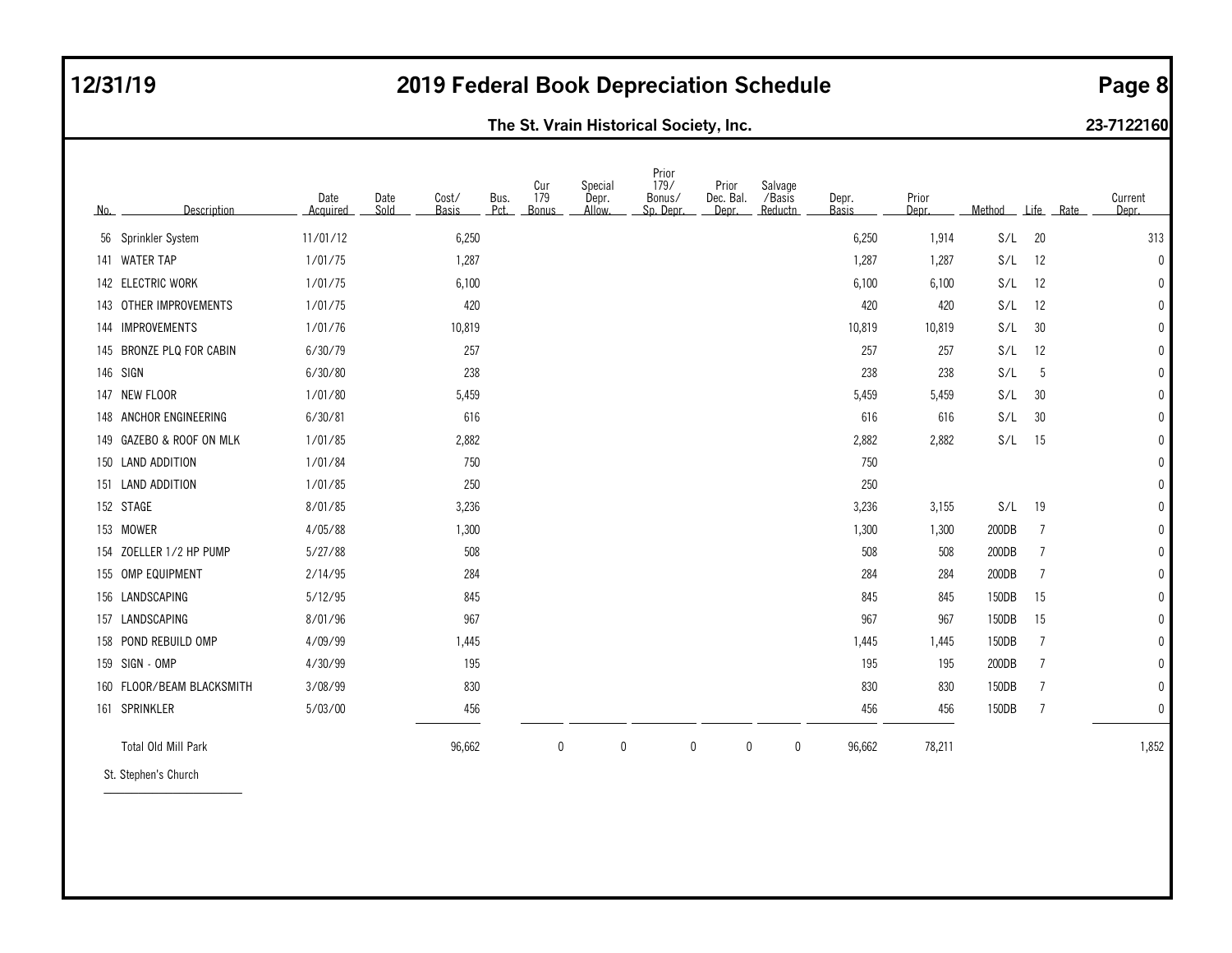# 2019 Federal Book Depreciation Schedule

12/31/19

**The St. Vrain Historical Society, Inc.** — 23-7122160

| No. | Description | Date Acquired | Date Sold | Cost/ Basis | Bus. Pct. | Cur 179 Bonus | Special Depr. Allow. | Prior 179/ Bonus/ Sp. Depr. | Prior Dec. Bal. Depr. | Salvage /Basis Reductn | Depr. Basis | Prior Depr. | Method | Life | Rate | Current Depr. |
|---|---|---|---|---|---|---|---|---|---|---|---|---|---|---|---|---|
| 56 | Sprinkler System | 11/01/12 | | 6,250 | | | | | | | 6,250 | 1,914 | S/L | 20 | | 313 |
| 141 | WATER TAP | 1/01/75 | | 1,287 | | | | | | | 1,287 | 1,287 | S/L | 12 | | 0 |
| 142 | ELECTRIC WORK | 1/01/75 | | 6,100 | | | | | | | 6,100 | 6,100 | S/L | 12 | | 0 |
| 143 | OTHER IMPROVEMENTS | 1/01/75 | | 420 | | | | | | | 420 | 420 | S/L | 12 | | 0 |
| 144 | IMPROVEMENTS | 1/01/76 | | 10,819 | | | | | | | 10,819 | 10,819 | S/L | 30 | | 0 |
| 145 | BRONZE PLQ FOR CABIN | 6/30/79 | | 257 | | | | | | | 257 | 257 | S/L | 12 | | 0 |
| 146 | SIGN | 6/30/80 | | 238 | | | | | | | 238 | 238 | S/L | 5 | | 0 |
| 147 | NEW FLOOR | 1/01/80 | | 5,459 | | | | | | | 5,459 | 5,459 | S/L | 30 | | 0 |
| 148 | ANCHOR ENGINEERING | 6/30/81 | | 616 | | | | | | | 616 | 616 | S/L | 30 | | 0 |
| 149 | GAZEBO & ROOF ON MLK | 1/01/85 | | 2,882 | | | | | | | 2,882 | 2,882 | S/L | 15 | | 0 |
| 150 | LAND ADDITION | 1/01/84 | | 750 | | | | | | | 750 | | | | | 0 |
| 151 | LAND ADDITION | 1/01/85 | | 250 | | | | | | | 250 | | | | | 0 |
| 152 | STAGE | 8/01/85 | | 3,236 | | | | | | | 3,236 | 3,155 | S/L | 19 | | 0 |
| 153 | MOWER | 4/05/88 | | 1,300 | | | | | | | 1,300 | 1,300 | 200DB | 7 | | 0 |
| 154 | ZOELLER 1/2 HP PUMP | 5/27/88 | | 508 | | | | | | | 508 | 508 | 200DB | 7 | | 0 |
| 155 | OMP EQUIPMENT | 2/14/95 | | 284 | | | | | | | 284 | 284 | 200DB | 7 | | 0 |
| 156 | LANDSCAPING | 5/12/95 | | 845 | | | | | | | 845 | 845 | 150DB | 15 | | 0 |
| 157 | LANDSCAPING | 8/01/96 | | 967 | | | | | | | 967 | 967 | 150DB | 15 | | 0 |
| 158 | POND REBUILD OMP | 4/09/99 | | 1,445 | | | | | | | 1,445 | 1,445 | 150DB | 7 | | 0 |
| 159 | SIGN - OMP | 4/30/99 | | 195 | | | | | | | 195 | 195 | 200DB | 7 | | 0 |
| 160 | FLOOR/BEAM BLACKSMITH | 3/08/99 | | 830 | | | | | | | 830 | 830 | 150DB | 7 | | 0 |
| 161 | SPRINKLER | 5/03/00 | | 456 | | | | | | | 456 | 456 | 150DB | 7 | | 0 |
| | Total Old Mill Park | | | 96,662 | | 0 | 0 | 0 | 0 | 0 | 96,662 | 78,211 | | | | 1,852 |

St. Stephen's Church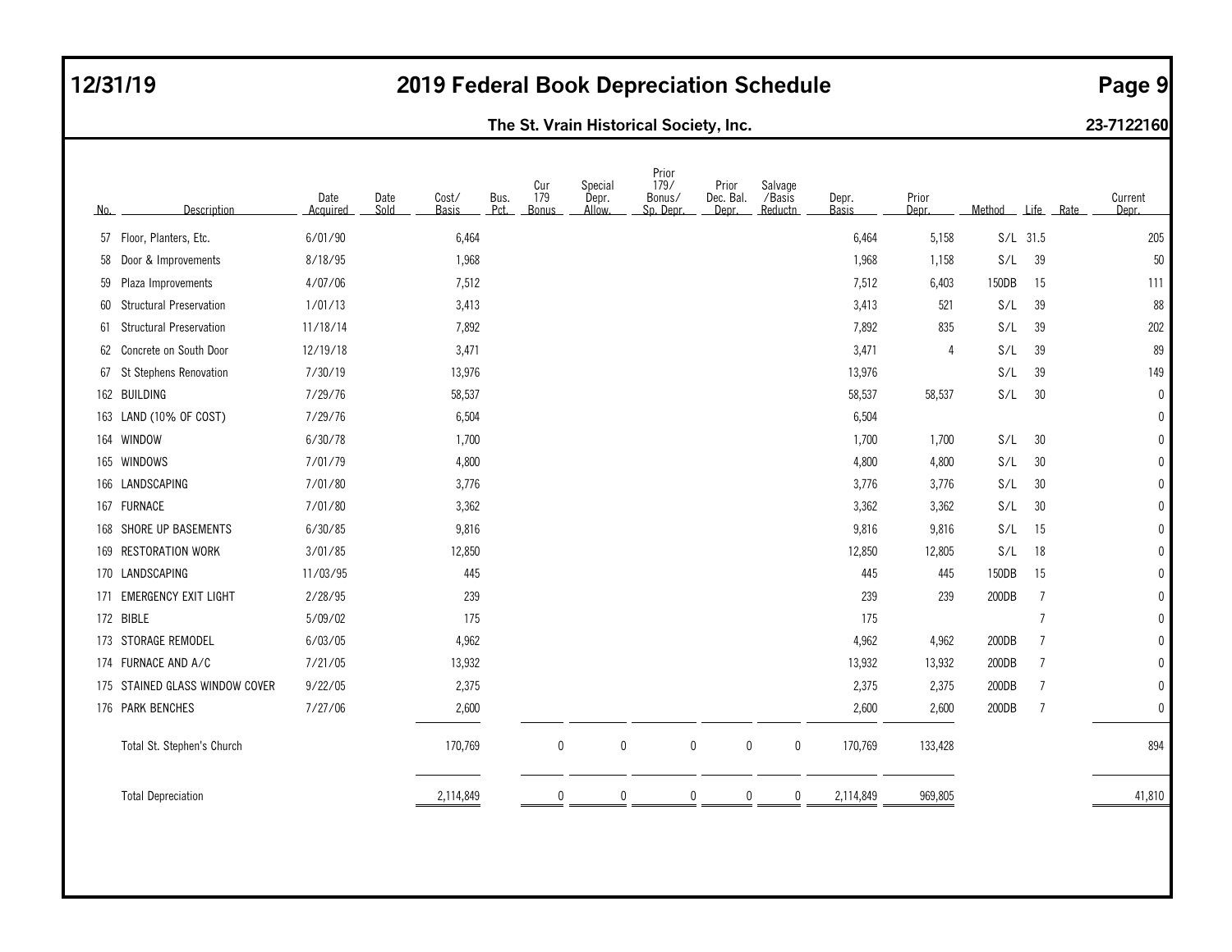# 2019 Federal Book Depreciation Schedule

**12/31/19**

**The St. Vrain Historical Society, Inc.** **23-7122160**

| No. | Description | Date Acquired | Date Sold | Cost/ Basis | Bus. Pct. | Cur 179 Bonus | Special Depr. Allow. | Prior 179/ Bonus/ Sp. Depr. | Prior Dec. Bal. Depr. | Salvage /Basis Reductn | Depr. Basis | Prior Depr. | Method | Life | Rate | Current Depr. |
|---|---|---|---|---|---|---|---|---|---|---|---|---|---|---|---|---|
| 57 | Floor, Planters, Etc. | 6/01/90 | | 6,464 | | | | | | | 6,464 | 5,158 | S/L | 31.5 | | 205 |
| 58 | Door & Improvements | 8/18/95 | | 1,968 | | | | | | | 1,968 | 1,158 | S/L | 39 | | 50 |
| 59 | Plaza Improvements | 4/07/06 | | 7,512 | | | | | | | 7,512 | 6,403 | 150DB | 15 | | 111 |
| 60 | Structural Preservation | 1/01/13 | | 3,413 | | | | | | | 3,413 | 521 | S/L | 39 | | 88 |
| 61 | Structural Preservation | 11/18/14 | | 7,892 | | | | | | | 7,892 | 835 | S/L | 39 | | 202 |
| 62 | Concrete on South Door | 12/19/18 | | 3,471 | | | | | | | 3,471 | 4 | S/L | 39 | | 89 |
| 67 | St Stephens Renovation | 7/30/19 | | 13,976 | | | | | | | 13,976 | | S/L | 39 | | 149 |
| 162 | BUILDING | 7/29/76 | | 58,537 | | | | | | | 58,537 | 58,537 | S/L | 30 | | 0 |
| 163 | LAND (10% OF COST) | 7/29/76 | | 6,504 | | | | | | | 6,504 | | | | | 0 |
| 164 | WINDOW | 6/30/78 | | 1,700 | | | | | | | 1,700 | 1,700 | S/L | 30 | | 0 |
| 165 | WINDOWS | 7/01/79 | | 4,800 | | | | | | | 4,800 | 4,800 | S/L | 30 | | 0 |
| 166 | LANDSCAPING | 7/01/80 | | 3,776 | | | | | | | 3,776 | 3,776 | S/L | 30 | | 0 |
| 167 | FURNACE | 7/01/80 | | 3,362 | | | | | | | 3,362 | 3,362 | S/L | 30 | | 0 |
| 168 | SHORE UP BASEMENTS | 6/30/85 | | 9,816 | | | | | | | 9,816 | 9,816 | S/L | 15 | | 0 |
| 169 | RESTORATION WORK | 3/01/85 | | 12,850 | | | | | | | 12,850 | 12,805 | S/L | 18 | | 0 |
| 170 | LANDSCAPING | 11/03/95 | | 445 | | | | | | | 445 | 445 | 150DB | 15 | | 0 |
| 171 | EMERGENCY EXIT LIGHT | 2/28/95 | | 239 | | | | | | | 239 | 239 | 200DB | 7 | | 0 |
| 172 | BIBLE | 5/09/02 | | 175 | | | | | | | 175 | | | 7 | | 0 |
| 173 | STORAGE REMODEL | 6/03/05 | | 4,962 | | | | | | | 4,962 | 4,962 | 200DB | 7 | | 0 |
| 174 | FURNACE AND A/C | 7/21/05 | | 13,932 | | | | | | | 13,932 | 13,932 | 200DB | 7 | | 0 |
| 175 | STAINED GLASS WINDOW COVER | 9/22/05 | | 2,375 | | | | | | | 2,375 | 2,375 | 200DB | 7 | | 0 |
| 176 | PARK BENCHES | 7/27/06 | | 2,600 | | | | | | | 2,600 | 2,600 | 200DB | 7 | | 0 |
| | Total St. Stephen's Church | | | 170,769 | | 0 | 0 | 0 | 0 | 0 | 170,769 | 133,428 | | | | 894 |
| | Total Depreciation | | | 2,114,849 | | 0 | 0 | 0 | 0 | 0 | 2,114,849 | 969,805 | | | | 41,810 |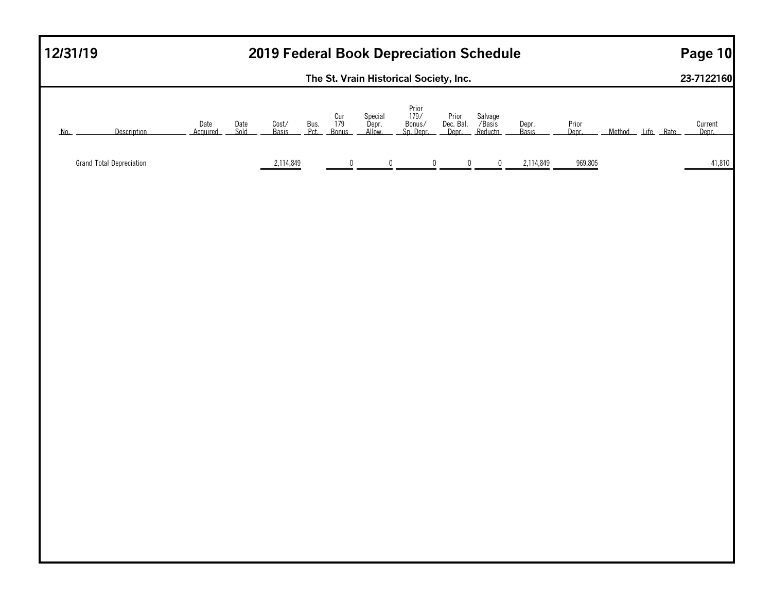# 2019 Federal Book Depreciation Schedule

**12/31/19**

**The St. Vrain Historical Society, Inc.** **23-7122160**

| No. | Description | Date Acquired | Date Sold | Cost/ Basis | Bus. Pct. | Cur 179 Bonus | Special Depr. Allow. | Prior 179/ Bonus/ Sp. Depr. | Prior Dec. Bal. Depr. | Salvage /Basis Reductn | Depr. Basis | Prior Depr. | Method | Life | Rate | Current Depr. |
|---|---|---|---|---|---|---|---|---|---|---|---|---|---|---|---|---|
| | Grand Total Depreciation | | | 2,114,849 | | 0 | 0 | 0 | 0 | 0 | 2,114,849 | 969,805 | | | | 41,810 |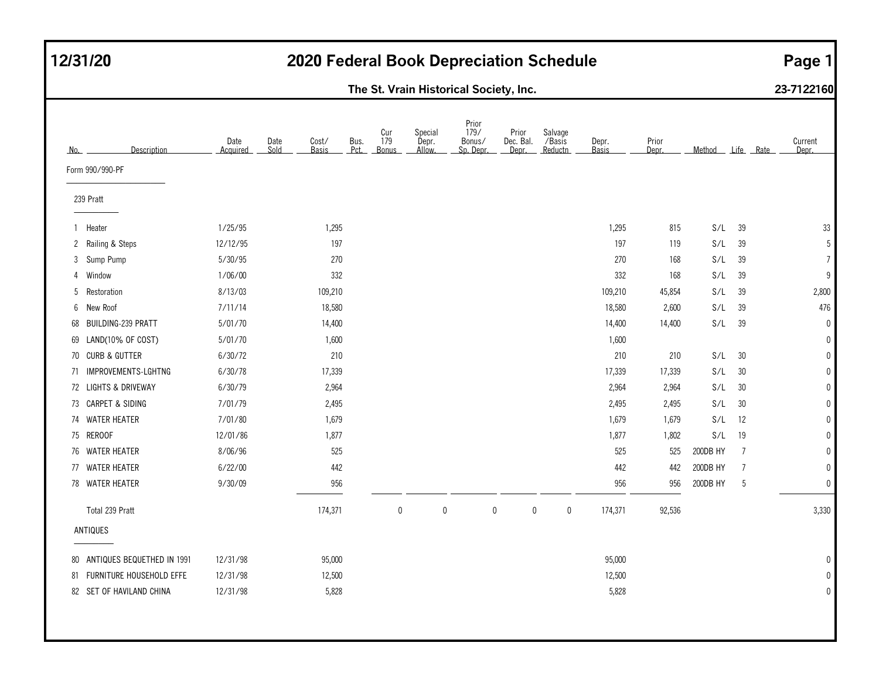# 2020 Federal Book Depreciation Schedule

12/31/20

**The St. Vrain Historical Society, Inc.** 23-7122160

| No. | Description | Date Acquired | Date Sold | Cost/ Basis | Bus. Pct. | Cur 179 Bonus | Special Depr. Allow. | Prior 179/ Bonus/ Sp. Depr. | Prior Dec. Bal. Depr. | Salvage /Basis Reductn | Depr. Basis | Prior Depr. | Method | Life | Rate | Current Depr. |
|---|---|---|---|---|---|---|---|---|---|---|---|---|---|---|---|---|
| | Form 990/990-PF | | | | | | | | | | | | | | | |
| | 239 Pratt | | | | | | | | | | | | | | | |
| 1 | Heater | 1/25/95 | | 1,295 | | | | | | | 1,295 | 815 | S/L | 39 | | 33 |
| 2 | Railing & Steps | 12/12/95 | | 197 | | | | | | | 197 | 119 | S/L | 39 | | 5 |
| 3 | Sump Pump | 5/30/95 | | 270 | | | | | | | 270 | 168 | S/L | 39 | | 7 |
| 4 | Window | 1/06/00 | | 332 | | | | | | | 332 | 168 | S/L | 39 | | 9 |
| 5 | Restoration | 8/13/03 | | 109,210 | | | | | | | 109,210 | 45,854 | S/L | 39 | | 2,800 |
| 6 | New Roof | 7/11/14 | | 18,580 | | | | | | | 18,580 | 2,600 | S/L | 39 | | 476 |
| 68 | BUILDING-239 PRATT | 5/01/70 | | 14,400 | | | | | | | 14,400 | 14,400 | S/L | 39 | | 0 |
| 69 | LAND(10% OF COST) | 5/01/70 | | 1,600 | | | | | | | 1,600 | | | | | 0 |
| 70 | CURB & GUTTER | 6/30/72 | | 210 | | | | | | | 210 | 210 | S/L | 30 | | 0 |
| 71 | IMPROVEMENTS-LGHTNG | 6/30/78 | | 17,339 | | | | | | | 17,339 | 17,339 | S/L | 30 | | 0 |
| 72 | LIGHTS & DRIVEWAY | 6/30/79 | | 2,964 | | | | | | | 2,964 | 2,964 | S/L | 30 | | 0 |
| 73 | CARPET & SIDING | 7/01/79 | | 2,495 | | | | | | | 2,495 | 2,495 | S/L | 30 | | 0 |
| 74 | WATER HEATER | 7/01/80 | | 1,679 | | | | | | | 1,679 | 1,679 | S/L | 12 | | 0 |
| 75 | REROOF | 12/01/86 | | 1,877 | | | | | | | 1,877 | 1,802 | S/L | 19 | | 0 |
| 76 | WATER HEATER | 8/06/96 | | 525 | | | | | | | 525 | 525 | 200DB HY | 7 | | 0 |
| 77 | WATER HEATER | 6/22/00 | | 442 | | | | | | | 442 | 442 | 200DB HY | 7 | | 0 |
| 78 | WATER HEATER | 9/30/09 | | 956 | | | | | | | 956 | 956 | 200DB HY | 5 | | 0 |
| | Total 239 Pratt | | | 174,371 | | 0 | 0 | 0 | 0 | 0 | 174,371 | 92,536 | | | | 3,330 |
| | ANTIQUES | | | | | | | | | | | | | | | |
| 80 | ANTIQUES BEQUETHED IN 1991 | 12/31/98 | | 95,000 | | | | | | | 95,000 | | | | | 0 |
| 81 | FURNITURE HOUSEHOLD EFFE | 12/31/98 | | 12,500 | | | | | | | 12,500 | | | | | 0 |
| 82 | SET OF HAVILAND CHINA | 12/31/98 | | 5,828 | | | | | | | 5,828 | | | | | 0 |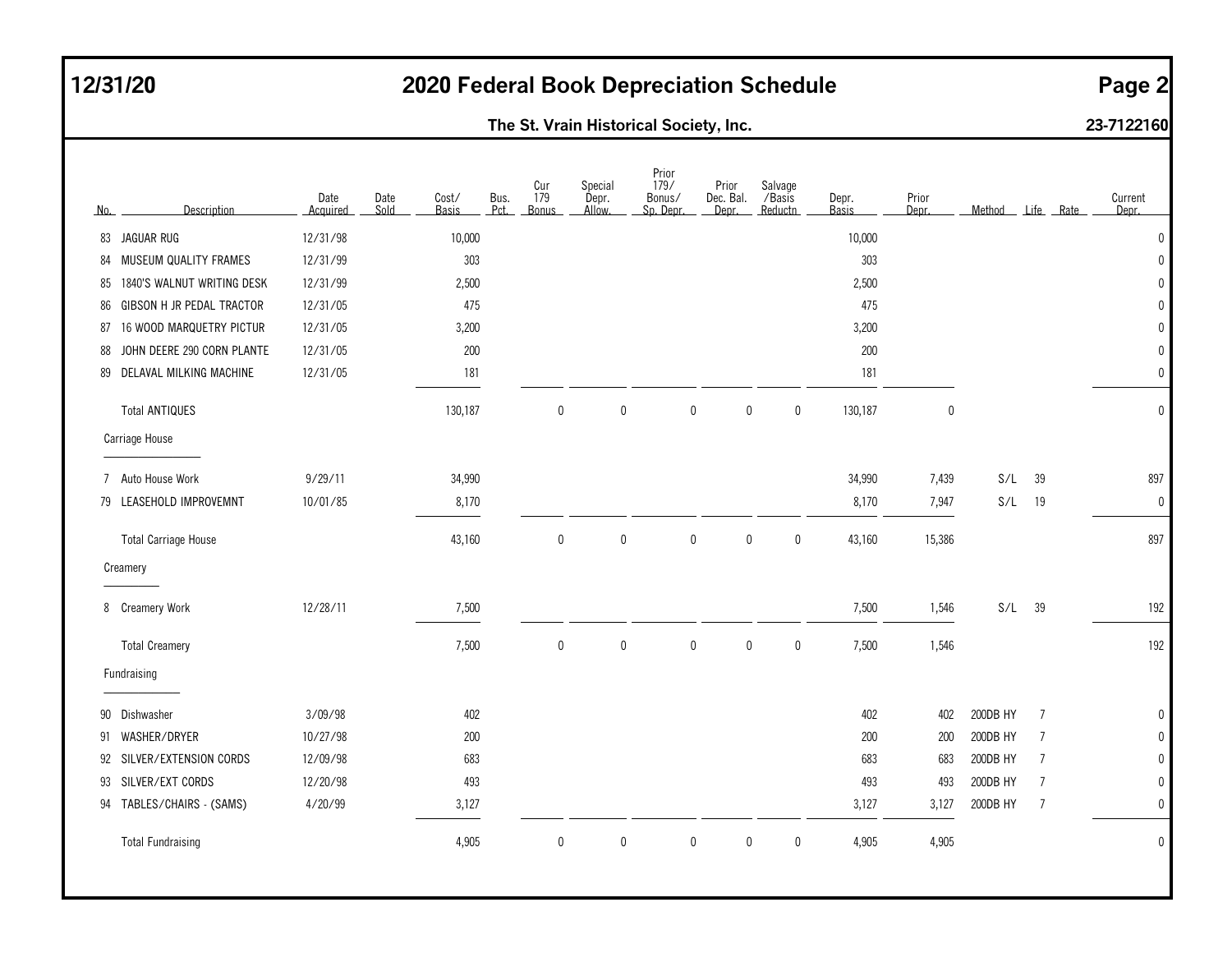# 2020 Federal Book Depreciation Schedule

**The St. Vrain Historical Society, Inc.** **23-7122160**

12/31/20

| No. | Description | Date Acquired | Date Sold | Cost/ Basis | Bus. Pct. | Cur 179 Bonus | Special Depr. Allow. | Prior 179/ Bonus/ Sp. Depr. | Prior Dec. Bal. Depr. | Salvage /Basis Reductn | Depr. Basis | Prior Depr. | Method | Life | Rate | Current Depr. |
|---|---|---|---|---|---|---|---|---|---|---|---|---|---|---|---|---|
| 83 | JAGUAR RUG | 12/31/98 | | 10,000 | | | | | | | 10,000 | | | | | 0 |
| 84 | MUSEUM QUALITY FRAMES | 12/31/99 | | 303 | | | | | | | 303 | | | | | 0 |
| 85 | 1840'S WALNUT WRITING DESK | 12/31/99 | | 2,500 | | | | | | | 2,500 | | | | | 0 |
| 86 | GIBSON H JR PEDAL TRACTOR | 12/31/05 | | 475 | | | | | | | 475 | | | | | 0 |
| 87 | 16 WOOD MARQUETRY PICTUR | 12/31/05 | | 3,200 | | | | | | | 3,200 | | | | | 0 |
| 88 | JOHN DEERE 290 CORN PLANTE | 12/31/05 | | 200 | | | | | | | 200 | | | | | 0 |
| 89 | DELAVAL MILKING MACHINE | 12/31/05 | | 181 | | | | | | | 181 | | | | | 0 |
| | Total ANTIQUES | | | 130,187 | | 0 | 0 | 0 | 0 | 0 | 130,187 | 0 | | | | 0 |
| | **Carriage House** | | | | | | | | | | | | | | | |
| 7 | Auto House Work | 9/29/11 | | 34,990 | | | | | | | 34,990 | 7,439 | S/L | 39 | | 897 |
| 79 | LEASEHOLD IMPROVEMNT | 10/01/85 | | 8,170 | | | | | | | 8,170 | 7,947 | S/L | 19 | | 0 |
| | Total Carriage House | | | 43,160 | | 0 | 0 | 0 | 0 | 0 | 43,160 | 15,386 | | | | 897 |
| | **Creamery** | | | | | | | | | | | | | | | |
| 8 | Creamery Work | 12/28/11 | | 7,500 | | | | | | | 7,500 | 1,546 | S/L | 39 | | 192 |
| | Total Creamery | | | 7,500 | | 0 | 0 | 0 | 0 | 0 | 7,500 | 1,546 | | | | 192 |
| | **Fundraising** | | | | | | | | | | | | | | | |
| 90 | Dishwasher | 3/09/98 | | 402 | | | | | | | 402 | 402 | 200DB HY | 7 | | 0 |
| 91 | WASHER/DRYER | 10/27/98 | | 200 | | | | | | | 200 | 200 | 200DB HY | 7 | | 0 |
| 92 | SILVER/EXTENSION CORDS | 12/09/98 | | 683 | | | | | | | 683 | 683 | 200DB HY | 7 | | 0 |
| 93 | SILVER/EXT CORDS | 12/20/98 | | 493 | | | | | | | 493 | 493 | 200DB HY | 7 | | 0 |
| 94 | TABLES/CHAIRS - (SAMS) | 4/20/99 | | 3,127 | | | | | | | 3,127 | 3,127 | 200DB HY | 7 | | 0 |
| | Total Fundraising | | | 4,905 | | 0 | 0 | 0 | 0 | 0 | 4,905 | 4,905 | | | | 0 |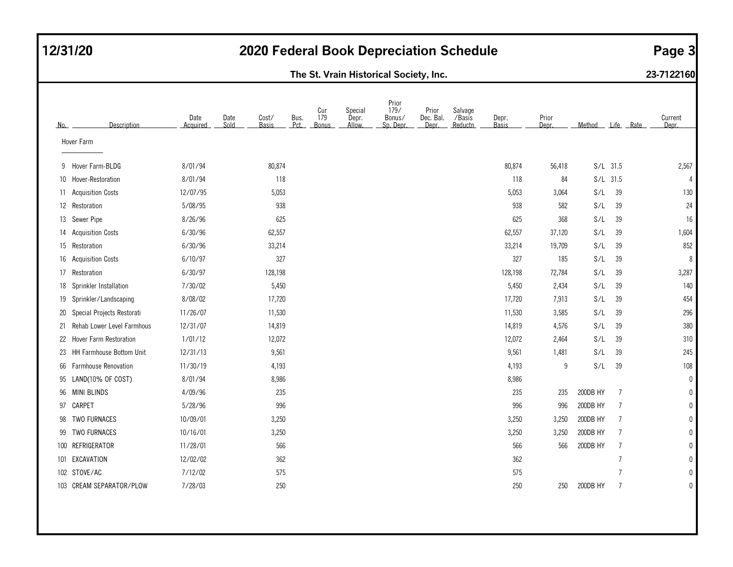# 12/31/20 — 2020 Federal Book Depreciation Schedule

## The St. Vrain Historical Society, Inc. — 23-7122160

| No. | Description | Date Acquired | Date Sold | Cost/ Basis | Bus. Pct. | Cur 179 Bonus | Special Depr. Allow. | Prior 179/ Bonus/ Sp. Depr. | Prior Dec. Bal. Depr. | Salvage /Basis Reductn | Depr. Basis | Prior Depr. | Method | Life | Rate | Current Depr. |
|---|---|---|---|---|---|---|---|---|---|---|---|---|---|---|---|---|
| | Hover Farm | | | | | | | | | | | | | | | |
| 9 | Hover Farm-BLDG | 8/01/94 | | 80,874 | | | | | | | 80,874 | 56,418 | S/L | 31.5 | | 2,567 |
| 10 | Hover-Restoration | 8/01/94 | | 118 | | | | | | | 118 | 84 | S/L | 31.5 | | 4 |
| 11 | Acquisition Costs | 12/07/95 | | 5,053 | | | | | | | 5,053 | 3,064 | S/L | 39 | | 130 |
| 12 | Restoration | 5/08/95 | | 938 | | | | | | | 938 | 582 | S/L | 39 | | 24 |
| 13 | Sewer Pipe | 8/26/96 | | 625 | | | | | | | 625 | 368 | S/L | 39 | | 16 |
| 14 | Acquisition Costs | 6/30/96 | | 62,557 | | | | | | | 62,557 | 37,120 | S/L | 39 | | 1,604 |
| 15 | Restoration | 6/30/96 | | 33,214 | | | | | | | 33,214 | 19,709 | S/L | 39 | | 852 |
| 16 | Acquisition Costs | 6/10/97 | | 327 | | | | | | | 327 | 185 | S/L | 39 | | 8 |
| 17 | Restoration | 6/30/97 | | 128,198 | | | | | | | 128,198 | 72,784 | S/L | 39 | | 3,287 |
| 18 | Sprinkler Installation | 7/30/02 | | 5,450 | | | | | | | 5,450 | 2,434 | S/L | 39 | | 140 |
| 19 | Sprinkler/Landscaping | 8/08/02 | | 17,720 | | | | | | | 17,720 | 7,913 | S/L | 39 | | 454 |
| 20 | Special Projects Restorati | 11/26/07 | | 11,530 | | | | | | | 11,530 | 3,585 | S/L | 39 | | 296 |
| 21 | Rehab Lower Level Farmhous | 12/31/07 | | 14,819 | | | | | | | 14,819 | 4,576 | S/L | 39 | | 380 |
| 22 | Hover Farm Restoration | 1/01/12 | | 12,072 | | | | | | | 12,072 | 2,464 | S/L | 39 | | 310 |
| 23 | HH Farmhouse Bottom Unit | 12/31/13 | | 9,561 | | | | | | | 9,561 | 1,481 | S/L | 39 | | 245 |
| 66 | Farmhouse Renovation | 11/30/19 | | 4,193 | | | | | | | 4,193 | 9 | S/L | 39 | | 108 |
| 95 | LAND(10% OF COST) | 8/01/94 | | 8,986 | | | | | | | 8,986 | | | | | 0 |
| 96 | MINI BLINDS | 4/09/96 | | 235 | | | | | | | 235 | 235 | 200DB HY | 7 | | 0 |
| 97 | CARPET | 5/28/96 | | 996 | | | | | | | 996 | 996 | 200DB HY | 7 | | 0 |
| 98 | TWO FURNACES | 10/09/01 | | 3,250 | | | | | | | 3,250 | 3,250 | 200DB HY | 7 | | 0 |
| 99 | TWO FURNACES | 10/16/01 | | 3,250 | | | | | | | 3,250 | 3,250 | 200DB HY | 7 | | 0 |
| 100 | REFRIGERATOR | 11/28/01 | | 566 | | | | | | | 566 | 566 | 200DB HY | 7 | | 0 |
| 101 | EXCAVATION | 12/02/02 | | 362 | | | | | | | 362 | | | 7 | | 0 |
| 102 | STOVE/AC | 7/12/02 | | 575 | | | | | | | 575 | | | 7 | | 0 |
| 103 | CREAM SEPARATOR/PLOW | 7/28/03 | | 250 | | | | | | | 250 | 250 | 200DB HY | 7 | | 0 |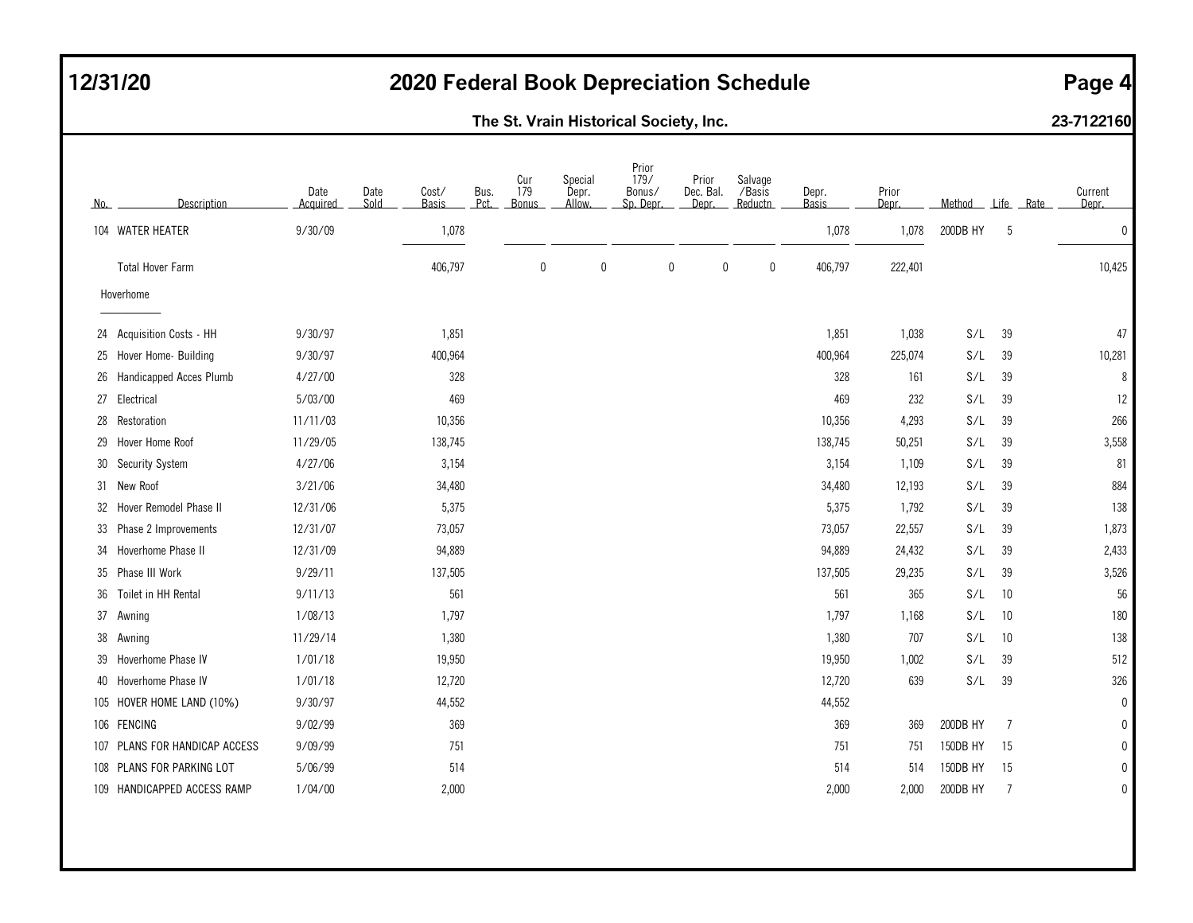# 2020 Federal Book Depreciation Schedule

12/31/20

**The St. Vrain Historical Society, Inc.** 23-7122160

| No. | Description | Date Acquired | Date Sold | Cost/ Basis | Bus. Pct. | Cur 179 Bonus | Special Depr. Allow. | Prior 179/ Bonus/ Sp. Depr. | Prior Dec. Bal. Depr. | Salvage /Basis Reductn | Depr. Basis | Prior Depr. | Method | Life | Rate | Current Depr. |
|---|---|---|---|---|---|---|---|---|---|---|---|---|---|---|---|---|
| 104 | WATER HEATER | 9/30/09 | | 1,078 | | | | | | | 1,078 | 1,078 | 200DB HY | 5 | | 0 |
| | Total Hover Farm | | | 406,797 | | 0 | 0 | 0 | 0 | 0 | 406,797 | 222,401 | | | | 10,425 |
| | Hoverhome | | | | | | | | | | | | | | | |
| 24 | Acquisition Costs - HH | 9/30/97 | | 1,851 | | | | | | | 1,851 | 1,038 | S/L | 39 | | 47 |
| 25 | Hover Home- Building | 9/30/97 | | 400,964 | | | | | | | 400,964 | 225,074 | S/L | 39 | | 10,281 |
| 26 | Handicapped Acces Plumb | 4/27/00 | | 328 | | | | | | | 328 | 161 | S/L | 39 | | 8 |
| 27 | Electrical | 5/03/00 | | 469 | | | | | | | 469 | 232 | S/L | 39 | | 12 |
| 28 | Restoration | 11/11/03 | | 10,356 | | | | | | | 10,356 | 4,293 | S/L | 39 | | 266 |
| 29 | Hover Home Roof | 11/29/05 | | 138,745 | | | | | | | 138,745 | 50,251 | S/L | 39 | | 3,558 |
| 30 | Security System | 4/27/06 | | 3,154 | | | | | | | 3,154 | 1,109 | S/L | 39 | | 81 |
| 31 | New Roof | 3/21/06 | | 34,480 | | | | | | | 34,480 | 12,193 | S/L | 39 | | 884 |
| 32 | Hover Remodel Phase II | 12/31/06 | | 5,375 | | | | | | | 5,375 | 1,792 | S/L | 39 | | 138 |
| 33 | Phase 2 Improvements | 12/31/07 | | 73,057 | | | | | | | 73,057 | 22,557 | S/L | 39 | | 1,873 |
| 34 | Hoverhome Phase II | 12/31/09 | | 94,889 | | | | | | | 94,889 | 24,432 | S/L | 39 | | 2,433 |
| 35 | Phase III Work | 9/29/11 | | 137,505 | | | | | | | 137,505 | 29,235 | S/L | 39 | | 3,526 |
| 36 | Toilet in HH Rental | 9/11/13 | | 561 | | | | | | | 561 | 365 | S/L | 10 | | 56 |
| 37 | Awning | 1/08/13 | | 1,797 | | | | | | | 1,797 | 1,168 | S/L | 10 | | 180 |
| 38 | Awning | 11/29/14 | | 1,380 | | | | | | | 1,380 | 707 | S/L | 10 | | 138 |
| 39 | Hoverhome Phase IV | 1/01/18 | | 19,950 | | | | | | | 19,950 | 1,002 | S/L | 39 | | 512 |
| 40 | Hoverhome Phase IV | 1/01/18 | | 12,720 | | | | | | | 12,720 | 639 | S/L | 39 | | 326 |
| 105 | HOVER HOME LAND (10%) | 9/30/97 | | 44,552 | | | | | | | 44,552 | | | | | 0 |
| 106 | FENCING | 9/02/99 | | 369 | | | | | | | 369 | 369 | 200DB HY | 7 | | 0 |
| 107 | PLANS FOR HANDICAP ACCESS | 9/09/99 | | 751 | | | | | | | 751 | 751 | 150DB HY | 15 | | 0 |
| 108 | PLANS FOR PARKING LOT | 5/06/99 | | 514 | | | | | | | 514 | 514 | 150DB HY | 15 | | 0 |
| 109 | HANDICAPPED ACCESS RAMP | 1/04/00 | | 2,000 | | | | | | | 2,000 | 2,000 | 200DB HY | 7 | | 0 |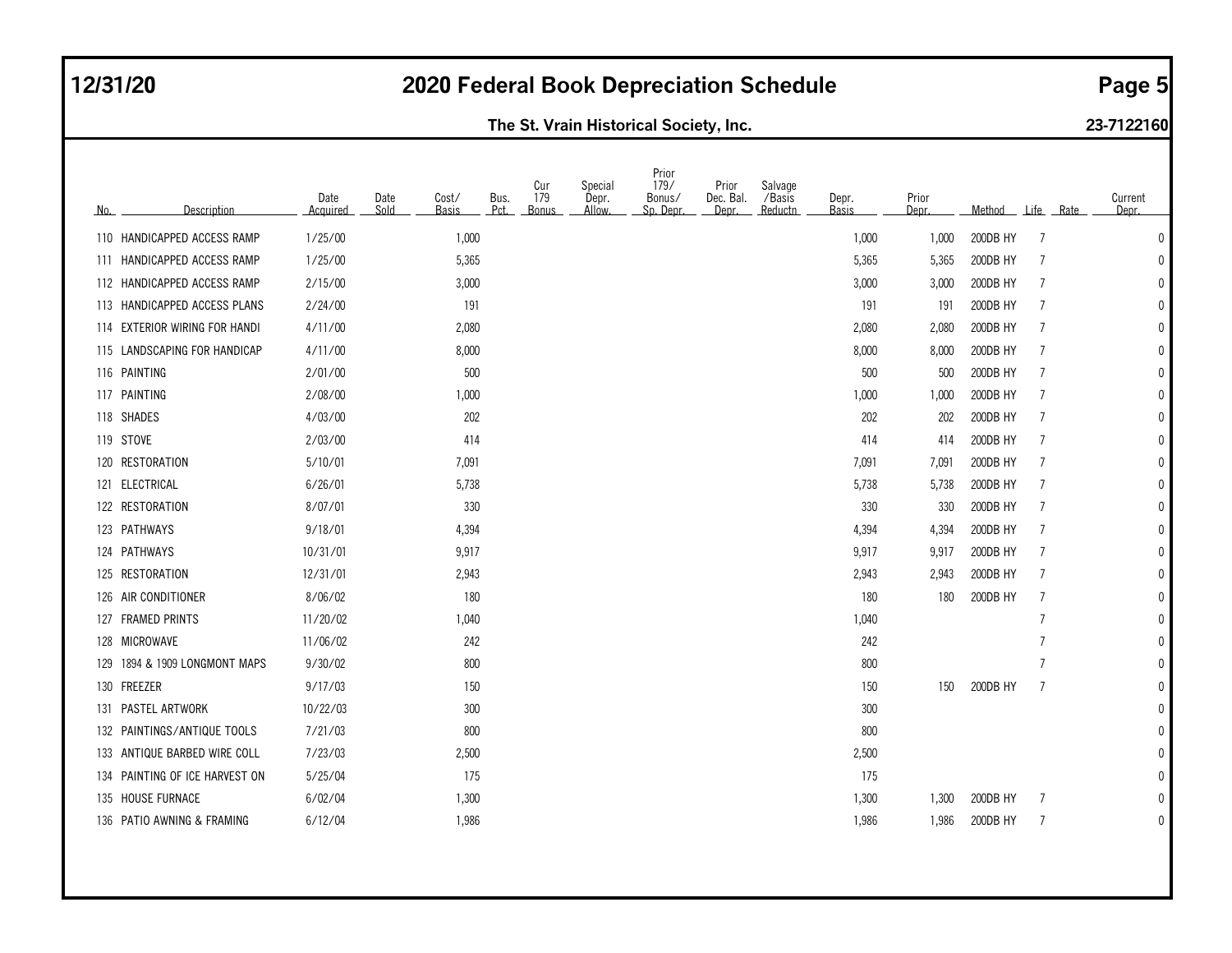# 2020 Federal Book Depreciation Schedule

12/31/20

**The St. Vrain Historical Society, Inc.** 23-7122160

| No. | Description | Date Acquired | Date Sold | Cost/ Basis | Bus. Pct. | Cur 179 Bonus | Special Depr. Allow. | Prior 179/ Bonus/ Sp. Depr. | Prior Dec. Bal. Depr. | Salvage /Basis Reductn | Depr. Basis | Prior Depr. | Method | Life | Rate | Current Depr. |
|---|---|---|---|---|---|---|---|---|---|---|---|---|---|---|---|---|
| 110 | HANDICAPPED ACCESS RAMP | 1/25/00 | | 1,000 | | | | | | | 1,000 | 1,000 | 200DB HY | 7 | | 0 |
| 111 | HANDICAPPED ACCESS RAMP | 1/25/00 | | 5,365 | | | | | | | 5,365 | 5,365 | 200DB HY | 7 | | 0 |
| 112 | HANDICAPPED ACCESS RAMP | 2/15/00 | | 3,000 | | | | | | | 3,000 | 3,000 | 200DB HY | 7 | | 0 |
| 113 | HANDICAPPED ACCESS PLANS | 2/24/00 | | 191 | | | | | | | 191 | 191 | 200DB HY | 7 | | 0 |
| 114 | EXTERIOR WIRING FOR HANDI | 4/11/00 | | 2,080 | | | | | | | 2,080 | 2,080 | 200DB HY | 7 | | 0 |
| 115 | LANDSCAPING FOR HANDICAP | 4/11/00 | | 8,000 | | | | | | | 8,000 | 8,000 | 200DB HY | 7 | | 0 |
| 116 | PAINTING | 2/01/00 | | 500 | | | | | | | 500 | 500 | 200DB HY | 7 | | 0 |
| 117 | PAINTING | 2/08/00 | | 1,000 | | | | | | | 1,000 | 1,000 | 200DB HY | 7 | | 0 |
| 118 | SHADES | 4/03/00 | | 202 | | | | | | | 202 | 202 | 200DB HY | 7 | | 0 |
| 119 | STOVE | 2/03/00 | | 414 | | | | | | | 414 | 414 | 200DB HY | 7 | | 0 |
| 120 | RESTORATION | 5/10/01 | | 7,091 | | | | | | | 7,091 | 7,091 | 200DB HY | 7 | | 0 |
| 121 | ELECTRICAL | 6/26/01 | | 5,738 | | | | | | | 5,738 | 5,738 | 200DB HY | 7 | | 0 |
| 122 | RESTORATION | 8/07/01 | | 330 | | | | | | | 330 | 330 | 200DB HY | 7 | | 0 |
| 123 | PATHWAYS | 9/18/01 | | 4,394 | | | | | | | 4,394 | 4,394 | 200DB HY | 7 | | 0 |
| 124 | PATHWAYS | 10/31/01 | | 9,917 | | | | | | | 9,917 | 9,917 | 200DB HY | 7 | | 0 |
| 125 | RESTORATION | 12/31/01 | | 2,943 | | | | | | | 2,943 | 2,943 | 200DB HY | 7 | | 0 |
| 126 | AIR CONDITIONER | 8/06/02 | | 180 | | | | | | | 180 | 180 | 200DB HY | 7 | | 0 |
| 127 | FRAMED PRINTS | 11/20/02 | | 1,040 | | | | | | | 1,040 | | | 7 | | 0 |
| 128 | MICROWAVE | 11/06/02 | | 242 | | | | | | | 242 | | | 7 | | 0 |
| 129 | 1894 & 1909 LONGMONT MAPS | 9/30/02 | | 800 | | | | | | | 800 | | | 7 | | 0 |
| 130 | FREEZER | 9/17/03 | | 150 | | | | | | | 150 | 150 | 200DB HY | 7 | | 0 |
| 131 | PASTEL ARTWORK | 10/22/03 | | 300 | | | | | | | 300 | | | | | 0 |
| 132 | PAINTINGS/ANTIQUE TOOLS | 7/21/03 | | 800 | | | | | | | 800 | | | | | 0 |
| 133 | ANTIQUE BARBED WIRE COLL | 7/23/03 | | 2,500 | | | | | | | 2,500 | | | | | 0 |
| 134 | PAINTING OF ICE HARVEST ON | 5/25/04 | | 175 | | | | | | | 175 | | | | | 0 |
| 135 | HOUSE FURNACE | 6/02/04 | | 1,300 | | | | | | | 1,300 | 1,300 | 200DB HY | 7 | | 0 |
| 136 | PATIO AWNING & FRAMING | 6/12/04 | | 1,986 | | | | | | | 1,986 | 1,986 | 200DB HY | 7 | | 0 |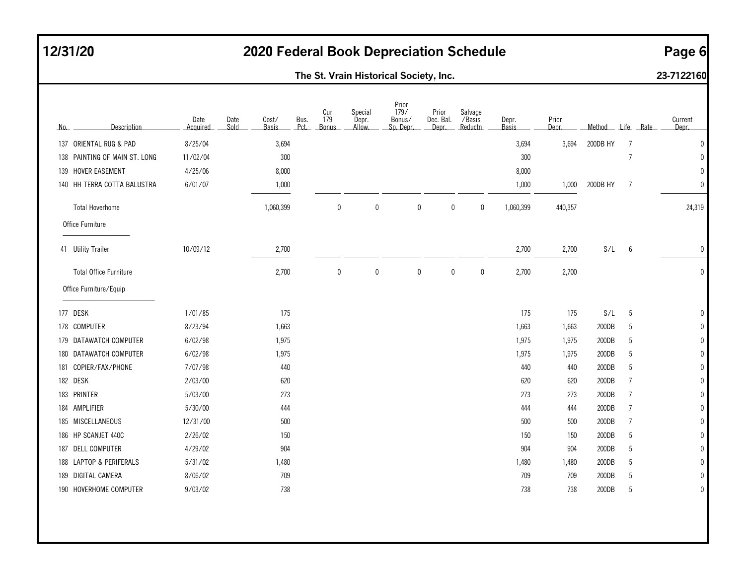# 2020 Federal Book Depreciation Schedule

12/31/20

**The St. Vrain Historical Society, Inc.** 23-7122160

| No. | Description | Date Acquired | Date Sold | Cost/ Basis | Bus. Pct. | Cur 179 Bonus | Special Depr. Allow. | Prior 179/ Bonus/ Sp. Depr. | Prior Dec. Bal. Depr. | Salvage /Basis Reductn | Depr. Basis | Prior Depr. | Method | Life | Rate | Current Depr. |
|---|---|---|---|---|---|---|---|---|---|---|---|---|---|---|---|---|
| 137 | ORIENTAL RUG & PAD | 8/25/04 | | 3,694 | | | | | | | 3,694 | 3,694 | 200DB HY | 7 | | 0 |
| 138 | PAINTING OF MAIN ST. LONG | 11/02/04 | | 300 | | | | | | | 300 | | | 7 | | 0 |
| 139 | HOVER EASEMENT | 4/25/06 | | 8,000 | | | | | | | 8,000 | | | | | 0 |
| 140 | HH TERRA COTTA BALUSTRA | 6/01/07 | | 1,000 | | | | | | | 1,000 | 1,000 | 200DB HY | 7 | | 0 |
| | Total Hoverhome | | | 1,060,399 | | 0 | 0 | 0 | 0 | 0 | 1,060,399 | 440,357 | | | | 24,319 |
| | Office Furniture | | | | | | | | | | | | | | | |
| 41 | Utility Trailer | 10/09/12 | | 2,700 | | | | | | | 2,700 | 2,700 | S/L | 6 | | 0 |
| | Total Office Furniture | | | 2,700 | | 0 | 0 | 0 | 0 | 0 | 2,700 | 2,700 | | | | 0 |
| | Office Furniture/Equip | | | | | | | | | | | | | | | |
| 177 | DESK | 1/01/85 | | 175 | | | | | | | 175 | 175 | S/L | 5 | | 0 |
| 178 | COMPUTER | 8/23/94 | | 1,663 | | | | | | | 1,663 | 1,663 | 200DB | 5 | | 0 |
| 179 | DATAWATCH COMPUTER | 6/02/98 | | 1,975 | | | | | | | 1,975 | 1,975 | 200DB | 5 | | 0 |
| 180 | DATAWATCH COMPUTER | 6/02/98 | | 1,975 | | | | | | | 1,975 | 1,975 | 200DB | 5 | | 0 |
| 181 | COPIER/FAX/PHONE | 7/07/98 | | 440 | | | | | | | 440 | 440 | 200DB | 5 | | 0 |
| 182 | DESK | 2/03/00 | | 620 | | | | | | | 620 | 620 | 200DB | 7 | | 0 |
| 183 | PRINTER | 5/03/00 | | 273 | | | | | | | 273 | 273 | 200DB | 7 | | 0 |
| 184 | AMPLIFIER | 5/30/00 | | 444 | | | | | | | 444 | 444 | 200DB | 7 | | 0 |
| 185 | MISCELLANEOUS | 12/31/00 | | 500 | | | | | | | 500 | 500 | 200DB | 7 | | 0 |
| 186 | HP SCANJET 440C | 2/26/02 | | 150 | | | | | | | 150 | 150 | 200DB | 5 | | 0 |
| 187 | DELL COMPUTER | 4/29/02 | | 904 | | | | | | | 904 | 904 | 200DB | 5 | | 0 |
| 188 | LAPTOP & PERIFERALS | 5/31/02 | | 1,480 | | | | | | | 1,480 | 1,480 | 200DB | 5 | | 0 |
| 189 | DIGITAL CAMERA | 8/06/02 | | 709 | | | | | | | 709 | 709 | 200DB | 5 | | 0 |
| 190 | HOVERHOME COMPUTER | 9/03/02 | | 738 | | | | | | | 738 | 738 | 200DB | 5 | | 0 |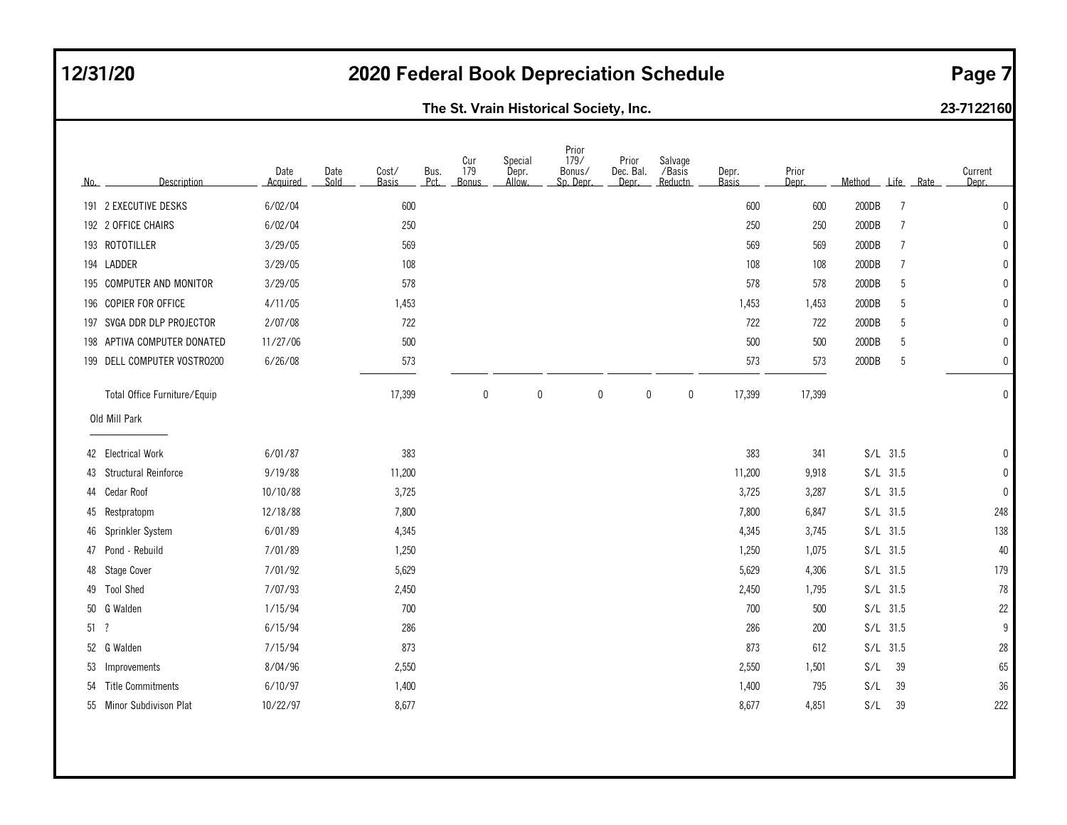# 2020 Federal Book Depreciation Schedule

12/31/20

**The St. Vrain Historical Society, Inc.** 23-7122160

| No. | Description | Date Acquired | Date Sold | Cost/ Basis | Bus. Pct. | Cur 179 Bonus | Special Depr. Allow. | Prior 179/ Bonus/ Sp. Depr. | Prior Dec. Bal. Depr. | Salvage /Basis Reductn | Depr. Basis | Prior Depr. | Method | Life | Rate | Current Depr. |
|---|---|---|---|---|---|---|---|---|---|---|---|---|---|---|---|---|
| 191 | 2 EXECUTIVE DESKS | 6/02/04 | | 600 | | | | | | | 600 | 600 | 200DB | 7 | | 0 |
| 192 | 2 OFFICE CHAIRS | 6/02/04 | | 250 | | | | | | | 250 | 250 | 200DB | 7 | | 0 |
| 193 | ROTOTILLER | 3/29/05 | | 569 | | | | | | | 569 | 569 | 200DB | 7 | | 0 |
| 194 | LADDER | 3/29/05 | | 108 | | | | | | | 108 | 108 | 200DB | 7 | | 0 |
| 195 | COMPUTER AND MONITOR | 3/29/05 | | 578 | | | | | | | 578 | 578 | 200DB | 5 | | 0 |
| 196 | COPIER FOR OFFICE | 4/11/05 | | 1,453 | | | | | | | 1,453 | 1,453 | 200DB | 5 | | 0 |
| 197 | SVGA DDR DLP PROJECTOR | 2/07/08 | | 722 | | | | | | | 722 | 722 | 200DB | 5 | | 0 |
| 198 | APTIVA COMPUTER DONATED | 11/27/06 | | 500 | | | | | | | 500 | 500 | 200DB | 5 | | 0 |
| 199 | DELL COMPUTER VOSTRO200 | 6/26/08 | | 573 | | | | | | | 573 | 573 | 200DB | 5 | | 0 |
| | Total Office Furniture/Equip | | | 17,399 | | 0 | 0 | 0 | 0 | 0 | 17,399 | 17,399 | | | | 0 |
| | Old Mill Park | | | | | | | | | | | | | | | |
| 42 | Electrical Work | 6/01/87 | | 383 | | | | | | | 383 | 341 | S/L | 31.5 | | 0 |
| 43 | Structural Reinforce | 9/19/88 | | 11,200 | | | | | | | 11,200 | 9,918 | S/L | 31.5 | | 0 |
| 44 | Cedar Roof | 10/10/88 | | 3,725 | | | | | | | 3,725 | 3,287 | S/L | 31.5 | | 0 |
| 45 | Restpratopm | 12/18/88 | | 7,800 | | | | | | | 7,800 | 6,847 | S/L | 31.5 | | 248 |
| 46 | Sprinkler System | 6/01/89 | | 4,345 | | | | | | | 4,345 | 3,745 | S/L | 31.5 | | 138 |
| 47 | Pond - Rebuild | 7/01/89 | | 1,250 | | | | | | | 1,250 | 1,075 | S/L | 31.5 | | 40 |
| 48 | Stage Cover | 7/01/92 | | 5,629 | | | | | | | 5,629 | 4,306 | S/L | 31.5 | | 179 |
| 49 | Tool Shed | 7/07/93 | | 2,450 | | | | | | | 2,450 | 1,795 | S/L | 31.5 | | 78 |
| 50 | G Walden | 1/15/94 | | 700 | | | | | | | 700 | 500 | S/L | 31.5 | | 22 |
| 51 | ? | 6/15/94 | | 286 | | | | | | | 286 | 200 | S/L | 31.5 | | 9 |
| 52 | G Walden | 7/15/94 | | 873 | | | | | | | 873 | 612 | S/L | 31.5 | | 28 |
| 53 | Improvements | 8/04/96 | | 2,550 | | | | | | | 2,550 | 1,501 | S/L | 39 | | 65 |
| 54 | Title Commitments | 6/10/97 | | 1,400 | | | | | | | 1,400 | 795 | S/L | 39 | | 36 |
| 55 | Minor Subdivison Plat | 10/22/97 | | 8,677 | | | | | | | 8,677 | 4,851 | S/L | 39 | | 222 |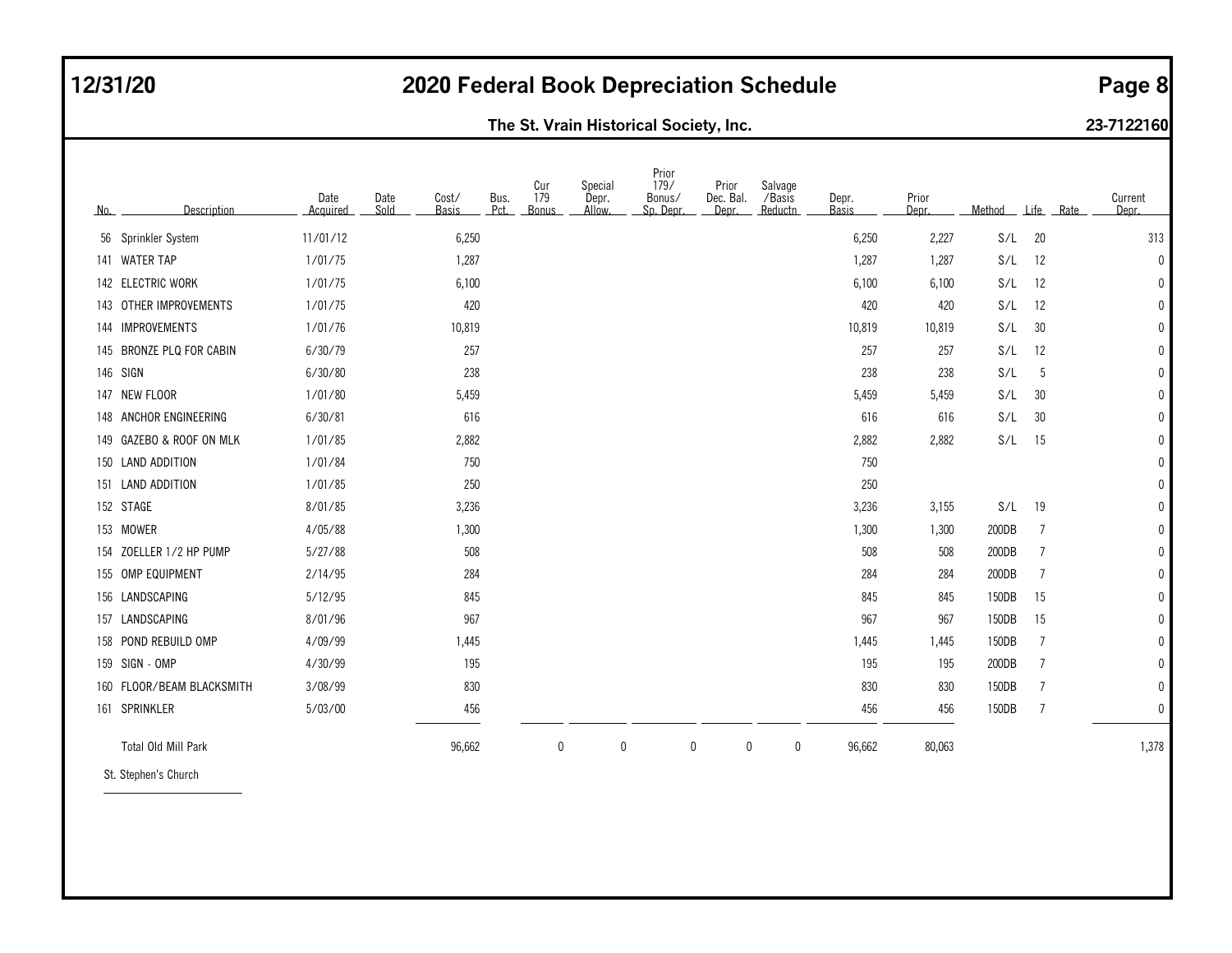# 2020 Federal Book Depreciation Schedule

12/31/20

**The St. Vrain Historical Society, Inc.** — 23-7122160

| No. | Description | Date Acquired | Date Sold | Cost/ Basis | Bus. Pct. | Cur 179 Bonus | Special Depr. Allow. | Prior 179/ Bonus/ Sp. Depr. | Prior Dec. Bal. Depr. | Salvage /Basis Reductn | Depr. Basis | Prior Depr. | Method | Life | Rate | Current Depr. |
|---|---|---|---|---|---|---|---|---|---|---|---|---|---|---|---|---|
| 56 | Sprinkler System | 11/01/12 | | 6,250 | | | | | | | 6,250 | 2,227 | S/L | 20 | | 313 |
| 141 | WATER TAP | 1/01/75 | | 1,287 | | | | | | | 1,287 | 1,287 | S/L | 12 | | 0 |
| 142 | ELECTRIC WORK | 1/01/75 | | 6,100 | | | | | | | 6,100 | 6,100 | S/L | 12 | | 0 |
| 143 | OTHER IMPROVEMENTS | 1/01/75 | | 420 | | | | | | | 420 | 420 | S/L | 12 | | 0 |
| 144 | IMPROVEMENTS | 1/01/76 | | 10,819 | | | | | | | 10,819 | 10,819 | S/L | 30 | | 0 |
| 145 | BRONZE PLQ FOR CABIN | 6/30/79 | | 257 | | | | | | | 257 | 257 | S/L | 12 | | 0 |
| 146 | SIGN | 6/30/80 | | 238 | | | | | | | 238 | 238 | S/L | 5 | | 0 |
| 147 | NEW FLOOR | 1/01/80 | | 5,459 | | | | | | | 5,459 | 5,459 | S/L | 30 | | 0 |
| 148 | ANCHOR ENGINEERING | 6/30/81 | | 616 | | | | | | | 616 | 616 | S/L | 30 | | 0 |
| 149 | GAZEBO & ROOF ON MLK | 1/01/85 | | 2,882 | | | | | | | 2,882 | 2,882 | S/L | 15 | | 0 |
| 150 | LAND ADDITION | 1/01/84 | | 750 | | | | | | | 750 | | | | | 0 |
| 151 | LAND ADDITION | 1/01/85 | | 250 | | | | | | | 250 | | | | | 0 |
| 152 | STAGE | 8/01/85 | | 3,236 | | | | | | | 3,236 | 3,155 | S/L | 19 | | 0 |
| 153 | MOWER | 4/05/88 | | 1,300 | | | | | | | 1,300 | 1,300 | 200DB | 7 | | 0 |
| 154 | ZOELLER 1/2 HP PUMP | 5/27/88 | | 508 | | | | | | | 508 | 508 | 200DB | 7 | | 0 |
| 155 | OMP EQUIPMENT | 2/14/95 | | 284 | | | | | | | 284 | 284 | 200DB | 7 | | 0 |
| 156 | LANDSCAPING | 5/12/95 | | 845 | | | | | | | 845 | 845 | 150DB | 15 | | 0 |
| 157 | LANDSCAPING | 8/01/96 | | 967 | | | | | | | 967 | 967 | 150DB | 15 | | 0 |
| 158 | POND REBUILD OMP | 4/09/99 | | 1,445 | | | | | | | 1,445 | 1,445 | 150DB | 7 | | 0 |
| 159 | SIGN - OMP | 4/30/99 | | 195 | | | | | | | 195 | 195 | 200DB | 7 | | 0 |
| 160 | FLOOR/BEAM BLACKSMITH | 3/08/99 | | 830 | | | | | | | 830 | 830 | 150DB | 7 | | 0 |
| 161 | SPRINKLER | 5/03/00 | | 456 | | | | | | | 456 | 456 | 150DB | 7 | | 0 |
| | Total Old Mill Park | | | 96,662 | | 0 | 0 | 0 | 0 | 0 | 96,662 | 80,063 | | | | 1,378 |

St. Stephen's Church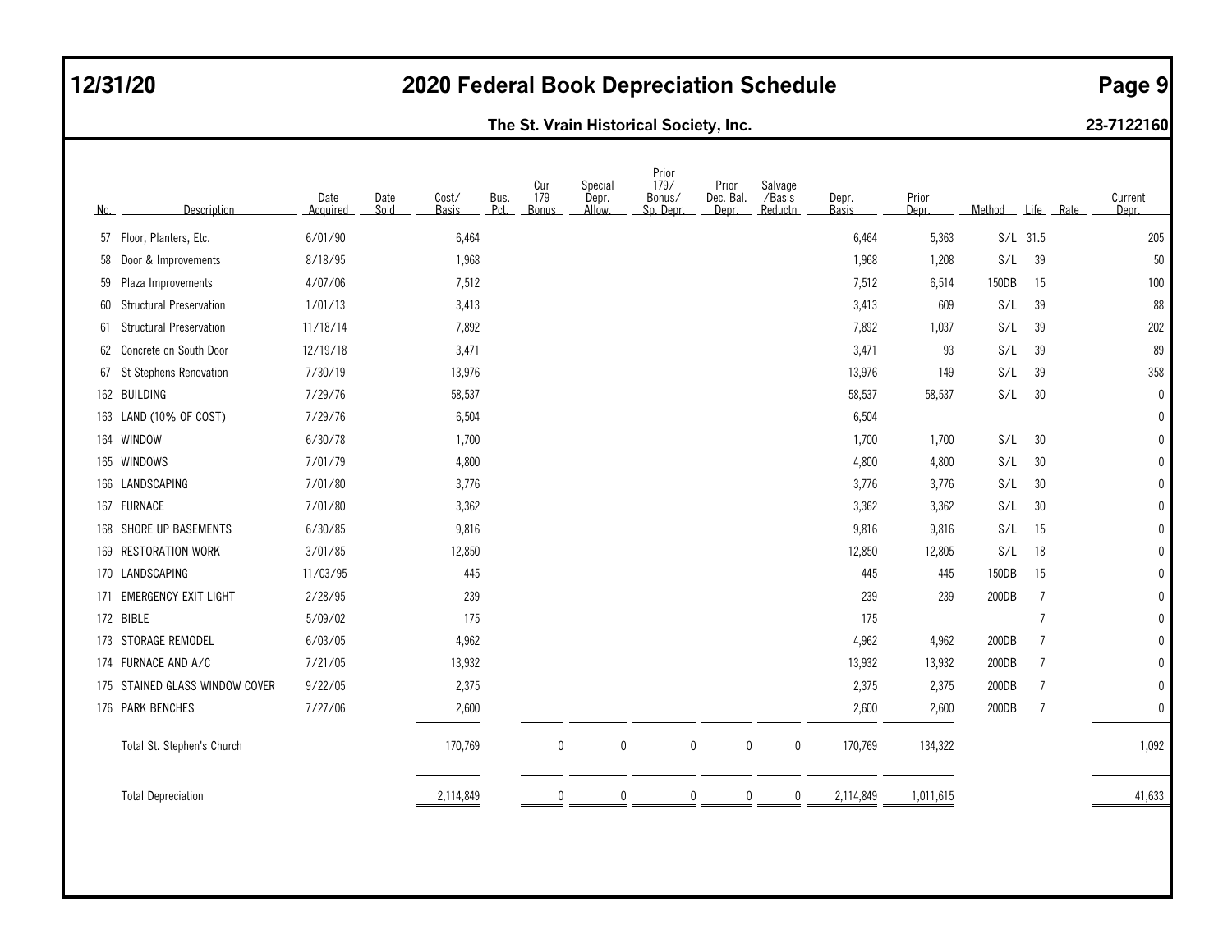# 2020 Federal Book Depreciation Schedule

**12/31/20**

**The St. Vrain Historical Society, Inc.** — **23-7122160**

| No. | Description | Date Acquired | Date Sold | Cost/ Basis | Bus. Pct. | Cur 179 Bonus | Special Depr. Allow. | Prior 179/ Bonus/ Sp. Depr. | Prior Dec. Bal. Depr. | Salvage /Basis Reductn | Depr. Basis | Prior Depr. | Method | Life | Rate | Current Depr. |
|---|---|---|---|---|---|---|---|---|---|---|---|---|---|---|---|---|
| 57 | Floor, Planters, Etc. | 6/01/90 | | 6,464 | | | | | | | 6,464 | 5,363 | S/L | 31.5 | | 205 |
| 58 | Door & Improvements | 8/18/95 | | 1,968 | | | | | | | 1,968 | 1,208 | S/L | 39 | | 50 |
| 59 | Plaza Improvements | 4/07/06 | | 7,512 | | | | | | | 7,512 | 6,514 | 150DB | 15 | | 100 |
| 60 | Structural Preservation | 1/01/13 | | 3,413 | | | | | | | 3,413 | 609 | S/L | 39 | | 88 |
| 61 | Structural Preservation | 11/18/14 | | 7,892 | | | | | | | 7,892 | 1,037 | S/L | 39 | | 202 |
| 62 | Concrete on South Door | 12/19/18 | | 3,471 | | | | | | | 3,471 | 93 | S/L | 39 | | 89 |
| 67 | St Stephens Renovation | 7/30/19 | | 13,976 | | | | | | | 13,976 | 149 | S/L | 39 | | 358 |
| 162 | BUILDING | 7/29/76 | | 58,537 | | | | | | | 58,537 | 58,537 | S/L | 30 | | 0 |
| 163 | LAND (10% OF COST) | 7/29/76 | | 6,504 | | | | | | | 6,504 | | | | | 0 |
| 164 | WINDOW | 6/30/78 | | 1,700 | | | | | | | 1,700 | 1,700 | S/L | 30 | | 0 |
| 165 | WINDOWS | 7/01/79 | | 4,800 | | | | | | | 4,800 | 4,800 | S/L | 30 | | 0 |
| 166 | LANDSCAPING | 7/01/80 | | 3,776 | | | | | | | 3,776 | 3,776 | S/L | 30 | | 0 |
| 167 | FURNACE | 7/01/80 | | 3,362 | | | | | | | 3,362 | 3,362 | S/L | 30 | | 0 |
| 168 | SHORE UP BASEMENTS | 6/30/85 | | 9,816 | | | | | | | 9,816 | 9,816 | S/L | 15 | | 0 |
| 169 | RESTORATION WORK | 3/01/85 | | 12,850 | | | | | | | 12,850 | 12,805 | S/L | 18 | | 0 |
| 170 | LANDSCAPING | 11/03/95 | | 445 | | | | | | | 445 | 445 | 150DB | 15 | | 0 |
| 171 | EMERGENCY EXIT LIGHT | 2/28/95 | | 239 | | | | | | | 239 | 239 | 200DB | 7 | | 0 |
| 172 | BIBLE | 5/09/02 | | 175 | | | | | | | 175 | | | 7 | | 0 |
| 173 | STORAGE REMODEL | 6/03/05 | | 4,962 | | | | | | | 4,962 | 4,962 | 200DB | 7 | | 0 |
| 174 | FURNACE AND A/C | 7/21/05 | | 13,932 | | | | | | | 13,932 | 13,932 | 200DB | 7 | | 0 |
| 175 | STAINED GLASS WINDOW COVER | 9/22/05 | | 2,375 | | | | | | | 2,375 | 2,375 | 200DB | 7 | | 0 |
| 176 | PARK BENCHES | 7/27/06 | | 2,600 | | | | | | | 2,600 | 2,600 | 200DB | 7 | | 0 |
| | Total St. Stephen's Church | | | 170,769 | | 0 | 0 | 0 | 0 | 0 | 170,769 | 134,322 | | | | 1,092 |
| | Total Depreciation | | | 2,114,849 | | 0 | 0 | 0 | 0 | 0 | 2,114,849 | 1,011,615 | | | | 41,633 |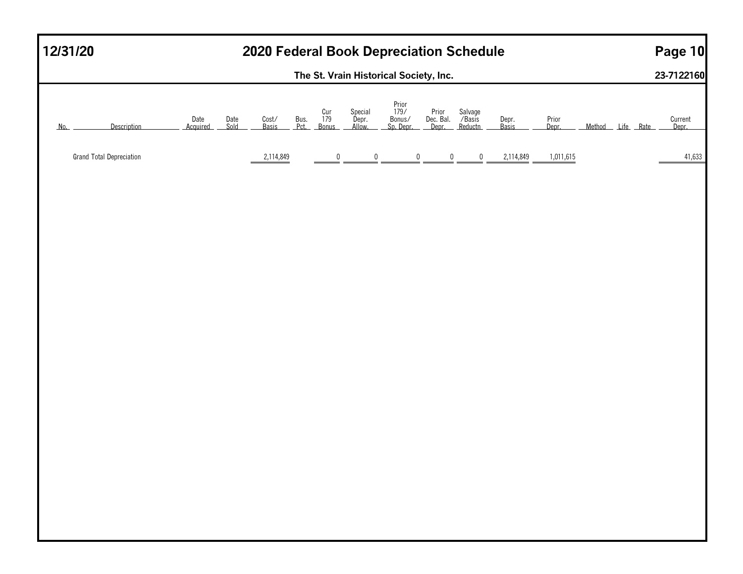## 2020 Federal Book Depreciation Schedule

**The St. Vrain Historical Society, Inc.** **23-7122160**

12/31/20

| No. | Description | Date Acquired | Date Sold | Cost/ Basis | Bus. Pct. | Cur 179 Bonus | Special Depr. Allow. | Prior 179/ Bonus/ Sp. Depr. | Prior Dec. Bal. Depr. | Salvage /Basis Reductn | Depr. Basis | Prior Depr. | Method | Life | Rate | Current Depr. |
|---|---|---|---|---|---|---|---|---|---|---|---|---|---|---|---|---|
| | Grand Total Depreciation | | | 2,114,849 | | 0 | 0 | 0 | 0 | 0 | 2,114,849 | 1,011,615 | | | | 41,633 |